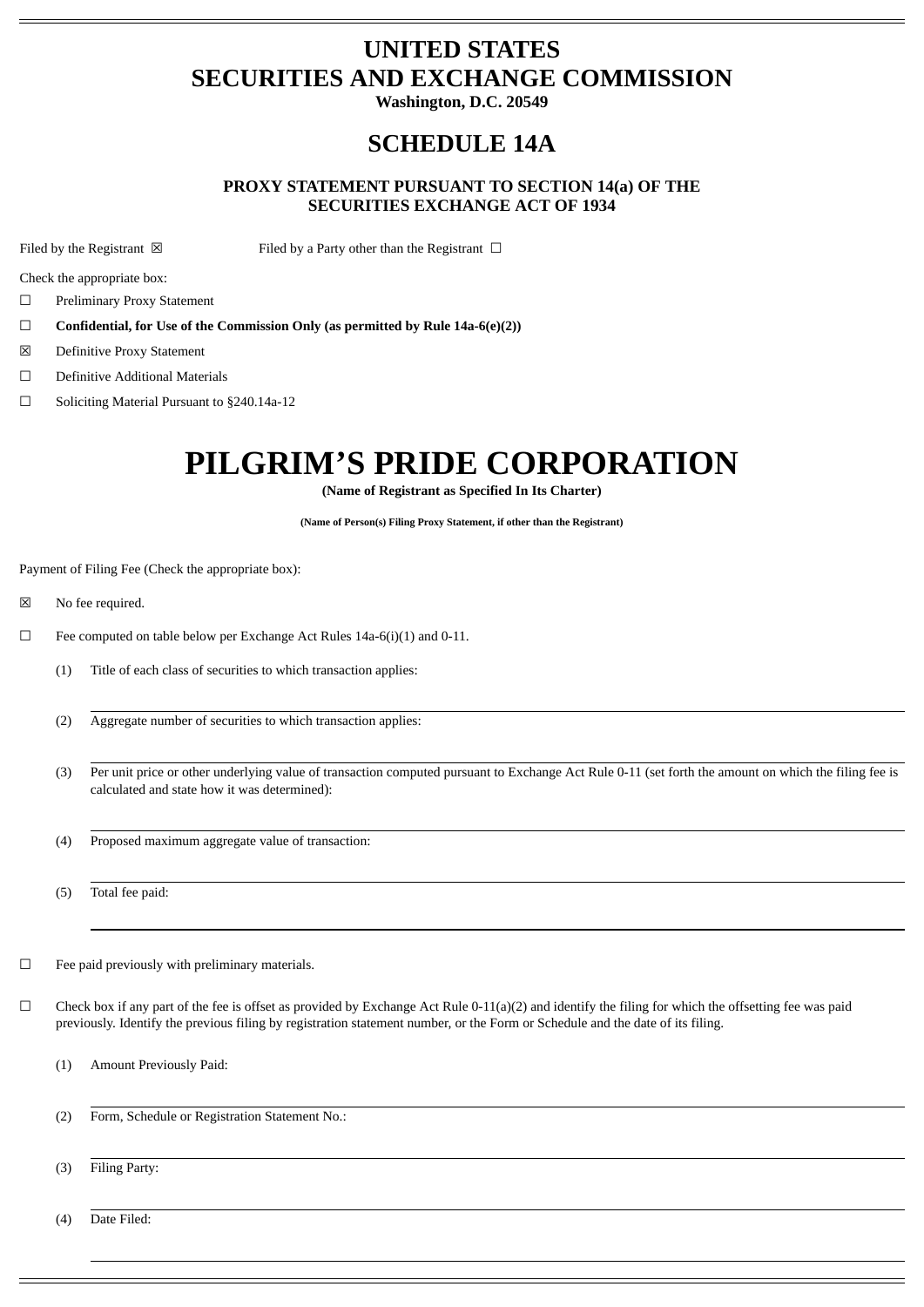# UNITED STATES
# SECURITIES AND EXCHANGE COMMISSION

**Washington, D.C. 20549**

## SCHEDULE 14A

**PROXY STATEMENT PURSUANT TO SECTION 14(a) OF THE SECURITIES EXCHANGE ACT OF 1934**

Filed by the Registrant ☒  Filed by a Party other than the Registrant ☐

Check the appropriate box:

☐ Preliminary Proxy Statement

☐ **Confidential, for Use of the Commission Only (as permitted by Rule 14a-6(e)(2))**

☒ Definitive Proxy Statement

☐ Definitive Additional Materials

☐ Soliciting Material Pursuant to §240.14a-12

# PILGRIM'S PRIDE CORPORATION

**(Name of Registrant as Specified In Its Charter)**

**(Name of Person(s) Filing Proxy Statement, if other than the Registrant)**

Payment of Filing Fee (Check the appropriate box):

☒ No fee required.

☐ Fee computed on table below per Exchange Act Rules 14a-6(i)(1) and 0-11.

(1) Title of each class of securities to which transaction applies:

(2) Aggregate number of securities to which transaction applies:

(3) Per unit price or other underlying value of transaction computed pursuant to Exchange Act Rule 0-11 (set forth the amount on which the filing fee is calculated and state how it was determined):

(4) Proposed maximum aggregate value of transaction:

(5) Total fee paid:

☐ Fee paid previously with preliminary materials.

☐ Check box if any part of the fee is offset as provided by Exchange Act Rule 0-11(a)(2) and identify the filing for which the offsetting fee was paid previously. Identify the previous filing by registration statement number, or the Form or Schedule and the date of its filing.

(1) Amount Previously Paid:

(2) Form, Schedule or Registration Statement No.:

(3) Filing Party:

(4) Date Filed: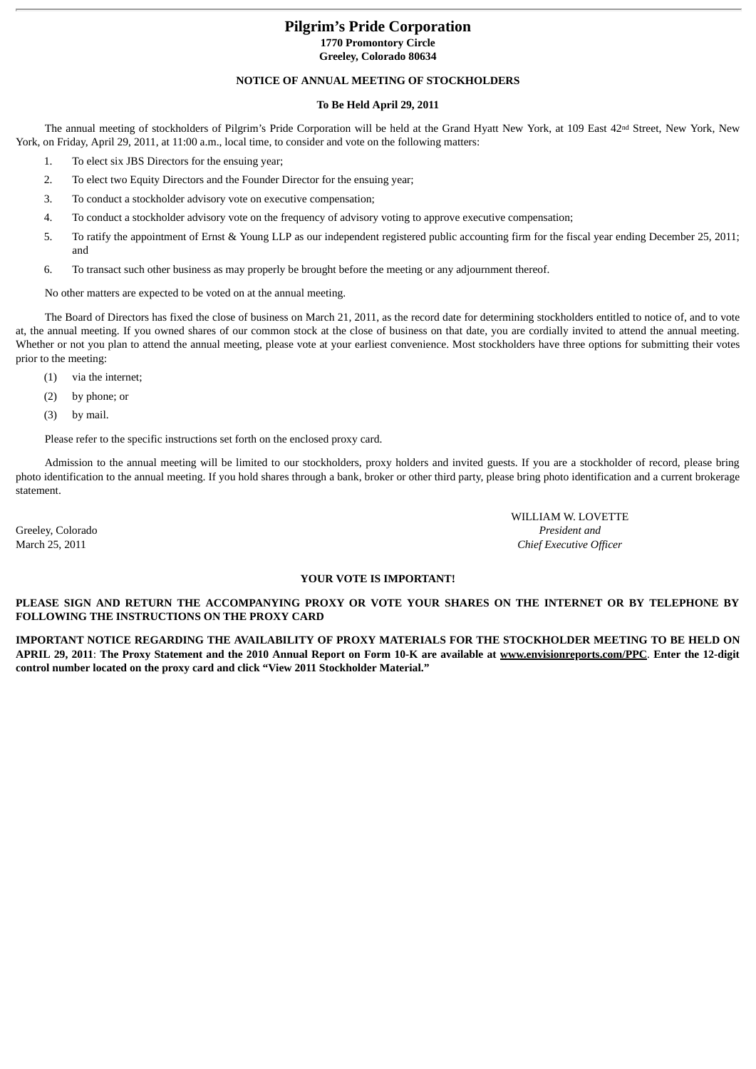# Pilgrim's Pride Corporation

**1770 Promontory Circle**
**Greeley, Colorado 80634**

**NOTICE OF ANNUAL MEETING OF STOCKHOLDERS**

**To Be Held April 29, 2011**

The annual meeting of stockholders of Pilgrim's Pride Corporation will be held at the Grand Hyatt New York, at 109 East 42nd Street, New York, New York, on Friday, April 29, 2011, at 11:00 a.m., local time, to consider and vote on the following matters:

1. To elect six JBS Directors for the ensuing year;
2. To elect two Equity Directors and the Founder Director for the ensuing year;
3. To conduct a stockholder advisory vote on executive compensation;
4. To conduct a stockholder advisory vote on the frequency of advisory voting to approve executive compensation;
5. To ratify the appointment of Ernst & Young LLP as our independent registered public accounting firm for the fiscal year ending December 25, 2011; and
6. To transact such other business as may properly be brought before the meeting or any adjournment thereof.

No other matters are expected to be voted on at the annual meeting.

The Board of Directors has fixed the close of business on March 21, 2011, as the record date for determining stockholders entitled to notice of, and to vote at, the annual meeting. If you owned shares of our common stock at the close of business on that date, you are cordially invited to attend the annual meeting. Whether or not you plan to attend the annual meeting, please vote at your earliest convenience. Most stockholders have three options for submitting their votes prior to the meeting:

(1) via the internet;
(2) by phone; or
(3) by mail.

Please refer to the specific instructions set forth on the enclosed proxy card.

Admission to the annual meeting will be limited to our stockholders, proxy holders and invited guests. If you are a stockholder of record, please bring photo identification to the annual meeting. If you hold shares through a bank, broker or other third party, please bring photo identification and a current brokerage statement.

WILLIAM W. LOVETTE
*President and*
*Chief Executive Officer*

Greeley, Colorado
March 25, 2011

**YOUR VOTE IS IMPORTANT!**

**PLEASE SIGN AND RETURN THE ACCOMPANYING PROXY OR VOTE YOUR SHARES ON THE INTERNET OR BY TELEPHONE BY FOLLOWING THE INSTRUCTIONS ON THE PROXY CARD**

**IMPORTANT NOTICE REGARDING THE AVAILABILITY OF PROXY MATERIALS FOR THE STOCKHOLDER MEETING TO BE HELD ON APRIL 29, 2011: The Proxy Statement and the 2010 Annual Report on Form 10-K are available at www.envisionreports.com/PPC. Enter the 12-digit control number located on the proxy card and click "View 2011 Stockholder Material."**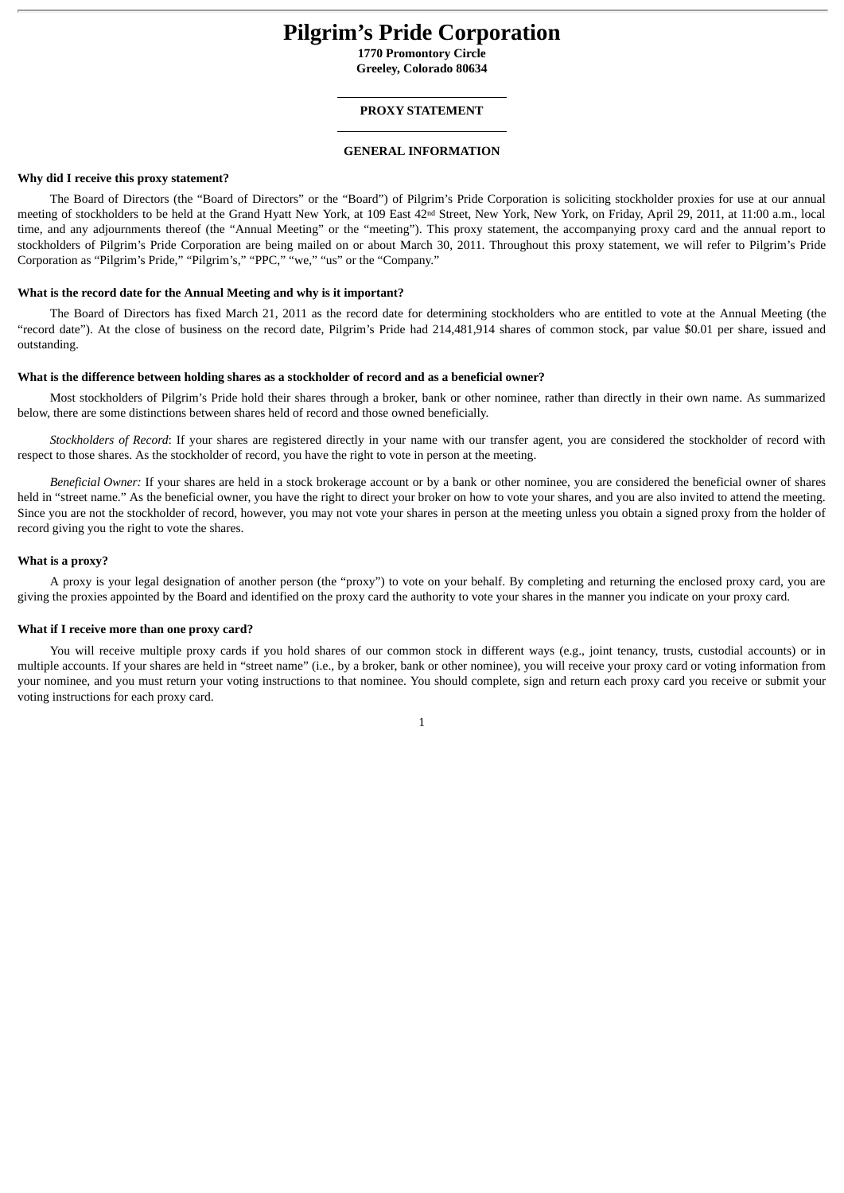# Pilgrim's Pride Corporation

**1770 Promontory Circle**
**Greeley, Colorado 80634**

## PROXY STATEMENT

## GENERAL INFORMATION

**Why did I receive this proxy statement?**

The Board of Directors (the "Board of Directors" or the "Board") of Pilgrim's Pride Corporation is soliciting stockholder proxies for use at our annual meeting of stockholders to be held at the Grand Hyatt New York, at 109 East 42nd Street, New York, New York, on Friday, April 29, 2011, at 11:00 a.m., local time, and any adjournments thereof (the "Annual Meeting" or the "meeting"). This proxy statement, the accompanying proxy card and the annual report to stockholders of Pilgrim's Pride Corporation are being mailed on or about March 30, 2011. Throughout this proxy statement, we will refer to Pilgrim's Pride Corporation as "Pilgrim's Pride," "Pilgrim's," "PPC," "we," "us" or the "Company."

**What is the record date for the Annual Meeting and why is it important?**

The Board of Directors has fixed March 21, 2011 as the record date for determining stockholders who are entitled to vote at the Annual Meeting (the "record date"). At the close of business on the record date, Pilgrim's Pride had 214,481,914 shares of common stock, par value $0.01 per share, issued and outstanding.

**What is the difference between holding shares as a stockholder of record and as a beneficial owner?**

Most stockholders of Pilgrim's Pride hold their shares through a broker, bank or other nominee, rather than directly in their own name. As summarized below, there are some distinctions between shares held of record and those owned beneficially.

*Stockholders of Record*: If your shares are registered directly in your name with our transfer agent, you are considered the stockholder of record with respect to those shares. As the stockholder of record, you have the right to vote in person at the meeting.

*Beneficial Owner:* If your shares are held in a stock brokerage account or by a bank or other nominee, you are considered the beneficial owner of shares held in "street name." As the beneficial owner, you have the right to direct your broker on how to vote your shares, and you are also invited to attend the meeting. Since you are not the stockholder of record, however, you may not vote your shares in person at the meeting unless you obtain a signed proxy from the holder of record giving you the right to vote the shares.

**What is a proxy?**

A proxy is your legal designation of another person (the "proxy") to vote on your behalf. By completing and returning the enclosed proxy card, you are giving the proxies appointed by the Board and identified on the proxy card the authority to vote your shares in the manner you indicate on your proxy card.

**What if I receive more than one proxy card?**

You will receive multiple proxy cards if you hold shares of our common stock in different ways (e.g., joint tenancy, trusts, custodial accounts) or in multiple accounts. If your shares are held in "street name" (i.e., by a broker, bank or other nominee), you will receive your proxy card or voting information from your nominee, and you must return your voting instructions to that nominee. You should complete, sign and return each proxy card you receive or submit your voting instructions for each proxy card.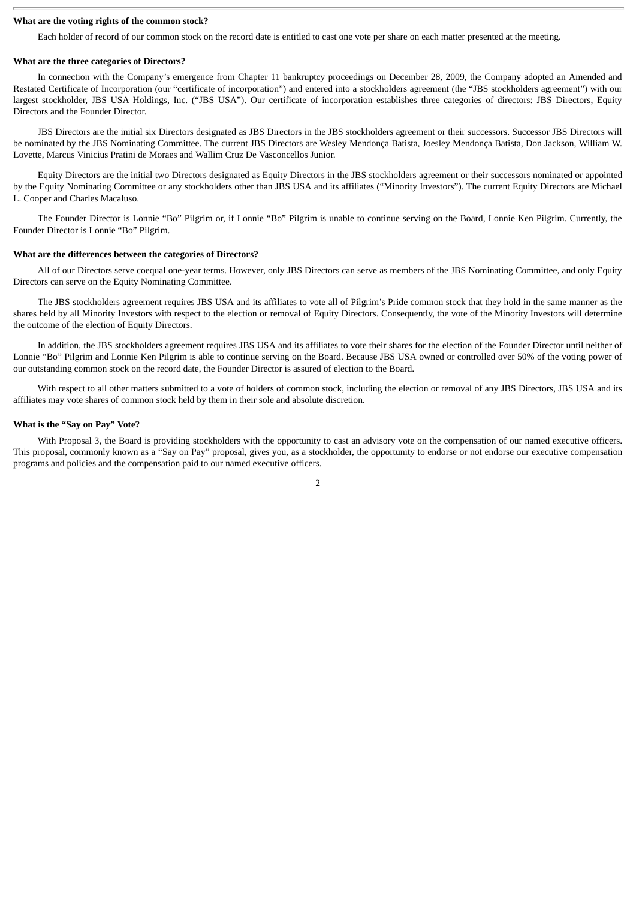**What are the voting rights of the common stock?**

Each holder of record of our common stock on the record date is entitled to cast one vote per share on each matter presented at the meeting.

**What are the three categories of Directors?**

In connection with the Company's emergence from Chapter 11 bankruptcy proceedings on December 28, 2009, the Company adopted an Amended and Restated Certificate of Incorporation (our "certificate of incorporation") and entered into a stockholders agreement (the "JBS stockholders agreement") with our largest stockholder, JBS USA Holdings, Inc. ("JBS USA"). Our certificate of incorporation establishes three categories of directors: JBS Directors, Equity Directors and the Founder Director.

JBS Directors are the initial six Directors designated as JBS Directors in the JBS stockholders agreement or their successors. Successor JBS Directors will be nominated by the JBS Nominating Committee. The current JBS Directors are Wesley Mendonça Batista, Joesley Mendonça Batista, Don Jackson, William W. Lovette, Marcus Vinicius Pratini de Moraes and Wallim Cruz De Vasconcellos Junior.

Equity Directors are the initial two Directors designated as Equity Directors in the JBS stockholders agreement or their successors nominated or appointed by the Equity Nominating Committee or any stockholders other than JBS USA and its affiliates ("Minority Investors"). The current Equity Directors are Michael L. Cooper and Charles Macaluso.

The Founder Director is Lonnie "Bo" Pilgrim or, if Lonnie "Bo" Pilgrim is unable to continue serving on the Board, Lonnie Ken Pilgrim. Currently, the Founder Director is Lonnie "Bo" Pilgrim.

**What are the differences between the categories of Directors?**

All of our Directors serve coequal one-year terms. However, only JBS Directors can serve as members of the JBS Nominating Committee, and only Equity Directors can serve on the Equity Nominating Committee.

The JBS stockholders agreement requires JBS USA and its affiliates to vote all of Pilgrim's Pride common stock that they hold in the same manner as the shares held by all Minority Investors with respect to the election or removal of Equity Directors. Consequently, the vote of the Minority Investors will determine the outcome of the election of Equity Directors.

In addition, the JBS stockholders agreement requires JBS USA and its affiliates to vote their shares for the election of the Founder Director until neither of Lonnie "Bo" Pilgrim and Lonnie Ken Pilgrim is able to continue serving on the Board. Because JBS USA owned or controlled over 50% of the voting power of our outstanding common stock on the record date, the Founder Director is assured of election to the Board.

With respect to all other matters submitted to a vote of holders of common stock, including the election or removal of any JBS Directors, JBS USA and its affiliates may vote shares of common stock held by them in their sole and absolute discretion.

**What is the "Say on Pay" Vote?**

With Proposal 3, the Board is providing stockholders with the opportunity to cast an advisory vote on the compensation of our named executive officers. This proposal, commonly known as a "Say on Pay" proposal, gives you, as a stockholder, the opportunity to endorse or not endorse our executive compensation programs and policies and the compensation paid to our named executive officers.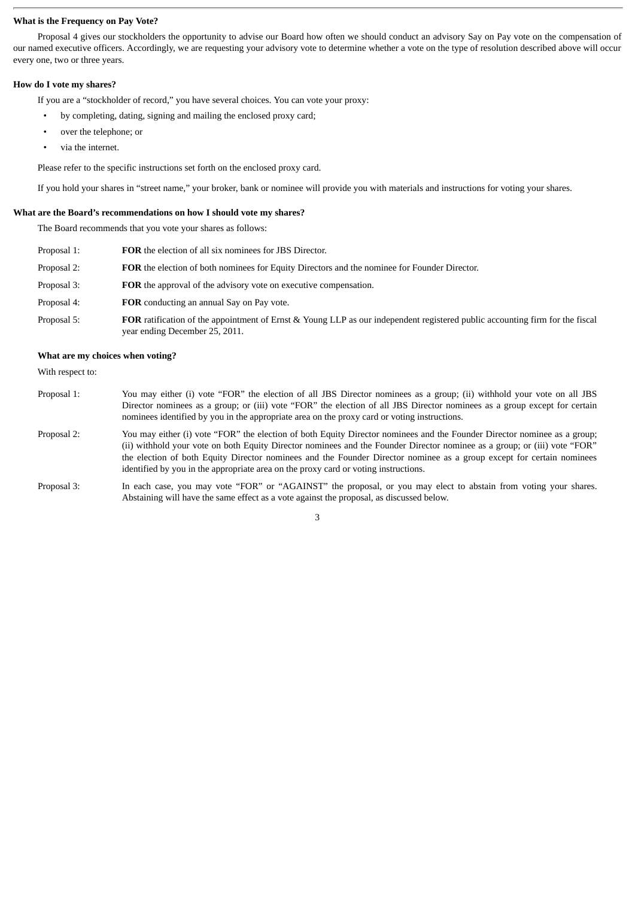**What is the Frequency on Pay Vote?**

Proposal 4 gives our stockholders the opportunity to advise our Board how often we should conduct an advisory Say on Pay vote on the compensation of our named executive officers. Accordingly, we are requesting your advisory vote to determine whether a vote on the type of resolution described above will occur every one, two or three years.

**How do I vote my shares?**

If you are a "stockholder of record," you have several choices. You can vote your proxy:

- by completing, dating, signing and mailing the enclosed proxy card;
- over the telephone; or
- via the internet.

Please refer to the specific instructions set forth on the enclosed proxy card.

If you hold your shares in "street name," your broker, bank or nominee will provide you with materials and instructions for voting your shares.

**What are the Board's recommendations on how I should vote my shares?**

The Board recommends that you vote your shares as follows:

| | |
|---|---|
| Proposal 1: | **FOR** the election of all six nominees for JBS Director. |
| Proposal 2: | **FOR** the election of both nominees for Equity Directors and the nominee for Founder Director. |
| Proposal 3: | **FOR** the approval of the advisory vote on executive compensation. |
| Proposal 4: | **FOR** conducting an annual Say on Pay vote. |
| Proposal 5: | **FOR** ratification of the appointment of Ernst & Young LLP as our independent registered public accounting firm for the fiscal year ending December 25, 2011. |

**What are my choices when voting?**

With respect to:

| | |
|---|---|
| Proposal 1: | You may either (i) vote "FOR" the election of all JBS Director nominees as a group; (ii) withhold your vote on all JBS Director nominees as a group; or (iii) vote "FOR" the election of all JBS Director nominees as a group except for certain nominees identified by you in the appropriate area on the proxy card or voting instructions. |
| Proposal 2: | You may either (i) vote "FOR" the election of both Equity Director nominees and the Founder Director nominee as a group; (ii) withhold your vote on both Equity Director nominees and the Founder Director nominee as a group; or (iii) vote "FOR" the election of both Equity Director nominees and the Founder Director nominee as a group except for certain nominees identified by you in the appropriate area on the proxy card or voting instructions. |
| Proposal 3: | In each case, you may vote "FOR" or "AGAINST" the proposal, or you may elect to abstain from voting your shares. Abstaining will have the same effect as a vote against the proposal, as discussed below. |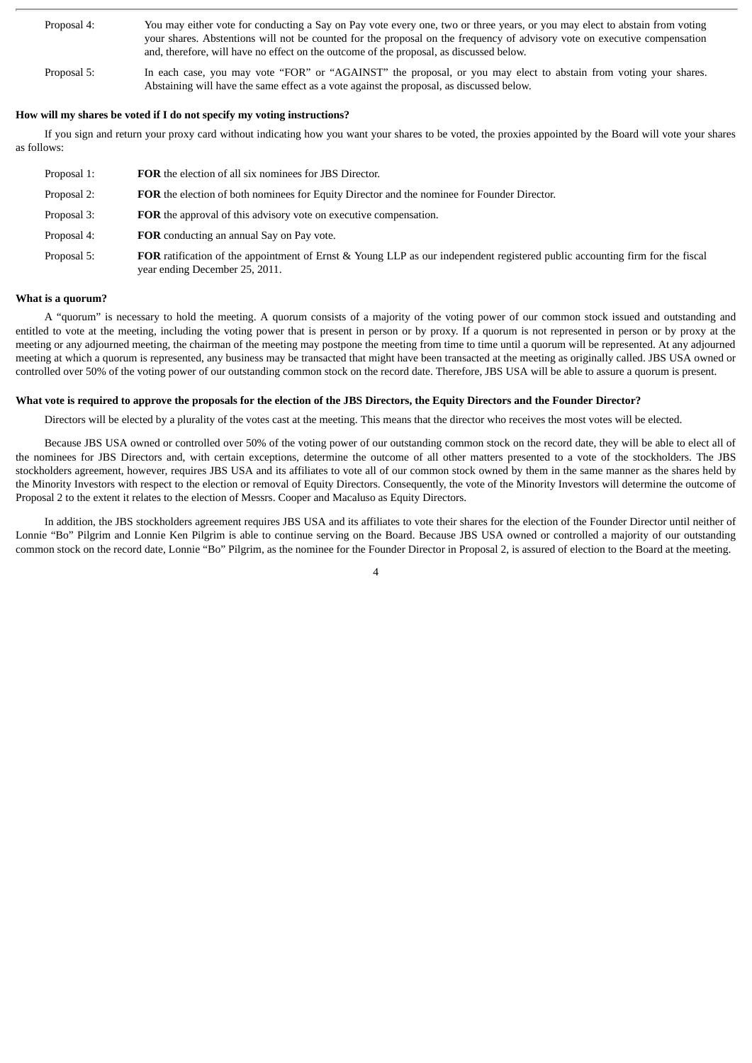| | |
|---|---|
| Proposal 4: | You may either vote for conducting a Say on Pay vote every one, two or three years, or you may elect to abstain from voting your shares. Abstentions will not be counted for the proposal on the frequency of advisory vote on executive compensation and, therefore, will have no effect on the outcome of the proposal, as discussed below. |
| Proposal 5: | In each case, you may vote "FOR" or "AGAINST" the proposal, or you may elect to abstain from voting your shares. Abstaining will have the same effect as a vote against the proposal, as discussed below. |

**How will my shares be voted if I do not specify my voting instructions?**

If you sign and return your proxy card without indicating how you want your shares to be voted, the proxies appointed by the Board will vote your shares as follows:

| | |
|---|---|
| Proposal 1: | **FOR** the election of all six nominees for JBS Director. |
| Proposal 2: | **FOR** the election of both nominees for Equity Director and the nominee for Founder Director. |
| Proposal 3: | **FOR** the approval of this advisory vote on executive compensation. |
| Proposal 4: | **FOR** conducting an annual Say on Pay vote. |
| Proposal 5: | **FOR** ratification of the appointment of Ernst & Young LLP as our independent registered public accounting firm for the fiscal year ending December 25, 2011. |

**What is a quorum?**

A "quorum" is necessary to hold the meeting. A quorum consists of a majority of the voting power of our common stock issued and outstanding and entitled to vote at the meeting, including the voting power that is present in person or by proxy. If a quorum is not represented in person or by proxy at the meeting or any adjourned meeting, the chairman of the meeting may postpone the meeting from time to time until a quorum will be represented. At any adjourned meeting at which a quorum is represented, any business may be transacted that might have been transacted at the meeting as originally called. JBS USA owned or controlled over 50% of the voting power of our outstanding common stock on the record date. Therefore, JBS USA will be able to assure a quorum is present.

**What vote is required to approve the proposals for the election of the JBS Directors, the Equity Directors and the Founder Director?**

Directors will be elected by a plurality of the votes cast at the meeting. This means that the director who receives the most votes will be elected.

Because JBS USA owned or controlled over 50% of the voting power of our outstanding common stock on the record date, they will be able to elect all of the nominees for JBS Directors and, with certain exceptions, determine the outcome of all other matters presented to a vote of the stockholders. The JBS stockholders agreement, however, requires JBS USA and its affiliates to vote all of our common stock owned by them in the same manner as the shares held by the Minority Investors with respect to the election or removal of Equity Directors. Consequently, the vote of the Minority Investors will determine the outcome of Proposal 2 to the extent it relates to the election of Messrs. Cooper and Macaluso as Equity Directors.

In addition, the JBS stockholders agreement requires JBS USA and its affiliates to vote their shares for the election of the Founder Director until neither of Lonnie "Bo" Pilgrim and Lonnie Ken Pilgrim is able to continue serving on the Board. Because JBS USA owned or controlled a majority of our outstanding common stock on the record date, Lonnie "Bo" Pilgrim, as the nominee for the Founder Director in Proposal 2, is assured of election to the Board at the meeting.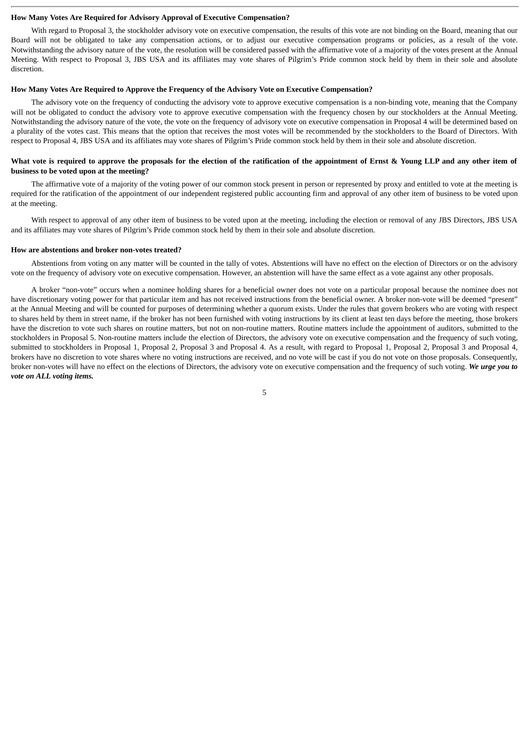**How Many Votes Are Required for Advisory Approval of Executive Compensation?**

With regard to Proposal 3, the stockholder advisory vote on executive compensation, the results of this vote are not binding on the Board, meaning that our Board will not be obligated to take any compensation actions, or to adjust our executive compensation programs or policies, as a result of the vote. Notwithstanding the advisory nature of the vote, the resolution will be considered passed with the affirmative vote of a majority of the votes present at the Annual Meeting. With respect to Proposal 3, JBS USA and its affiliates may vote shares of Pilgrim's Pride common stock held by them in their sole and absolute discretion.

**How Many Votes Are Required to Approve the Frequency of the Advisory Vote on Executive Compensation?**

The advisory vote on the frequency of conducting the advisory vote to approve executive compensation is a non-binding vote, meaning that the Company will not be obligated to conduct the advisory vote to approve executive compensation with the frequency chosen by our stockholders at the Annual Meeting. Notwithstanding the advisory nature of the vote, the vote on the frequency of advisory vote on executive compensation in Proposal 4 will be determined based on a plurality of the votes cast. This means that the option that receives the most votes will be recommended by the stockholders to the Board of Directors. With respect to Proposal 4, JBS USA and its affiliates may vote shares of Pilgrim's Pride common stock held by them in their sole and absolute discretion.

**What vote is required to approve the proposals for the election of the ratification of the appointment of Ernst & Young LLP and any other item of business to be voted upon at the meeting?**

The affirmative vote of a majority of the voting power of our common stock present in person or represented by proxy and entitled to vote at the meeting is required for the ratification of the appointment of our independent registered public accounting firm and approval of any other item of business to be voted upon at the meeting.

With respect to approval of any other item of business to be voted upon at the meeting, including the election or removal of any JBS Directors, JBS USA and its affiliates may vote shares of Pilgrim's Pride common stock held by them in their sole and absolute discretion.

**How are abstentions and broker non-votes treated?**

Abstentions from voting on any matter will be counted in the tally of votes. Abstentions will have no effect on the election of Directors or on the advisory vote on the frequency of advisory vote on executive compensation. However, an abstention will have the same effect as a vote against any other proposals.

A broker "non-vote" occurs when a nominee holding shares for a beneficial owner does not vote on a particular proposal because the nominee does not have discretionary voting power for that particular item and has not received instructions from the beneficial owner. A broker non-vote will be deemed "present" at the Annual Meeting and will be counted for purposes of determining whether a quorum exists. Under the rules that govern brokers who are voting with respect to shares held by them in street name, if the broker has not been furnished with voting instructions by its client at least ten days before the meeting, those brokers have the discretion to vote such shares on routine matters, but not on non-routine matters. Routine matters include the appointment of auditors, submitted to the stockholders in Proposal 5. Non-routine matters include the election of Directors, the advisory vote on executive compensation and the frequency of such voting, submitted to stockholders in Proposal 1, Proposal 2, Proposal 3 and Proposal 4. As a result, with regard to Proposal 1, Proposal 2, Proposal 3 and Proposal 4, brokers have no discretion to vote shares where no voting instructions are received, and no vote will be cast if you do not vote on those proposals. Consequently, broker non-votes will have no effect on the elections of Directors, the advisory vote on executive compensation and the frequency of such voting. ***We urge you to vote on ALL voting items.***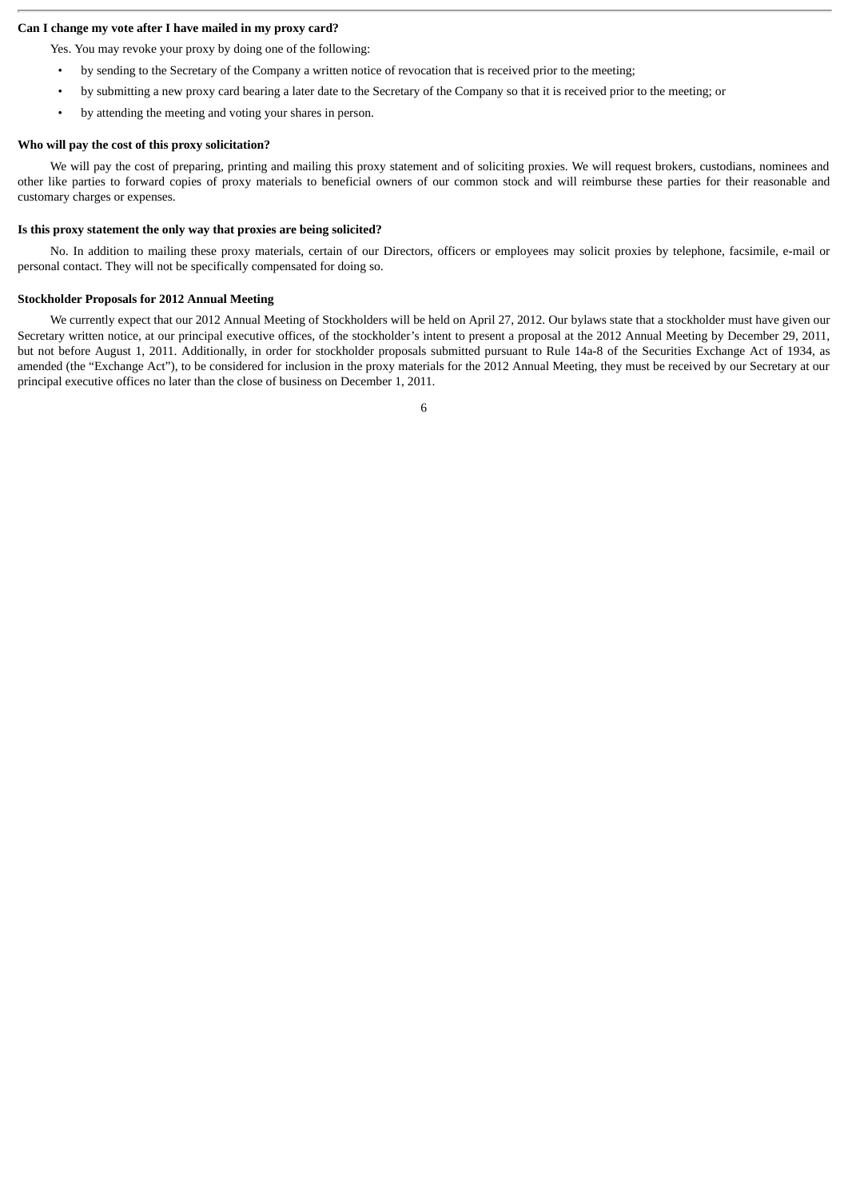**Can I change my vote after I have mailed in my proxy card?**

Yes. You may revoke your proxy by doing one of the following:

- by sending to the Secretary of the Company a written notice of revocation that is received prior to the meeting;
- by submitting a new proxy card bearing a later date to the Secretary of the Company so that it is received prior to the meeting; or
- by attending the meeting and voting your shares in person.

**Who will pay the cost of this proxy solicitation?**

We will pay the cost of preparing, printing and mailing this proxy statement and of soliciting proxies. We will request brokers, custodians, nominees and other like parties to forward copies of proxy materials to beneficial owners of our common stock and will reimburse these parties for their reasonable and customary charges or expenses.

**Is this proxy statement the only way that proxies are being solicited?**

No. In addition to mailing these proxy materials, certain of our Directors, officers or employees may solicit proxies by telephone, facsimile, e-mail or personal contact. They will not be specifically compensated for doing so.

**Stockholder Proposals for 2012 Annual Meeting**

We currently expect that our 2012 Annual Meeting of Stockholders will be held on April 27, 2012. Our bylaws state that a stockholder must have given our Secretary written notice, at our principal executive offices, of the stockholder's intent to present a proposal at the 2012 Annual Meeting by December 29, 2011, but not before August 1, 2011. Additionally, in order for stockholder proposals submitted pursuant to Rule 14a-8 of the Securities Exchange Act of 1934, as amended (the "Exchange Act"), to be considered for inclusion in the proxy materials for the 2012 Annual Meeting, they must be received by our Secretary at our principal executive offices no later than the close of business on December 1, 2011.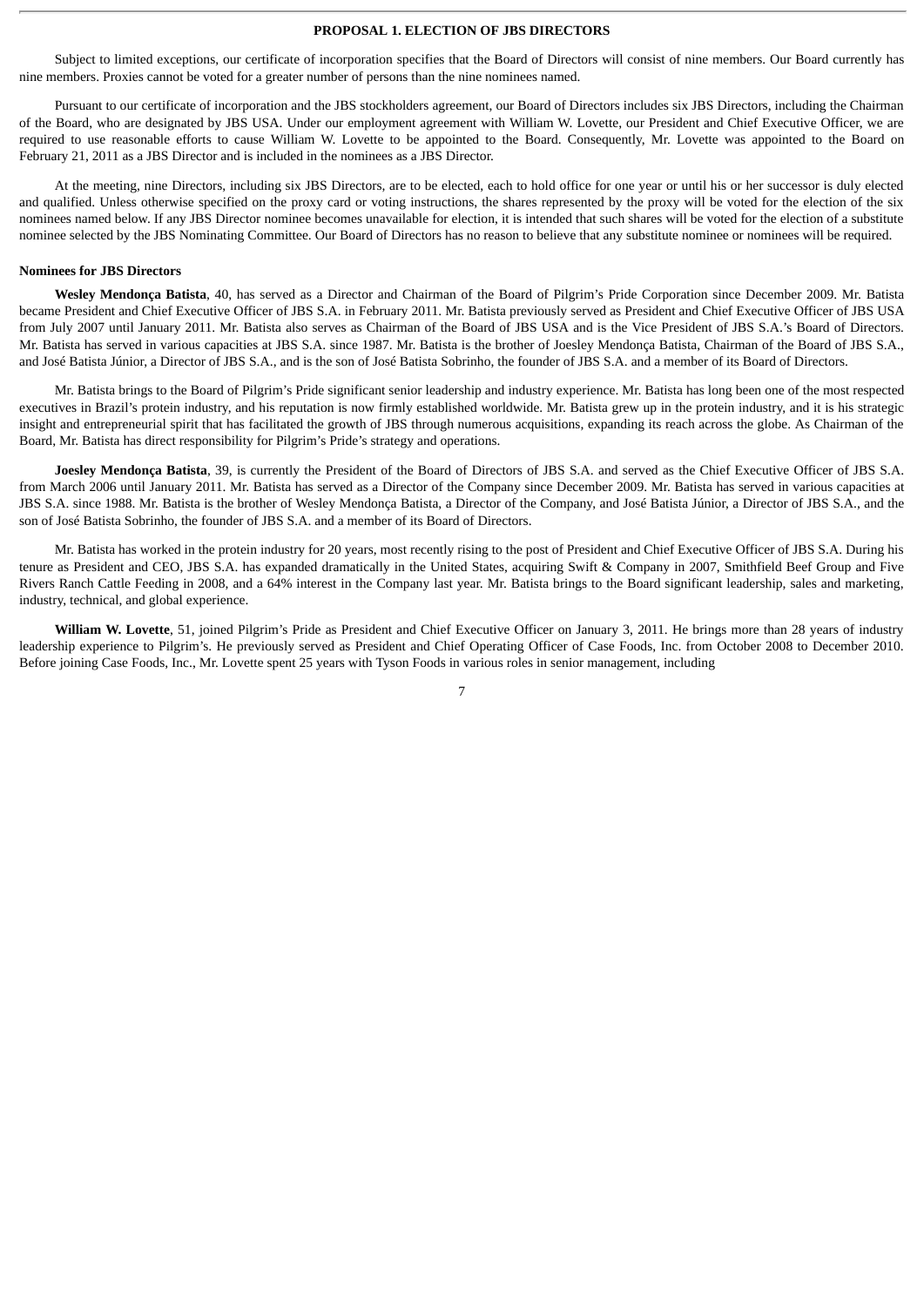## PROPOSAL 1. ELECTION OF JBS DIRECTORS

Subject to limited exceptions, our certificate of incorporation specifies that the Board of Directors will consist of nine members. Our Board currently has nine members. Proxies cannot be voted for a greater number of persons than the nine nominees named.

Pursuant to our certificate of incorporation and the JBS stockholders agreement, our Board of Directors includes six JBS Directors, including the Chairman of the Board, who are designated by JBS USA. Under our employment agreement with William W. Lovette, our President and Chief Executive Officer, we are required to use reasonable efforts to cause William W. Lovette to be appointed to the Board. Consequently, Mr. Lovette was appointed to the Board on February 21, 2011 as a JBS Director and is included in the nominees as a JBS Director.

At the meeting, nine Directors, including six JBS Directors, are to be elected, each to hold office for one year or until his or her successor is duly elected and qualified. Unless otherwise specified on the proxy card or voting instructions, the shares represented by the proxy will be voted for the election of the six nominees named below. If any JBS Director nominee becomes unavailable for election, it is intended that such shares will be voted for the election of a substitute nominee selected by the JBS Nominating Committee. Our Board of Directors has no reason to believe that any substitute nominee or nominees will be required.

### Nominees for JBS Directors

**Wesley Mendonça Batista**, 40, has served as a Director and Chairman of the Board of Pilgrim's Pride Corporation since December 2009. Mr. Batista became President and Chief Executive Officer of JBS S.A. in February 2011. Mr. Batista previously served as President and Chief Executive Officer of JBS USA from July 2007 until January 2011. Mr. Batista also serves as Chairman of the Board of JBS USA and is the Vice President of JBS S.A.'s Board of Directors. Mr. Batista has served in various capacities at JBS S.A. since 1987. Mr. Batista is the brother of Joesley Mendonça Batista, Chairman of the Board of JBS S.A., and José Batista Júnior, a Director of JBS S.A., and is the son of José Batista Sobrinho, the founder of JBS S.A. and a member of its Board of Directors.

Mr. Batista brings to the Board of Pilgrim's Pride significant senior leadership and industry experience. Mr. Batista has long been one of the most respected executives in Brazil's protein industry, and his reputation is now firmly established worldwide. Mr. Batista grew up in the protein industry, and it is his strategic insight and entrepreneurial spirit that has facilitated the growth of JBS through numerous acquisitions, expanding its reach across the globe. As Chairman of the Board, Mr. Batista has direct responsibility for Pilgrim's Pride's strategy and operations.

**Joesley Mendonça Batista**, 39, is currently the President of the Board of Directors of JBS S.A. and served as the Chief Executive Officer of JBS S.A. from March 2006 until January 2011. Mr. Batista has served as a Director of the Company since December 2009. Mr. Batista has served in various capacities at JBS S.A. since 1988. Mr. Batista is the brother of Wesley Mendonça Batista, a Director of the Company, and José Batista Júnior, a Director of JBS S.A., and the son of José Batista Sobrinho, the founder of JBS S.A. and a member of its Board of Directors.

Mr. Batista has worked in the protein industry for 20 years, most recently rising to the post of President and Chief Executive Officer of JBS S.A. During his tenure as President and CEO, JBS S.A. has expanded dramatically in the United States, acquiring Swift & Company in 2007, Smithfield Beef Group and Five Rivers Ranch Cattle Feeding in 2008, and a 64% interest in the Company last year. Mr. Batista brings to the Board significant leadership, sales and marketing, industry, technical, and global experience.

**William W. Lovette**, 51, joined Pilgrim's Pride as President and Chief Executive Officer on January 3, 2011. He brings more than 28 years of industry leadership experience to Pilgrim's. He previously served as President and Chief Operating Officer of Case Foods, Inc. from October 2008 to December 2010. Before joining Case Foods, Inc., Mr. Lovette spent 25 years with Tyson Foods in various roles in senior management, including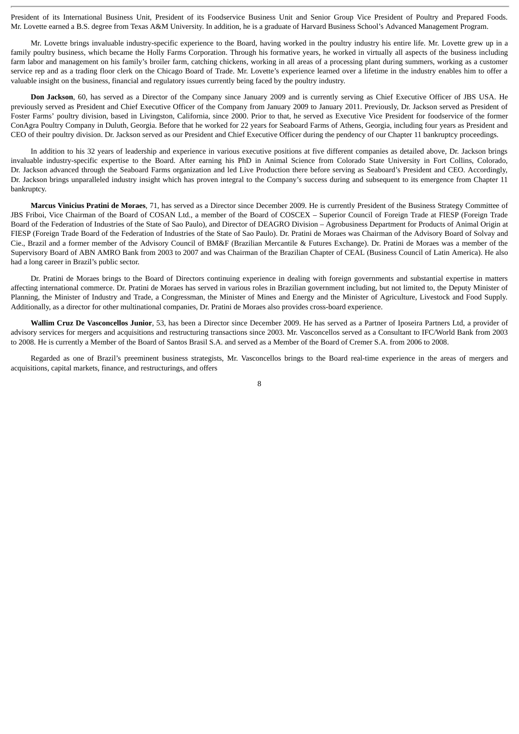President of its International Business Unit, President of its Foodservice Business Unit and Senior Group Vice President of Poultry and Prepared Foods. Mr. Lovette earned a B.S. degree from Texas A&M University. In addition, he is a graduate of Harvard Business School's Advanced Management Program.

Mr. Lovette brings invaluable industry-specific experience to the Board, having worked in the poultry industry his entire life. Mr. Lovette grew up in a family poultry business, which became the Holly Farms Corporation. Through his formative years, he worked in virtually all aspects of the business including farm labor and management on his family's broiler farm, catching chickens, working in all areas of a processing plant during summers, working as a customer service rep and as a trading floor clerk on the Chicago Board of Trade. Mr. Lovette's experience learned over a lifetime in the industry enables him to offer a valuable insight on the business, financial and regulatory issues currently being faced by the poultry industry.

**Don Jackson**, 60, has served as a Director of the Company since January 2009 and is currently serving as Chief Executive Officer of JBS USA. He previously served as President and Chief Executive Officer of the Company from January 2009 to January 2011. Previously, Dr. Jackson served as President of Foster Farms' poultry division, based in Livingston, California, since 2000. Prior to that, he served as Executive Vice President for foodservice of the former ConAgra Poultry Company in Duluth, Georgia. Before that he worked for 22 years for Seaboard Farms of Athens, Georgia, including four years as President and CEO of their poultry division. Dr. Jackson served as our President and Chief Executive Officer during the pendency of our Chapter 11 bankruptcy proceedings.

In addition to his 32 years of leadership and experience in various executive positions at five different companies as detailed above, Dr. Jackson brings invaluable industry-specific expertise to the Board. After earning his PhD in Animal Science from Colorado State University in Fort Collins, Colorado, Dr. Jackson advanced through the Seaboard Farms organization and led Live Production there before serving as Seaboard's President and CEO. Accordingly, Dr. Jackson brings unparalleled industry insight which has proven integral to the Company's success during and subsequent to its emergence from Chapter 11 bankruptcy.

**Marcus Vinicius Pratini de Moraes**, 71, has served as a Director since December 2009. He is currently President of the Business Strategy Committee of JBS Friboi, Vice Chairman of the Board of COSAN Ltd., a member of the Board of COSCEX – Superior Council of Foreign Trade at FIESP (Foreign Trade Board of the Federation of Industries of the State of Sao Paulo), and Director of DEAGRO Division – Agrobusiness Department for Products of Animal Origin at FIESP (Foreign Trade Board of the Federation of Industries of the State of Sao Paulo). Dr. Pratini de Moraes was Chairman of the Advisory Board of Solvay and Cie., Brazil and a former member of the Advisory Council of BM&F (Brazilian Mercantile & Futures Exchange). Dr. Pratini de Moraes was a member of the Supervisory Board of ABN AMRO Bank from 2003 to 2007 and was Chairman of the Brazilian Chapter of CEAL (Business Council of Latin America). He also had a long career in Brazil's public sector.

Dr. Pratini de Moraes brings to the Board of Directors continuing experience in dealing with foreign governments and substantial expertise in matters affecting international commerce. Dr. Pratini de Moraes has served in various roles in Brazilian government including, but not limited to, the Deputy Minister of Planning, the Minister of Industry and Trade, a Congressman, the Minister of Mines and Energy and the Minister of Agriculture, Livestock and Food Supply. Additionally, as a director for other multinational companies, Dr. Pratini de Moraes also provides cross-board experience.

**Wallim Cruz De Vasconcellos Junior**, 53, has been a Director since December 2009. He has served as a Partner of Iposeira Partners Ltd, a provider of advisory services for mergers and acquisitions and restructuring transactions since 2003. Mr. Vasconcellos served as a Consultant to IFC/World Bank from 2003 to 2008. He is currently a Member of the Board of Santos Brasil S.A. and served as a Member of the Board of Cremer S.A. from 2006 to 2008.

Regarded as one of Brazil's preeminent business strategists, Mr. Vasconcellos brings to the Board real-time experience in the areas of mergers and acquisitions, capital markets, finance, and restructurings, and offers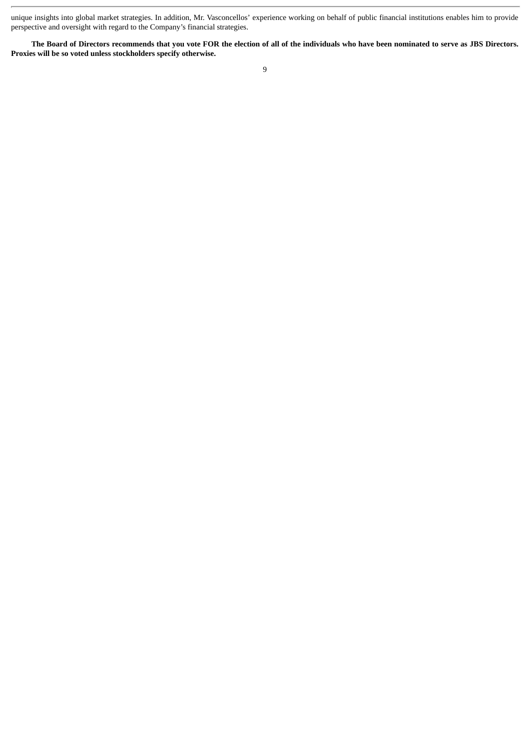unique insights into global market strategies. In addition, Mr. Vasconcellos' experience working on behalf of public financial institutions enables him to provide perspective and oversight with regard to the Company's financial strategies.

**The Board of Directors recommends that you vote FOR the election of all of the individuals who have been nominated to serve as JBS Directors. Proxies will be so voted unless stockholders specify otherwise.**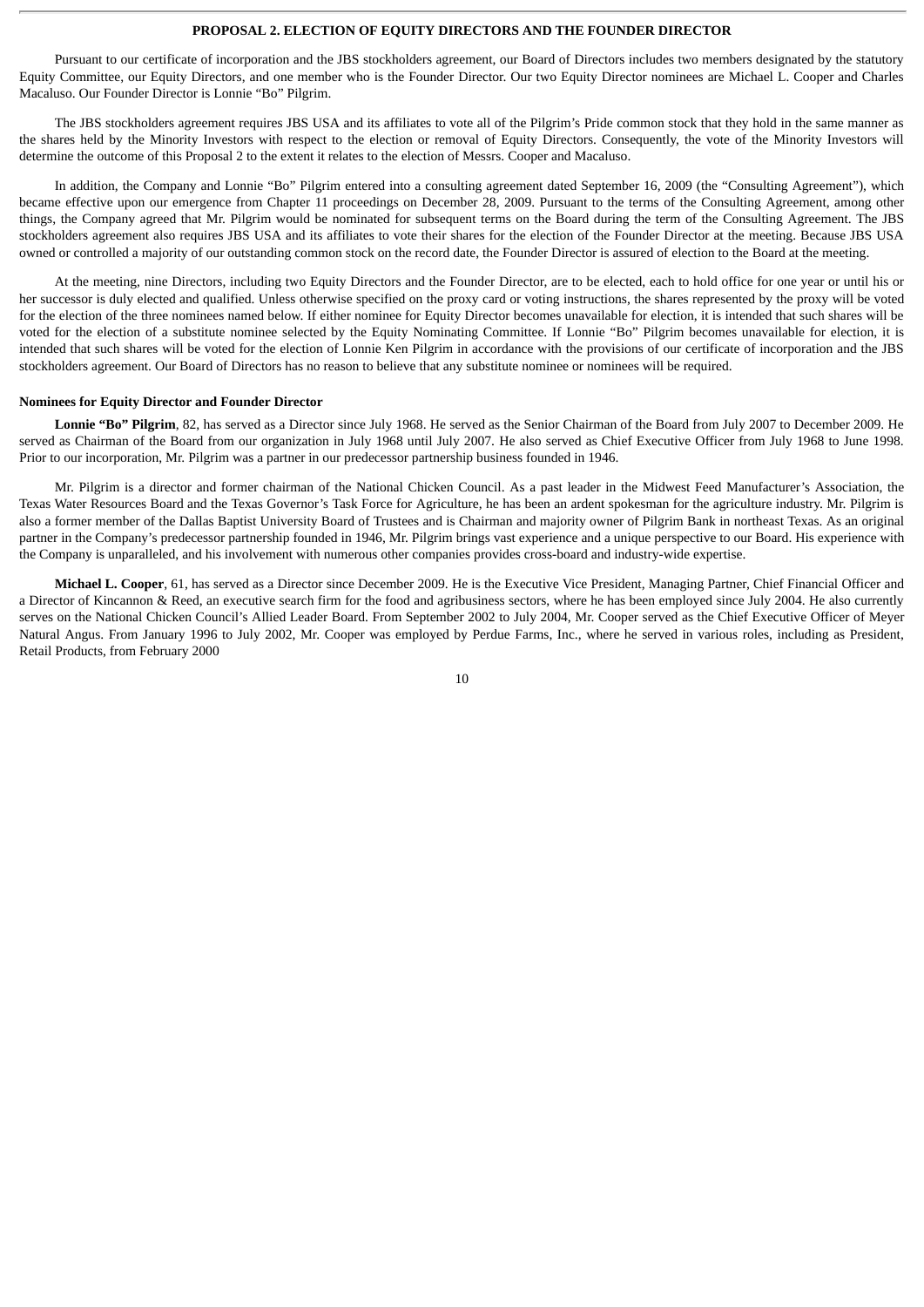## PROPOSAL 2. ELECTION OF EQUITY DIRECTORS AND THE FOUNDER DIRECTOR

Pursuant to our certificate of incorporation and the JBS stockholders agreement, our Board of Directors includes two members designated by the statutory Equity Committee, our Equity Directors, and one member who is the Founder Director. Our two Equity Director nominees are Michael L. Cooper and Charles Macaluso. Our Founder Director is Lonnie "Bo" Pilgrim.

The JBS stockholders agreement requires JBS USA and its affiliates to vote all of the Pilgrim's Pride common stock that they hold in the same manner as the shares held by the Minority Investors with respect to the election or removal of Equity Directors. Consequently, the vote of the Minority Investors will determine the outcome of this Proposal 2 to the extent it relates to the election of Messrs. Cooper and Macaluso.

In addition, the Company and Lonnie "Bo" Pilgrim entered into a consulting agreement dated September 16, 2009 (the "Consulting Agreement"), which became effective upon our emergence from Chapter 11 proceedings on December 28, 2009. Pursuant to the terms of the Consulting Agreement, among other things, the Company agreed that Mr. Pilgrim would be nominated for subsequent terms on the Board during the term of the Consulting Agreement. The JBS stockholders agreement also requires JBS USA and its affiliates to vote their shares for the election of the Founder Director at the meeting. Because JBS USA owned or controlled a majority of our outstanding common stock on the record date, the Founder Director is assured of election to the Board at the meeting.

At the meeting, nine Directors, including two Equity Directors and the Founder Director, are to be elected, each to hold office for one year or until his or her successor is duly elected and qualified. Unless otherwise specified on the proxy card or voting instructions, the shares represented by the proxy will be voted for the election of the three nominees named below. If either nominee for Equity Director becomes unavailable for election, it is intended that such shares will be voted for the election of a substitute nominee selected by the Equity Nominating Committee. If Lonnie "Bo" Pilgrim becomes unavailable for election, it is intended that such shares will be voted for the election of Lonnie Ken Pilgrim in accordance with the provisions of our certificate of incorporation and the JBS stockholders agreement. Our Board of Directors has no reason to believe that any substitute nominee or nominees will be required.

### Nominees for Equity Director and Founder Director

**Lonnie "Bo" Pilgrim**, 82, has served as a Director since July 1968. He served as the Senior Chairman of the Board from July 2007 to December 2009. He served as Chairman of the Board from our organization in July 1968 until July 2007. He also served as Chief Executive Officer from July 1968 to June 1998. Prior to our incorporation, Mr. Pilgrim was a partner in our predecessor partnership business founded in 1946.

Mr. Pilgrim is a director and former chairman of the National Chicken Council. As a past leader in the Midwest Feed Manufacturer's Association, the Texas Water Resources Board and the Texas Governor's Task Force for Agriculture, he has been an ardent spokesman for the agriculture industry. Mr. Pilgrim is also a former member of the Dallas Baptist University Board of Trustees and is Chairman and majority owner of Pilgrim Bank in northeast Texas. As an original partner in the Company's predecessor partnership founded in 1946, Mr. Pilgrim brings vast experience and a unique perspective to our Board. His experience with the Company is unparalleled, and his involvement with numerous other companies provides cross-board and industry-wide expertise.

**Michael L. Cooper**, 61, has served as a Director since December 2009. He is the Executive Vice President, Managing Partner, Chief Financial Officer and a Director of Kincannon & Reed, an executive search firm for the food and agribusiness sectors, where he has been employed since July 2004. He also currently serves on the National Chicken Council's Allied Leader Board. From September 2002 to July 2004, Mr. Cooper served as the Chief Executive Officer of Meyer Natural Angus. From January 1996 to July 2002, Mr. Cooper was employed by Perdue Farms, Inc., where he served in various roles, including as President, Retail Products, from February 2000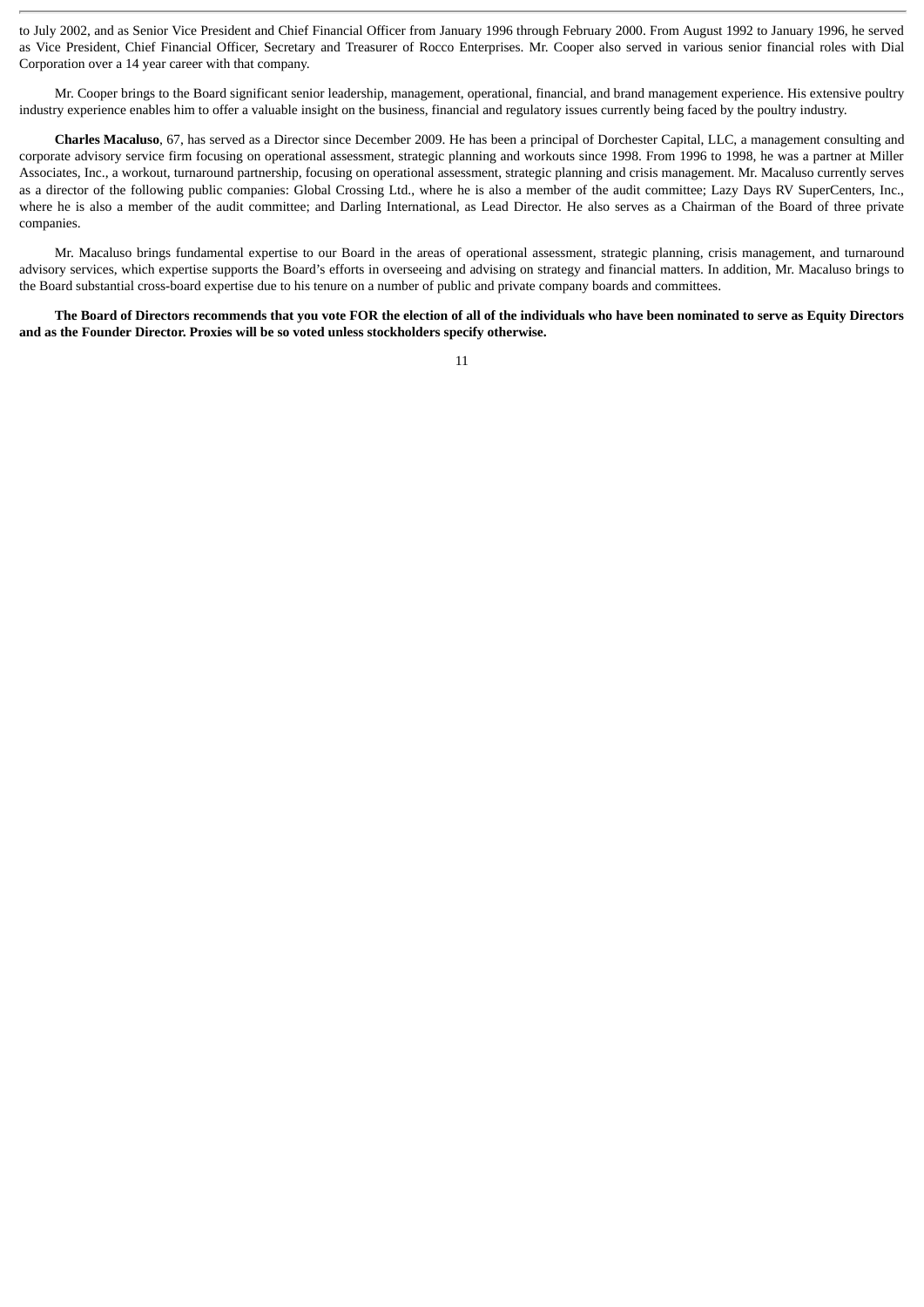to July 2002, and as Senior Vice President and Chief Financial Officer from January 1996 through February 2000. From August 1992 to January 1996, he served as Vice President, Chief Financial Officer, Secretary and Treasurer of Rocco Enterprises. Mr. Cooper also served in various senior financial roles with Dial Corporation over a 14 year career with that company.

Mr. Cooper brings to the Board significant senior leadership, management, operational, financial, and brand management experience. His extensive poultry industry experience enables him to offer a valuable insight on the business, financial and regulatory issues currently being faced by the poultry industry.

**Charles Macaluso**, 67, has served as a Director since December 2009. He has been a principal of Dorchester Capital, LLC, a management consulting and corporate advisory service firm focusing on operational assessment, strategic planning and workouts since 1998. From 1996 to 1998, he was a partner at Miller Associates, Inc., a workout, turnaround partnership, focusing on operational assessment, strategic planning and crisis management. Mr. Macaluso currently serves as a director of the following public companies: Global Crossing Ltd., where he is also a member of the audit committee; Lazy Days RV SuperCenters, Inc., where he is also a member of the audit committee; and Darling International, as Lead Director. He also serves as a Chairman of the Board of three private companies.

Mr. Macaluso brings fundamental expertise to our Board in the areas of operational assessment, strategic planning, crisis management, and turnaround advisory services, which expertise supports the Board's efforts in overseeing and advising on strategy and financial matters. In addition, Mr. Macaluso brings to the Board substantial cross-board expertise due to his tenure on a number of public and private company boards and committees.

**The Board of Directors recommends that you vote FOR the election of all of the individuals who have been nominated to serve as Equity Directors and as the Founder Director. Proxies will be so voted unless stockholders specify otherwise.**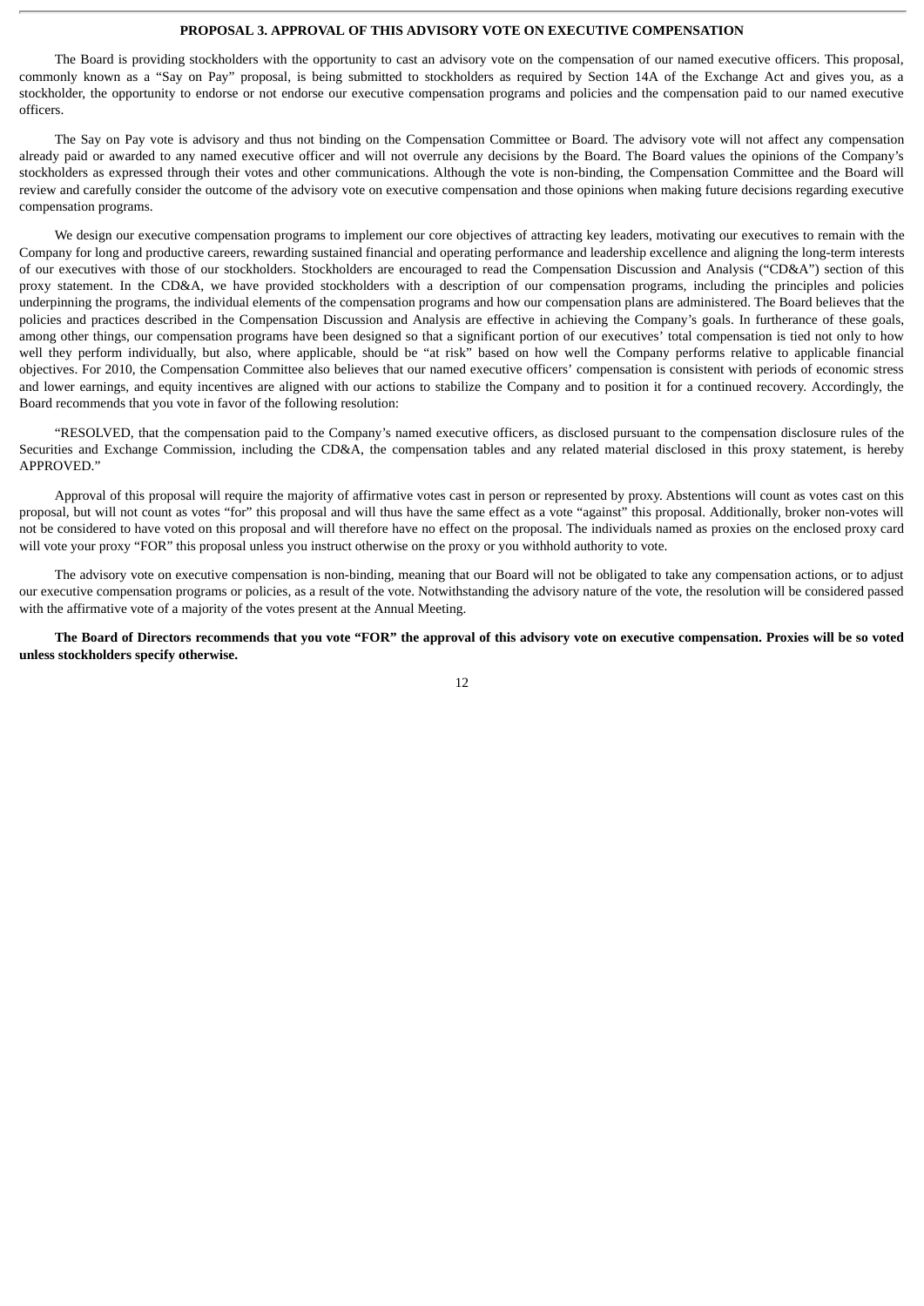## PROPOSAL 3. APPROVAL OF THIS ADVISORY VOTE ON EXECUTIVE COMPENSATION

The Board is providing stockholders with the opportunity to cast an advisory vote on the compensation of our named executive officers. This proposal, commonly known as a "Say on Pay" proposal, is being submitted to stockholders as required by Section 14A of the Exchange Act and gives you, as a stockholder, the opportunity to endorse or not endorse our executive compensation programs and policies and the compensation paid to our named executive officers.

The Say on Pay vote is advisory and thus not binding on the Compensation Committee or Board. The advisory vote will not affect any compensation already paid or awarded to any named executive officer and will not overrule any decisions by the Board. The Board values the opinions of the Company's stockholders as expressed through their votes and other communications. Although the vote is non-binding, the Compensation Committee and the Board will review and carefully consider the outcome of the advisory vote on executive compensation and those opinions when making future decisions regarding executive compensation programs.

We design our executive compensation programs to implement our core objectives of attracting key leaders, motivating our executives to remain with the Company for long and productive careers, rewarding sustained financial and operating performance and leadership excellence and aligning the long-term interests of our executives with those of our stockholders. Stockholders are encouraged to read the Compensation Discussion and Analysis ("CD&A") section of this proxy statement. In the CD&A, we have provided stockholders with a description of our compensation programs, including the principles and policies underpinning the programs, the individual elements of the compensation programs and how our compensation plans are administered. The Board believes that the policies and practices described in the Compensation Discussion and Analysis are effective in achieving the Company's goals. In furtherance of these goals, among other things, our compensation programs have been designed so that a significant portion of our executives' total compensation is tied not only to how well they perform individually, but also, where applicable, should be "at risk" based on how well the Company performs relative to applicable financial objectives. For 2010, the Compensation Committee also believes that our named executive officers' compensation is consistent with periods of economic stress and lower earnings, and equity incentives are aligned with our actions to stabilize the Company and to position it for a continued recovery. Accordingly, the Board recommends that you vote in favor of the following resolution:

"RESOLVED, that the compensation paid to the Company's named executive officers, as disclosed pursuant to the compensation disclosure rules of the Securities and Exchange Commission, including the CD&A, the compensation tables and any related material disclosed in this proxy statement, is hereby APPROVED."

Approval of this proposal will require the majority of affirmative votes cast in person or represented by proxy. Abstentions will count as votes cast on this proposal, but will not count as votes "for" this proposal and will thus have the same effect as a vote "against" this proposal. Additionally, broker non-votes will not be considered to have voted on this proposal and will therefore have no effect on the proposal. The individuals named as proxies on the enclosed proxy card will vote your proxy "FOR" this proposal unless you instruct otherwise on the proxy or you withhold authority to vote.

The advisory vote on executive compensation is non-binding, meaning that our Board will not be obligated to take any compensation actions, or to adjust our executive compensation programs or policies, as a result of the vote. Notwithstanding the advisory nature of the vote, the resolution will be considered passed with the affirmative vote of a majority of the votes present at the Annual Meeting.

**The Board of Directors recommends that you vote "FOR" the approval of this advisory vote on executive compensation. Proxies will be so voted unless stockholders specify otherwise.**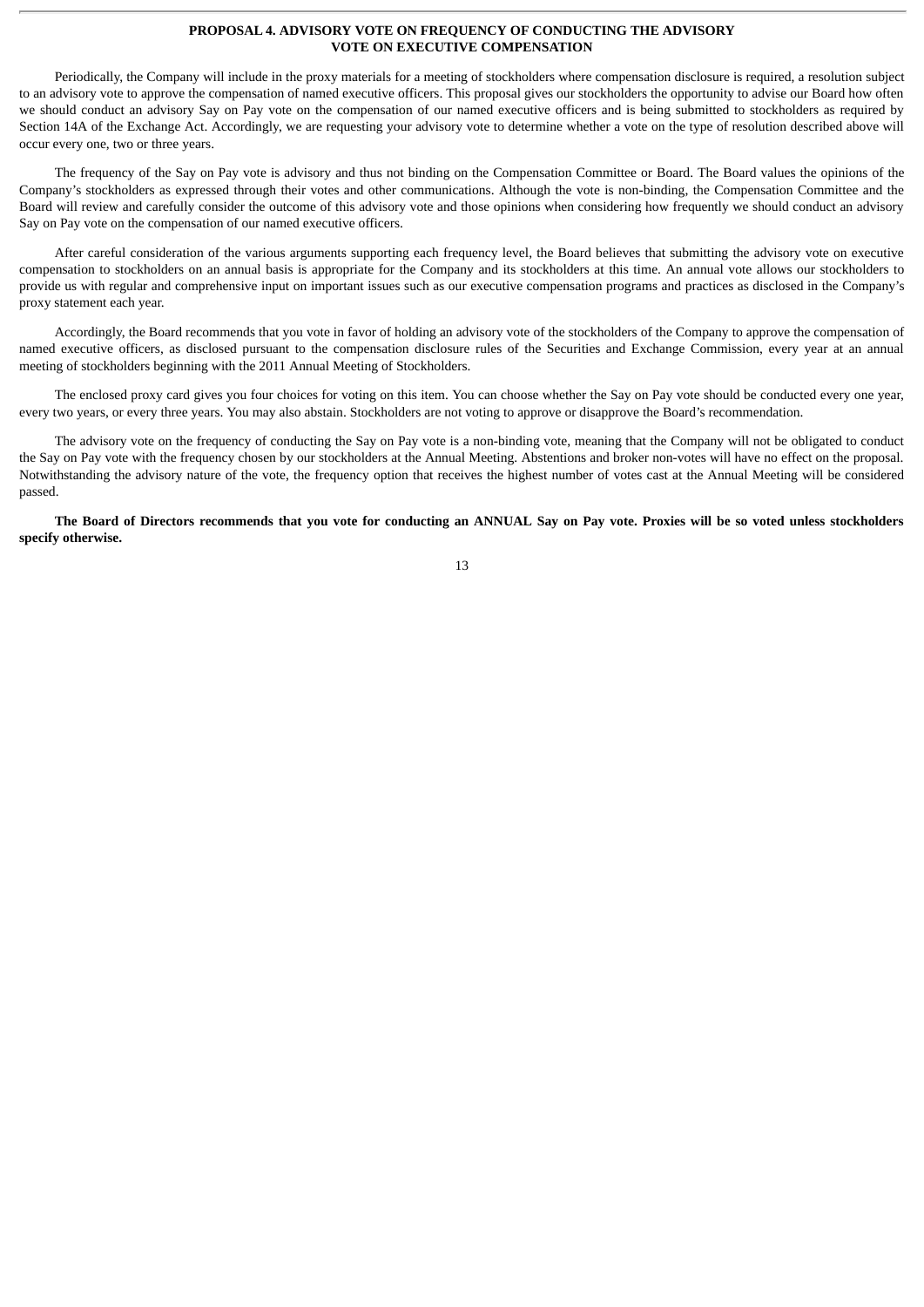## PROPOSAL 4. ADVISORY VOTE ON FREQUENCY OF CONDUCTING THE ADVISORY VOTE ON EXECUTIVE COMPENSATION

Periodically, the Company will include in the proxy materials for a meeting of stockholders where compensation disclosure is required, a resolution subject to an advisory vote to approve the compensation of named executive officers. This proposal gives our stockholders the opportunity to advise our Board how often we should conduct an advisory Say on Pay vote on the compensation of our named executive officers and is being submitted to stockholders as required by Section 14A of the Exchange Act. Accordingly, we are requesting your advisory vote to determine whether a vote on the type of resolution described above will occur every one, two or three years.

The frequency of the Say on Pay vote is advisory and thus not binding on the Compensation Committee or Board. The Board values the opinions of the Company's stockholders as expressed through their votes and other communications. Although the vote is non-binding, the Compensation Committee and the Board will review and carefully consider the outcome of this advisory vote and those opinions when considering how frequently we should conduct an advisory Say on Pay vote on the compensation of our named executive officers.

After careful consideration of the various arguments supporting each frequency level, the Board believes that submitting the advisory vote on executive compensation to stockholders on an annual basis is appropriate for the Company and its stockholders at this time. An annual vote allows our stockholders to provide us with regular and comprehensive input on important issues such as our executive compensation programs and practices as disclosed in the Company's proxy statement each year.

Accordingly, the Board recommends that you vote in favor of holding an advisory vote of the stockholders of the Company to approve the compensation of named executive officers, as disclosed pursuant to the compensation disclosure rules of the Securities and Exchange Commission, every year at an annual meeting of stockholders beginning with the 2011 Annual Meeting of Stockholders.

The enclosed proxy card gives you four choices for voting on this item. You can choose whether the Say on Pay vote should be conducted every one year, every two years, or every three years. You may also abstain. Stockholders are not voting to approve or disapprove the Board's recommendation.

The advisory vote on the frequency of conducting the Say on Pay vote is a non-binding vote, meaning that the Company will not be obligated to conduct the Say on Pay vote with the frequency chosen by our stockholders at the Annual Meeting. Abstentions and broker non-votes will have no effect on the proposal. Notwithstanding the advisory nature of the vote, the frequency option that receives the highest number of votes cast at the Annual Meeting will be considered passed.

**The Board of Directors recommends that you vote for conducting an ANNUAL Say on Pay vote. Proxies will be so voted unless stockholders specify otherwise.**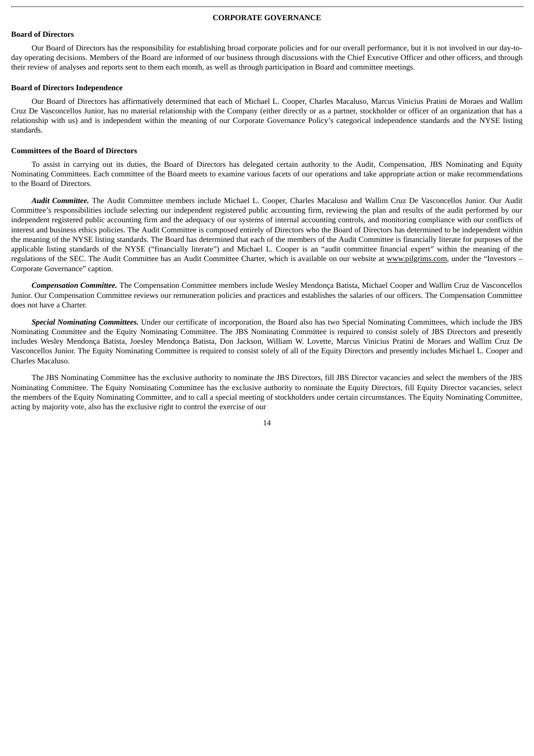## CORPORATE GOVERNANCE

### Board of Directors

Our Board of Directors has the responsibility for establishing broad corporate policies and for our overall performance, but it is not involved in our day-to-day operating decisions. Members of the Board are informed of our business through discussions with the Chief Executive Officer and other officers, and through their review of analyses and reports sent to them each month, as well as through participation in Board and committee meetings.

### Board of Directors Independence

Our Board of Directors has affirmatively determined that each of Michael L. Cooper, Charles Macaluso, Marcus Vinicius Pratini de Moraes and Wallim Cruz De Vasconcellos Junior, has no material relationship with the Company (either directly or as a partner, stockholder or officer of an organization that has a relationship with us) and is independent within the meaning of our Corporate Governance Policy's categorical independence standards and the NYSE listing standards.

### Committees of the Board of Directors

To assist in carrying out its duties, the Board of Directors has delegated certain authority to the Audit, Compensation, JBS Nominating and Equity Nominating Committees. Each committee of the Board meets to examine various facets of our operations and take appropriate action or make recommendations to the Board of Directors.

***Audit Committee.*** The Audit Committee members include Michael L. Cooper, Charles Macaluso and Wallim Cruz De Vasconcellos Junior. Our Audit Committee's responsibilities include selecting our independent registered public accounting firm, reviewing the plan and results of the audit performed by our independent registered public accounting firm and the adequacy of our systems of internal accounting controls, and monitoring compliance with our conflicts of interest and business ethics policies. The Audit Committee is composed entirely of Directors who the Board of Directors has determined to be independent within the meaning of the NYSE listing standards. The Board has determined that each of the members of the Audit Committee is financially literate for purposes of the applicable listing standards of the NYSE ("financially literate") and Michael L. Cooper is an "audit committee financial expert" within the meaning of the regulations of the SEC. The Audit Committee has an Audit Committee Charter, which is available on our website at www.pilgrims.com, under the "Investors – Corporate Governance" caption.

***Compensation Committee.*** The Compensation Committee members include Wesley Mendonça Batista, Michael Cooper and Wallim Cruz de Vasconcellos Junior. Our Compensation Committee reviews our remuneration policies and practices and establishes the salaries of our officers. The Compensation Committee does not have a Charter.

***Special Nominating Committees.*** Under our certificate of incorporation, the Board also has two Special Nominating Committees, which include the JBS Nominating Committee and the Equity Nominating Committee. The JBS Nominating Committee is required to consist solely of JBS Directors and presently includes Wesley Mendonça Batista, Joesley Mendonça Batista, Don Jackson, William W. Lovette, Marcus Vinicius Pratini de Moraes and Wallim Cruz De Vasconcellos Junior. The Equity Nominating Committee is required to consist solely of all of the Equity Directors and presently includes Michael L. Cooper and Charles Macaluso.

The JBS Nominating Committee has the exclusive authority to nominate the JBS Directors, fill JBS Director vacancies and select the members of the JBS Nominating Committee. The Equity Nominating Committee has the exclusive authority to nominate the Equity Directors, fill Equity Director vacancies, select the members of the Equity Nominating Committee, and to call a special meeting of stockholders under certain circumstances. The Equity Nominating Committee, acting by majority vote, also has the exclusive right to control the exercise of our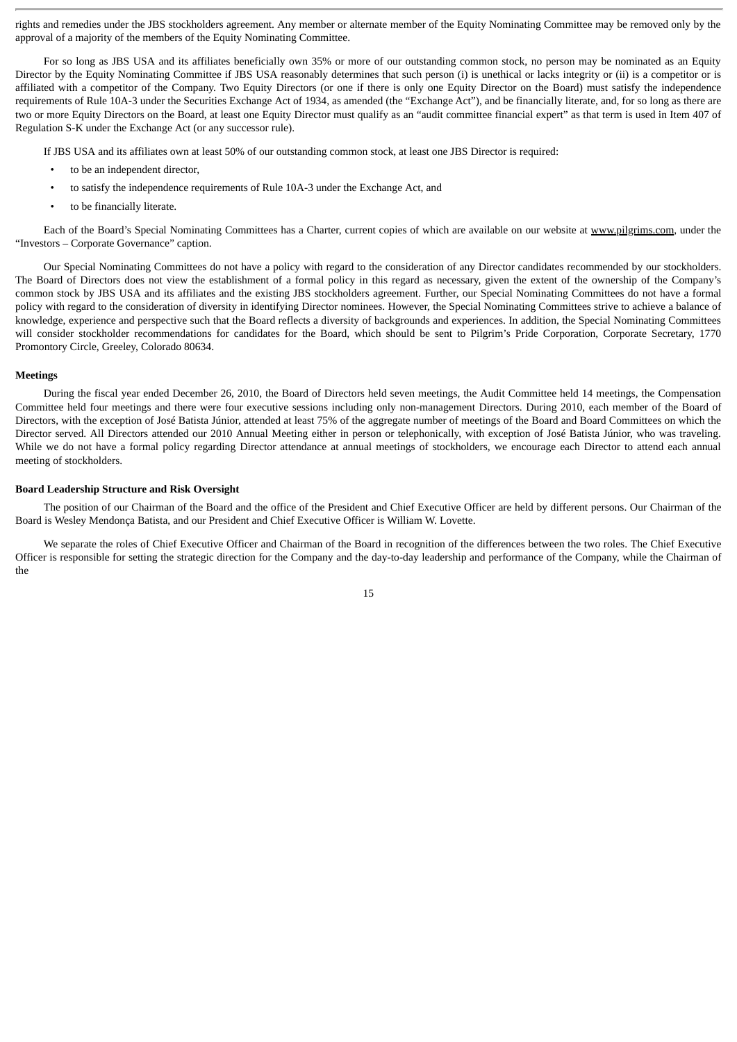rights and remedies under the JBS stockholders agreement. Any member or alternate member of the Equity Nominating Committee may be removed only by the approval of a majority of the members of the Equity Nominating Committee.

For so long as JBS USA and its affiliates beneficially own 35% or more of our outstanding common stock, no person may be nominated as an Equity Director by the Equity Nominating Committee if JBS USA reasonably determines that such person (i) is unethical or lacks integrity or (ii) is a competitor or is affiliated with a competitor of the Company. Two Equity Directors (or one if there is only one Equity Director on the Board) must satisfy the independence requirements of Rule 10A-3 under the Securities Exchange Act of 1934, as amended (the "Exchange Act"), and be financially literate, and, for so long as there are two or more Equity Directors on the Board, at least one Equity Director must qualify as an "audit committee financial expert" as that term is used in Item 407 of Regulation S-K under the Exchange Act (or any successor rule).

If JBS USA and its affiliates own at least 50% of our outstanding common stock, at least one JBS Director is required:

- to be an independent director,
- to satisfy the independence requirements of Rule 10A-3 under the Exchange Act, and
- to be financially literate.

Each of the Board's Special Nominating Committees has a Charter, current copies of which are available on our website at www.pilgrims.com, under the "Investors – Corporate Governance" caption.

Our Special Nominating Committees do not have a policy with regard to the consideration of any Director candidates recommended by our stockholders. The Board of Directors does not view the establishment of a formal policy in this regard as necessary, given the extent of the ownership of the Company's common stock by JBS USA and its affiliates and the existing JBS stockholders agreement. Further, our Special Nominating Committees do not have a formal policy with regard to the consideration of diversity in identifying Director nominees. However, the Special Nominating Committees strive to achieve a balance of knowledge, experience and perspective such that the Board reflects a diversity of backgrounds and experiences. In addition, the Special Nominating Committees will consider stockholder recommendations for candidates for the Board, which should be sent to Pilgrim's Pride Corporation, Corporate Secretary, 1770 Promontory Circle, Greeley, Colorado 80634.

**Meetings**

During the fiscal year ended December 26, 2010, the Board of Directors held seven meetings, the Audit Committee held 14 meetings, the Compensation Committee held four meetings and there were four executive sessions including only non-management Directors. During 2010, each member of the Board of Directors, with the exception of José Batista Júnior, attended at least 75% of the aggregate number of meetings of the Board and Board Committees on which the Director served. All Directors attended our 2010 Annual Meeting either in person or telephonically, with exception of José Batista Júnior, who was traveling. While we do not have a formal policy regarding Director attendance at annual meetings of stockholders, we encourage each Director to attend each annual meeting of stockholders.

**Board Leadership Structure and Risk Oversight**

The position of our Chairman of the Board and the office of the President and Chief Executive Officer are held by different persons. Our Chairman of the Board is Wesley Mendonça Batista, and our President and Chief Executive Officer is William W. Lovette.

We separate the roles of Chief Executive Officer and Chairman of the Board in recognition of the differences between the two roles. The Chief Executive Officer is responsible for setting the strategic direction for the Company and the day-to-day leadership and performance of the Company, while the Chairman of the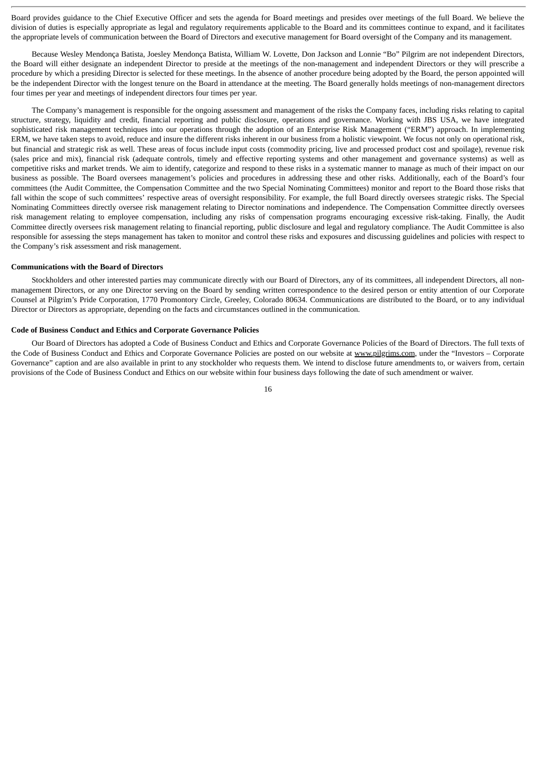Board provides guidance to the Chief Executive Officer and sets the agenda for Board meetings and presides over meetings of the full Board. We believe the division of duties is especially appropriate as legal and regulatory requirements applicable to the Board and its committees continue to expand, and it facilitates the appropriate levels of communication between the Board of Directors and executive management for Board oversight of the Company and its management.

Because Wesley Mendonça Batista, Joesley Mendonça Batista, William W. Lovette, Don Jackson and Lonnie "Bo" Pilgrim are not independent Directors, the Board will either designate an independent Director to preside at the meetings of the non-management and independent Directors or they will prescribe a procedure by which a presiding Director is selected for these meetings. In the absence of another procedure being adopted by the Board, the person appointed will be the independent Director with the longest tenure on the Board in attendance at the meeting. The Board generally holds meetings of non-management directors four times per year and meetings of independent directors four times per year.

The Company's management is responsible for the ongoing assessment and management of the risks the Company faces, including risks relating to capital structure, strategy, liquidity and credit, financial reporting and public disclosure, operations and governance. Working with JBS USA, we have integrated sophisticated risk management techniques into our operations through the adoption of an Enterprise Risk Management ("ERM") approach. In implementing ERM, we have taken steps to avoid, reduce and insure the different risks inherent in our business from a holistic viewpoint. We focus not only on operational risk, but financial and strategic risk as well. These areas of focus include input costs (commodity pricing, live and processed product cost and spoilage), revenue risk (sales price and mix), financial risk (adequate controls, timely and effective reporting systems and other management and governance systems) as well as competitive risks and market trends. We aim to identify, categorize and respond to these risks in a systematic manner to manage as much of their impact on our business as possible. The Board oversees management's policies and procedures in addressing these and other risks. Additionally, each of the Board's four committees (the Audit Committee, the Compensation Committee and the two Special Nominating Committees) monitor and report to the Board those risks that fall within the scope of such committees' respective areas of oversight responsibility. For example, the full Board directly oversees strategic risks. The Special Nominating Committees directly oversee risk management relating to Director nominations and independence. The Compensation Committee directly oversees risk management relating to employee compensation, including any risks of compensation programs encouraging excessive risk-taking. Finally, the Audit Committee directly oversees risk management relating to financial reporting, public disclosure and legal and regulatory compliance. The Audit Committee is also responsible for assessing the steps management has taken to monitor and control these risks and exposures and discussing guidelines and policies with respect to the Company's risk assessment and risk management.

**Communications with the Board of Directors**

Stockholders and other interested parties may communicate directly with our Board of Directors, any of its committees, all independent Directors, all non-management Directors, or any one Director serving on the Board by sending written correspondence to the desired person or entity attention of our Corporate Counsel at Pilgrim's Pride Corporation, 1770 Promontory Circle, Greeley, Colorado 80634. Communications are distributed to the Board, or to any individual Director or Directors as appropriate, depending on the facts and circumstances outlined in the communication.

**Code of Business Conduct and Ethics and Corporate Governance Policies**

Our Board of Directors has adopted a Code of Business Conduct and Ethics and Corporate Governance Policies of the Board of Directors. The full texts of the Code of Business Conduct and Ethics and Corporate Governance Policies are posted on our website at www.pilgrims.com, under the "Investors – Corporate Governance" caption and are also available in print to any stockholder who requests them. We intend to disclose future amendments to, or waivers from, certain provisions of the Code of Business Conduct and Ethics on our website within four business days following the date of such amendment or waiver.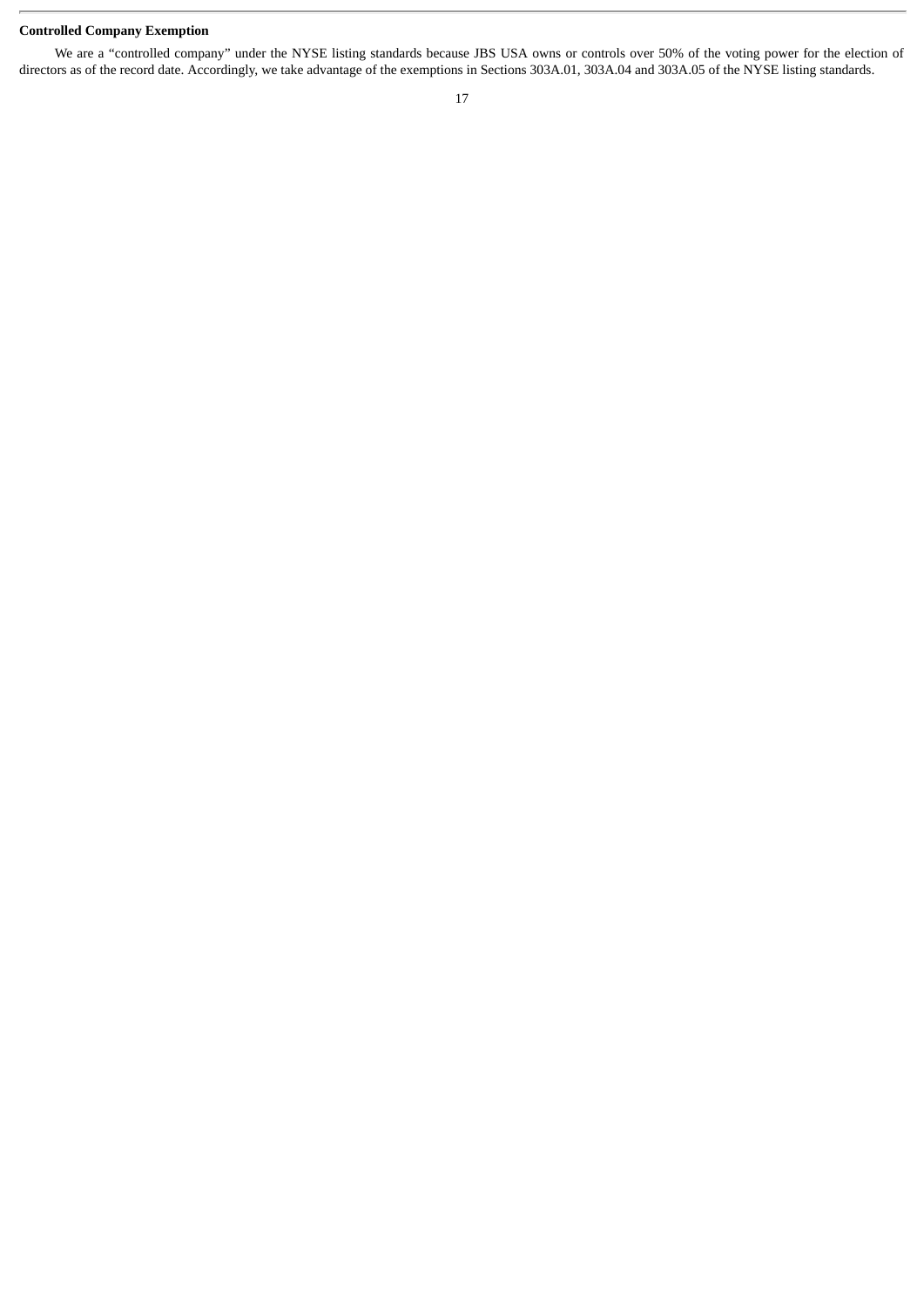### Controlled Company Exemption

We are a "controlled company" under the NYSE listing standards because JBS USA owns or controls over 50% of the voting power for the election of directors as of the record date. Accordingly, we take advantage of the exemptions in Sections 303A.01, 303A.04 and 303A.05 of the NYSE listing standards.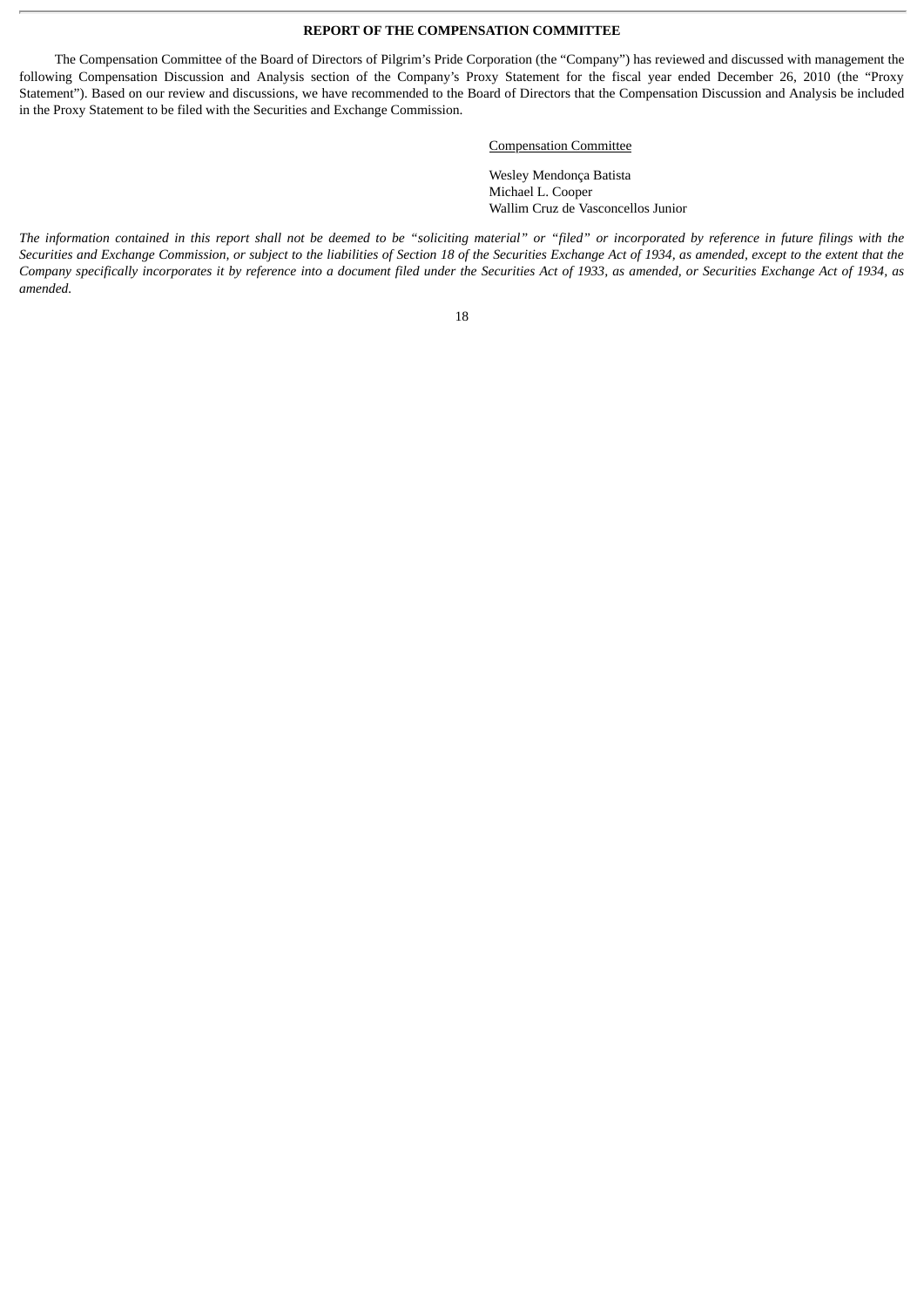## REPORT OF THE COMPENSATION COMMITTEE

The Compensation Committee of the Board of Directors of Pilgrim's Pride Corporation (the "Company") has reviewed and discussed with management the following Compensation Discussion and Analysis section of the Company's Proxy Statement for the fiscal year ended December 26, 2010 (the "Proxy Statement"). Based on our review and discussions, we have recommended to the Board of Directors that the Compensation Discussion and Analysis be included in the Proxy Statement to be filed with the Securities and Exchange Commission.

Compensation Committee

Wesley Mendonça Batista
Michael L. Cooper
Wallim Cruz de Vasconcellos Junior

*The information contained in this report shall not be deemed to be "soliciting material" or "filed" or incorporated by reference in future filings with the Securities and Exchange Commission, or subject to the liabilities of Section 18 of the Securities Exchange Act of 1934, as amended, except to the extent that the Company specifically incorporates it by reference into a document filed under the Securities Act of 1933, as amended, or Securities Exchange Act of 1934, as amended.*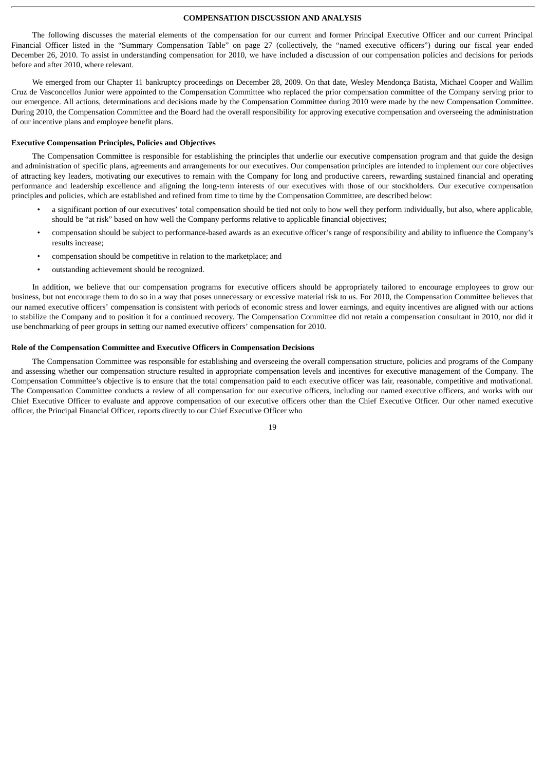## COMPENSATION DISCUSSION AND ANALYSIS

The following discusses the material elements of the compensation for our current and former Principal Executive Officer and our current Principal Financial Officer listed in the "Summary Compensation Table" on page 27 (collectively, the "named executive officers") during our fiscal year ended December 26, 2010. To assist in understanding compensation for 2010, we have included a discussion of our compensation policies and decisions for periods before and after 2010, where relevant.

We emerged from our Chapter 11 bankruptcy proceedings on December 28, 2009. On that date, Wesley Mendonça Batista, Michael Cooper and Wallim Cruz de Vasconcellos Junior were appointed to the Compensation Committee who replaced the prior compensation committee of the Company serving prior to our emergence. All actions, determinations and decisions made by the Compensation Committee during 2010 were made by the new Compensation Committee. During 2010, the Compensation Committee and the Board had the overall responsibility for approving executive compensation and overseeing the administration of our incentive plans and employee benefit plans.

### Executive Compensation Principles, Policies and Objectives

The Compensation Committee is responsible for establishing the principles that underlie our executive compensation program and that guide the design and administration of specific plans, agreements and arrangements for our executives. Our compensation principles are intended to implement our core objectives of attracting key leaders, motivating our executives to remain with the Company for long and productive careers, rewarding sustained financial and operating performance and leadership excellence and aligning the long-term interests of our executives with those of our stockholders. Our executive compensation principles and policies, which are established and refined from time to time by the Compensation Committee, are described below:

- a significant portion of our executives' total compensation should be tied not only to how well they perform individually, but also, where applicable, should be "at risk" based on how well the Company performs relative to applicable financial objectives;
- compensation should be subject to performance-based awards as an executive officer's range of responsibility and ability to influence the Company's results increase;
- compensation should be competitive in relation to the marketplace; and
- outstanding achievement should be recognized.

In addition, we believe that our compensation programs for executive officers should be appropriately tailored to encourage employees to grow our business, but not encourage them to do so in a way that poses unnecessary or excessive material risk to us. For 2010, the Compensation Committee believes that our named executive officers' compensation is consistent with periods of economic stress and lower earnings, and equity incentives are aligned with our actions to stabilize the Company and to position it for a continued recovery. The Compensation Committee did not retain a compensation consultant in 2010, nor did it use benchmarking of peer groups in setting our named executive officers' compensation for 2010.

### Role of the Compensation Committee and Executive Officers in Compensation Decisions

The Compensation Committee was responsible for establishing and overseeing the overall compensation structure, policies and programs of the Company and assessing whether our compensation structure resulted in appropriate compensation levels and incentives for executive management of the Company. The Compensation Committee's objective is to ensure that the total compensation paid to each executive officer was fair, reasonable, competitive and motivational. The Compensation Committee conducts a review of all compensation for our executive officers, including our named executive officers, and works with our Chief Executive Officer to evaluate and approve compensation of our executive officers other than the Chief Executive Officer. Our other named executive officer, the Principal Financial Officer, reports directly to our Chief Executive Officer who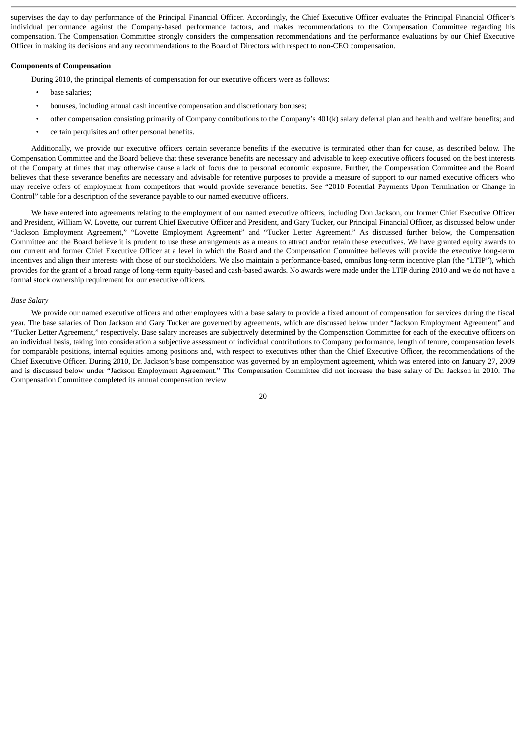supervises the day to day performance of the Principal Financial Officer. Accordingly, the Chief Executive Officer evaluates the Principal Financial Officer's individual performance against the Company-based performance factors, and makes recommendations to the Compensation Committee regarding his compensation. The Compensation Committee strongly considers the compensation recommendations and the performance evaluations by our Chief Executive Officer in making its decisions and any recommendations to the Board of Directors with respect to non-CEO compensation.

**Components of Compensation**

During 2010, the principal elements of compensation for our executive officers were as follows:

- base salaries;
- bonuses, including annual cash incentive compensation and discretionary bonuses;
- other compensation consisting primarily of Company contributions to the Company's 401(k) salary deferral plan and health and welfare benefits; and
- certain perquisites and other personal benefits.

Additionally, we provide our executive officers certain severance benefits if the executive is terminated other than for cause, as described below. The Compensation Committee and the Board believe that these severance benefits are necessary and advisable to keep executive officers focused on the best interests of the Company at times that may otherwise cause a lack of focus due to personal economic exposure. Further, the Compensation Committee and the Board believes that these severance benefits are necessary and advisable for retentive purposes to provide a measure of support to our named executive officers who may receive offers of employment from competitors that would provide severance benefits. See "2010 Potential Payments Upon Termination or Change in Control" table for a description of the severance payable to our named executive officers.

We have entered into agreements relating to the employment of our named executive officers, including Don Jackson, our former Chief Executive Officer and President, William W. Lovette, our current Chief Executive Officer and President, and Gary Tucker, our Principal Financial Officer, as discussed below under "Jackson Employment Agreement," "Lovette Employment Agreement" and "Tucker Letter Agreement." As discussed further below, the Compensation Committee and the Board believe it is prudent to use these arrangements as a means to attract and/or retain these executives. We have granted equity awards to our current and former Chief Executive Officer at a level in which the Board and the Compensation Committee believes will provide the executive long-term incentives and align their interests with those of our stockholders. We also maintain a performance-based, omnibus long-term incentive plan (the "LTIP"), which provides for the grant of a broad range of long-term equity-based and cash-based awards. No awards were made under the LTIP during 2010 and we do not have a formal stock ownership requirement for our executive officers.

*Base Salary*

We provide our named executive officers and other employees with a base salary to provide a fixed amount of compensation for services during the fiscal year. The base salaries of Don Jackson and Gary Tucker are governed by agreements, which are discussed below under "Jackson Employment Agreement" and "Tucker Letter Agreement," respectively. Base salary increases are subjectively determined by the Compensation Committee for each of the executive officers on an individual basis, taking into consideration a subjective assessment of individual contributions to Company performance, length of tenure, compensation levels for comparable positions, internal equities among positions and, with respect to executives other than the Chief Executive Officer, the recommendations of the Chief Executive Officer. During 2010, Dr. Jackson's base compensation was governed by an employment agreement, which was entered into on January 27, 2009 and is discussed below under "Jackson Employment Agreement." The Compensation Committee did not increase the base salary of Dr. Jackson in 2010. The Compensation Committee completed its annual compensation review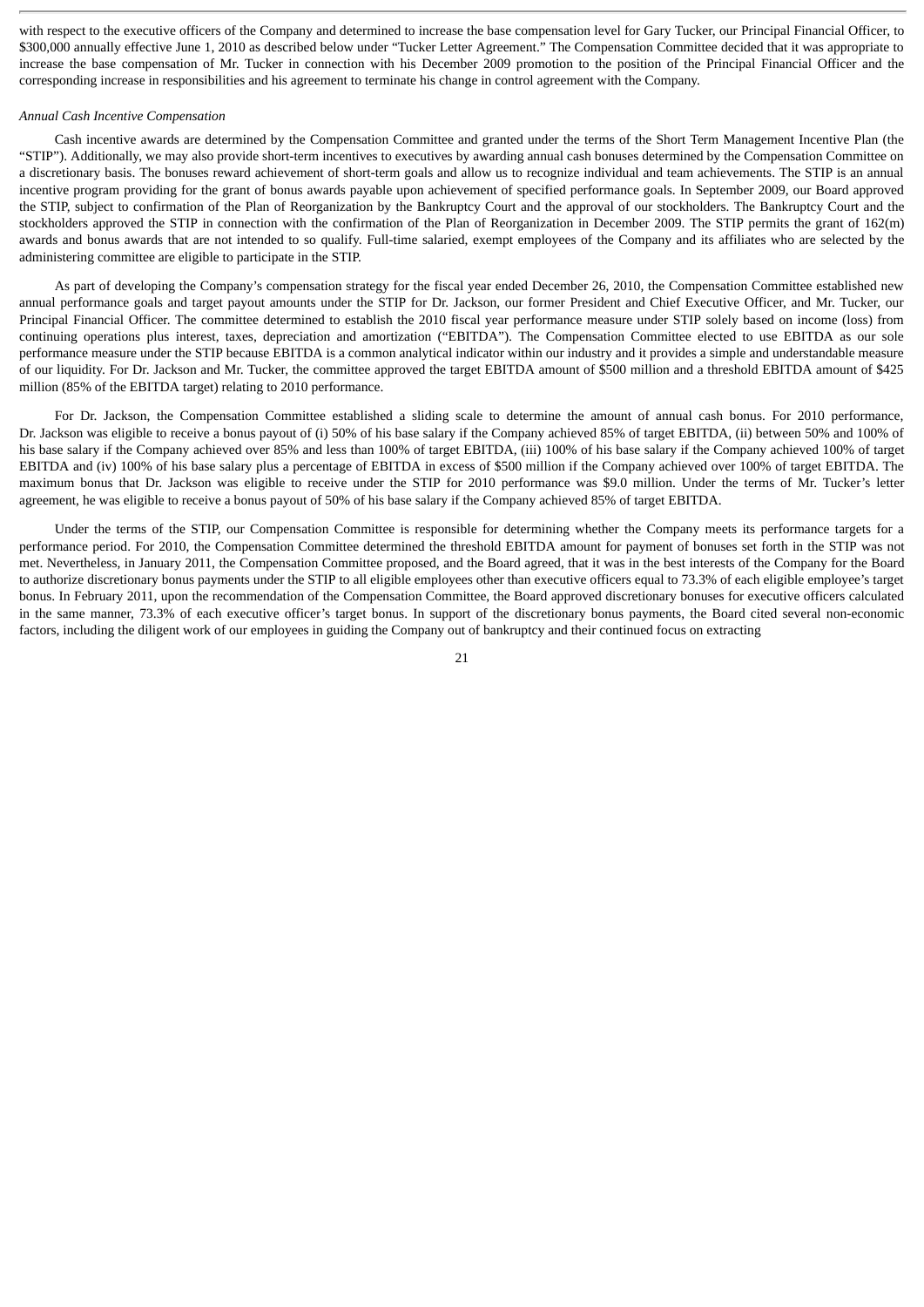with respect to the executive officers of the Company and determined to increase the base compensation level for Gary Tucker, our Principal Financial Officer, to $300,000 annually effective June 1, 2010 as described below under "Tucker Letter Agreement." The Compensation Committee decided that it was appropriate to increase the base compensation of Mr. Tucker in connection with his December 2009 promotion to the position of the Principal Financial Officer and the corresponding increase in responsibilities and his agreement to terminate his change in control agreement with the Company.

*Annual Cash Incentive Compensation*

Cash incentive awards are determined by the Compensation Committee and granted under the terms of the Short Term Management Incentive Plan (the "STIP"). Additionally, we may also provide short-term incentives to executives by awarding annual cash bonuses determined by the Compensation Committee on a discretionary basis. The bonuses reward achievement of short-term goals and allow us to recognize individual and team achievements. The STIP is an annual incentive program providing for the grant of bonus awards payable upon achievement of specified performance goals. In September 2009, our Board approved the STIP, subject to confirmation of the Plan of Reorganization by the Bankruptcy Court and the approval of our stockholders. The Bankruptcy Court and the stockholders approved the STIP in connection with the confirmation of the Plan of Reorganization in December 2009. The STIP permits the grant of 162(m) awards and bonus awards that are not intended to so qualify. Full-time salaried, exempt employees of the Company and its affiliates who are selected by the administering committee are eligible to participate in the STIP.

As part of developing the Company's compensation strategy for the fiscal year ended December 26, 2010, the Compensation Committee established new annual performance goals and target payout amounts under the STIP for Dr. Jackson, our former President and Chief Executive Officer, and Mr. Tucker, our Principal Financial Officer. The committee determined to establish the 2010 fiscal year performance measure under STIP solely based on income (loss) from continuing operations plus interest, taxes, depreciation and amortization ("EBITDA"). The Compensation Committee elected to use EBITDA as our sole performance measure under the STIP because EBITDA is a common analytical indicator within our industry and it provides a simple and understandable measure of our liquidity. For Dr. Jackson and Mr. Tucker, the committee approved the target EBITDA amount of $500 million and a threshold EBITDA amount of $425 million (85% of the EBITDA target) relating to 2010 performance.

For Dr. Jackson, the Compensation Committee established a sliding scale to determine the amount of annual cash bonus. For 2010 performance, Dr. Jackson was eligible to receive a bonus payout of (i) 50% of his base salary if the Company achieved 85% of target EBITDA, (ii) between 50% and 100% of his base salary if the Company achieved over 85% and less than 100% of target EBITDA, (iii) 100% of his base salary if the Company achieved 100% of target EBITDA and (iv) 100% of his base salary plus a percentage of EBITDA in excess of $500 million if the Company achieved over 100% of target EBITDA. The maximum bonus that Dr. Jackson was eligible to receive under the STIP for 2010 performance was $9.0 million. Under the terms of Mr. Tucker's letter agreement, he was eligible to receive a bonus payout of 50% of his base salary if the Company achieved 85% of target EBITDA.

Under the terms of the STIP, our Compensation Committee is responsible for determining whether the Company meets its performance targets for a performance period. For 2010, the Compensation Committee determined the threshold EBITDA amount for payment of bonuses set forth in the STIP was not met. Nevertheless, in January 2011, the Compensation Committee proposed, and the Board agreed, that it was in the best interests of the Company for the Board to authorize discretionary bonus payments under the STIP to all eligible employees other than executive officers equal to 73.3% of each eligible employee's target bonus. In February 2011, upon the recommendation of the Compensation Committee, the Board approved discretionary bonuses for executive officers calculated in the same manner, 73.3% of each executive officer's target bonus. In support of the discretionary bonus payments, the Board cited several non-economic factors, including the diligent work of our employees in guiding the Company out of bankruptcy and their continued focus on extracting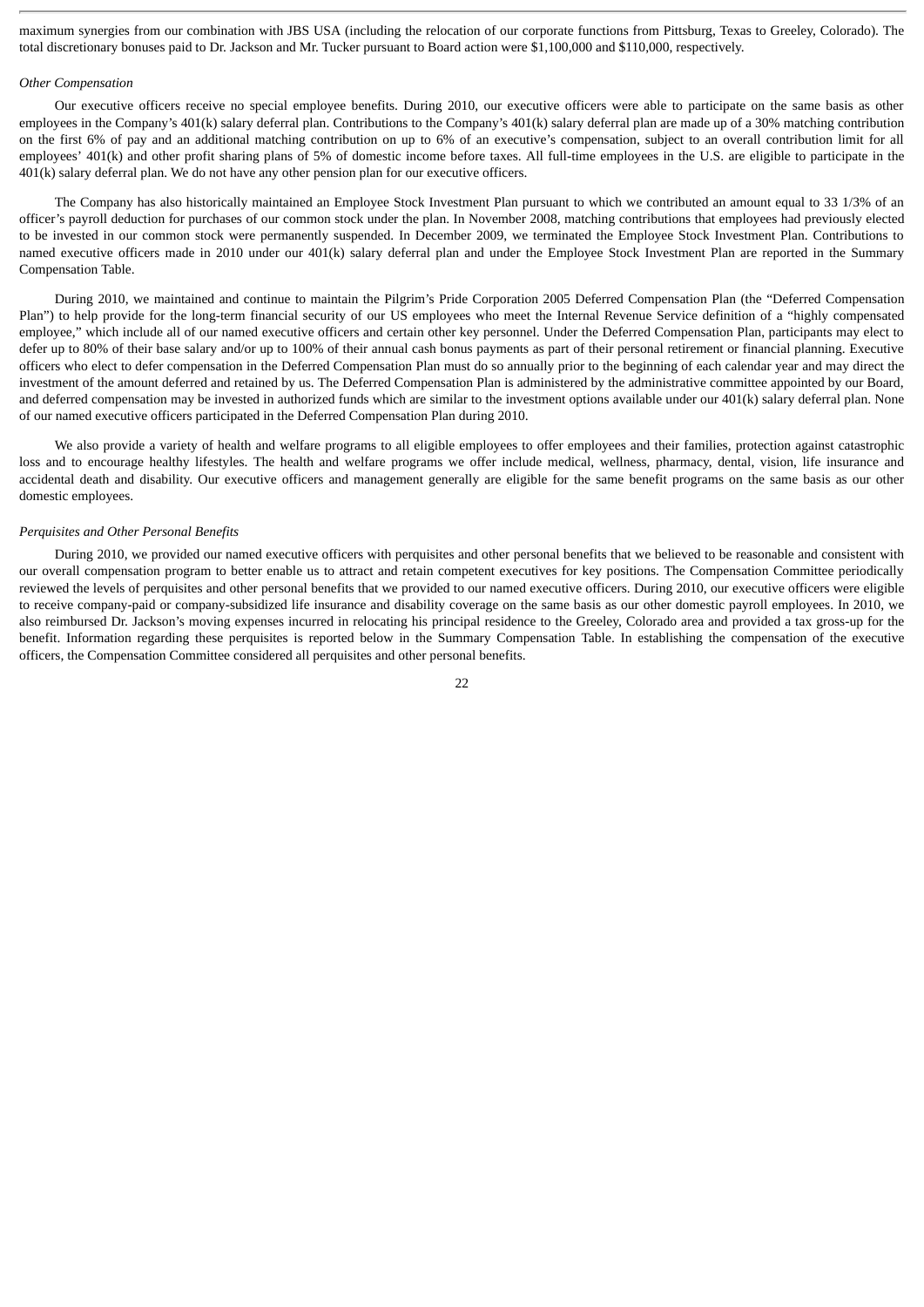maximum synergies from our combination with JBS USA (including the relocation of our corporate functions from Pittsburg, Texas to Greeley, Colorado). The total discretionary bonuses paid to Dr. Jackson and Mr. Tucker pursuant to Board action were $1,100,000 and $110,000, respectively.

*Other Compensation*

Our executive officers receive no special employee benefits. During 2010, our executive officers were able to participate on the same basis as other employees in the Company's 401(k) salary deferral plan. Contributions to the Company's 401(k) salary deferral plan are made up of a 30% matching contribution on the first 6% of pay and an additional matching contribution on up to 6% of an executive's compensation, subject to an overall contribution limit for all employees' 401(k) and other profit sharing plans of 5% of domestic income before taxes. All full-time employees in the U.S. are eligible to participate in the 401(k) salary deferral plan. We do not have any other pension plan for our executive officers.

The Company has also historically maintained an Employee Stock Investment Plan pursuant to which we contributed an amount equal to 33 1/3% of an officer's payroll deduction for purchases of our common stock under the plan. In November 2008, matching contributions that employees had previously elected to be invested in our common stock were permanently suspended. In December 2009, we terminated the Employee Stock Investment Plan. Contributions to named executive officers made in 2010 under our 401(k) salary deferral plan and under the Employee Stock Investment Plan are reported in the Summary Compensation Table.

During 2010, we maintained and continue to maintain the Pilgrim's Pride Corporation 2005 Deferred Compensation Plan (the "Deferred Compensation Plan") to help provide for the long-term financial security of our US employees who meet the Internal Revenue Service definition of a "highly compensated employee," which include all of our named executive officers and certain other key personnel. Under the Deferred Compensation Plan, participants may elect to defer up to 80% of their base salary and/or up to 100% of their annual cash bonus payments as part of their personal retirement or financial planning. Executive officers who elect to defer compensation in the Deferred Compensation Plan must do so annually prior to the beginning of each calendar year and may direct the investment of the amount deferred and retained by us. The Deferred Compensation Plan is administered by the administrative committee appointed by our Board, and deferred compensation may be invested in authorized funds which are similar to the investment options available under our 401(k) salary deferral plan. None of our named executive officers participated in the Deferred Compensation Plan during 2010.

We also provide a variety of health and welfare programs to all eligible employees to offer employees and their families, protection against catastrophic loss and to encourage healthy lifestyles. The health and welfare programs we offer include medical, wellness, pharmacy, dental, vision, life insurance and accidental death and disability. Our executive officers and management generally are eligible for the same benefit programs on the same basis as our other domestic employees.

*Perquisites and Other Personal Benefits*

During 2010, we provided our named executive officers with perquisites and other personal benefits that we believed to be reasonable and consistent with our overall compensation program to better enable us to attract and retain competent executives for key positions. The Compensation Committee periodically reviewed the levels of perquisites and other personal benefits that we provided to our named executive officers. During 2010, our executive officers were eligible to receive company-paid or company-subsidized life insurance and disability coverage on the same basis as our other domestic payroll employees. In 2010, we also reimbursed Dr. Jackson's moving expenses incurred in relocating his principal residence to the Greeley, Colorado area and provided a tax gross-up for the benefit. Information regarding these perquisites is reported below in the Summary Compensation Table. In establishing the compensation of the executive officers, the Compensation Committee considered all perquisites and other personal benefits.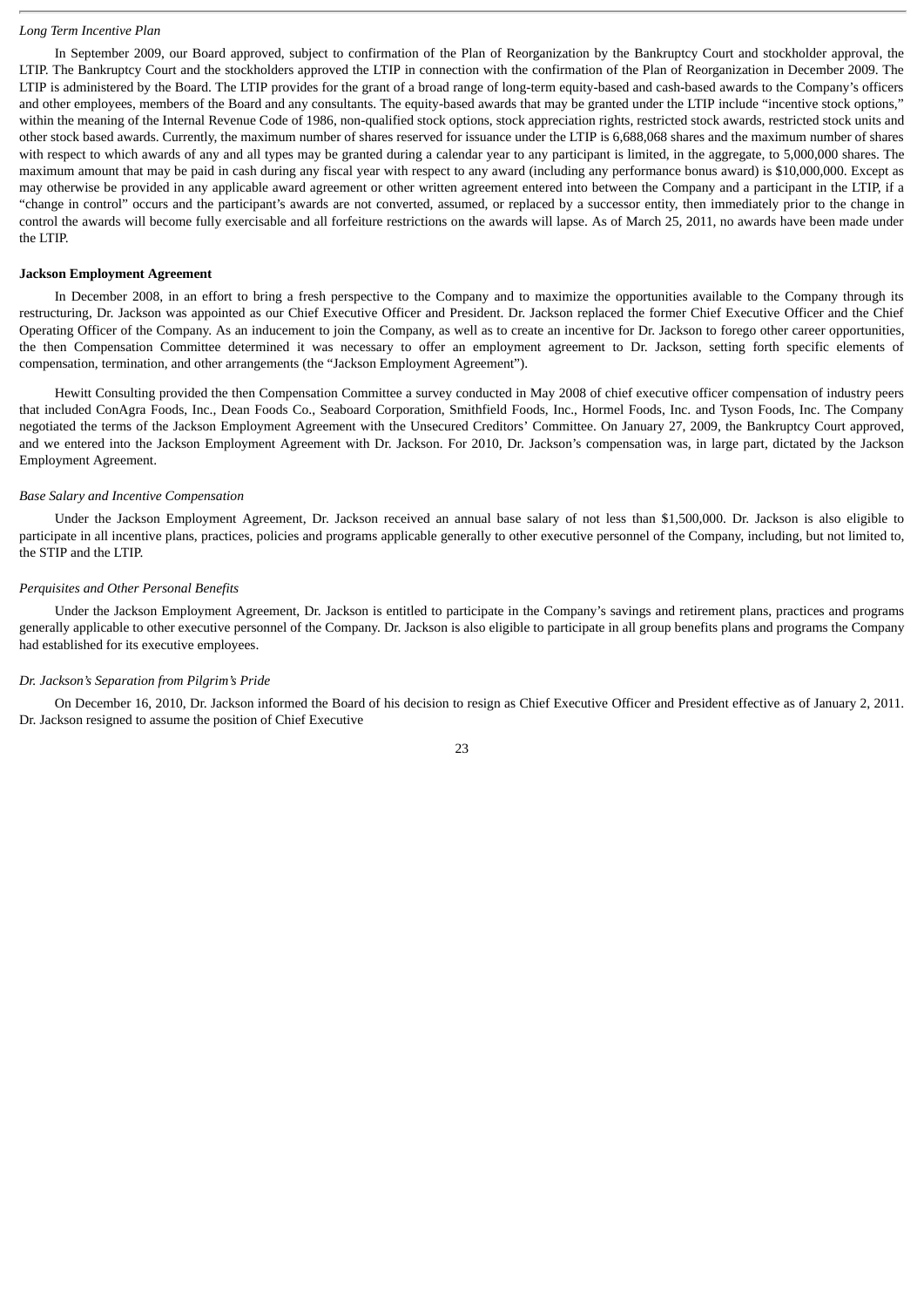*Long Term Incentive Plan*

In September 2009, our Board approved, subject to confirmation of the Plan of Reorganization by the Bankruptcy Court and stockholder approval, the LTIP. The Bankruptcy Court and the stockholders approved the LTIP in connection with the confirmation of the Plan of Reorganization in December 2009. The LTIP is administered by the Board. The LTIP provides for the grant of a broad range of long-term equity-based and cash-based awards to the Company's officers and other employees, members of the Board and any consultants. The equity-based awards that may be granted under the LTIP include "incentive stock options," within the meaning of the Internal Revenue Code of 1986, non-qualified stock options, stock appreciation rights, restricted stock awards, restricted stock units and other stock based awards. Currently, the maximum number of shares reserved for issuance under the LTIP is 6,688,068 shares and the maximum number of shares with respect to which awards of any and all types may be granted during a calendar year to any participant is limited, in the aggregate, to 5,000,000 shares. The maximum amount that may be paid in cash during any fiscal year with respect to any award (including any performance bonus award) is $10,000,000. Except as may otherwise be provided in any applicable award agreement or other written agreement entered into between the Company and a participant in the LTIP, if a "change in control" occurs and the participant's awards are not converted, assumed, or replaced by a successor entity, then immediately prior to the change in control the awards will become fully exercisable and all forfeiture restrictions on the awards will lapse. As of March 25, 2011, no awards have been made under the LTIP.

**Jackson Employment Agreement**

In December 2008, in an effort to bring a fresh perspective to the Company and to maximize the opportunities available to the Company through its restructuring, Dr. Jackson was appointed as our Chief Executive Officer and President. Dr. Jackson replaced the former Chief Executive Officer and the Chief Operating Officer of the Company. As an inducement to join the Company, as well as to create an incentive for Dr. Jackson to forego other career opportunities, the then Compensation Committee determined it was necessary to offer an employment agreement to Dr. Jackson, setting forth specific elements of compensation, termination, and other arrangements (the "Jackson Employment Agreement").

Hewitt Consulting provided the then Compensation Committee a survey conducted in May 2008 of chief executive officer compensation of industry peers that included ConAgra Foods, Inc., Dean Foods Co., Seaboard Corporation, Smithfield Foods, Inc., Hormel Foods, Inc. and Tyson Foods, Inc. The Company negotiated the terms of the Jackson Employment Agreement with the Unsecured Creditors' Committee. On January 27, 2009, the Bankruptcy Court approved, and we entered into the Jackson Employment Agreement with Dr. Jackson. For 2010, Dr. Jackson's compensation was, in large part, dictated by the Jackson Employment Agreement.

*Base Salary and Incentive Compensation*

Under the Jackson Employment Agreement, Dr. Jackson received an annual base salary of not less than $1,500,000. Dr. Jackson is also eligible to participate in all incentive plans, practices, policies and programs applicable generally to other executive personnel of the Company, including, but not limited to, the STIP and the LTIP.

*Perquisites and Other Personal Benefits*

Under the Jackson Employment Agreement, Dr. Jackson is entitled to participate in the Company's savings and retirement plans, practices and programs generally applicable to other executive personnel of the Company. Dr. Jackson is also eligible to participate in all group benefits plans and programs the Company had established for its executive employees.

*Dr. Jackson's Separation from Pilgrim's Pride*

On December 16, 2010, Dr. Jackson informed the Board of his decision to resign as Chief Executive Officer and President effective as of January 2, 2011. Dr. Jackson resigned to assume the position of Chief Executive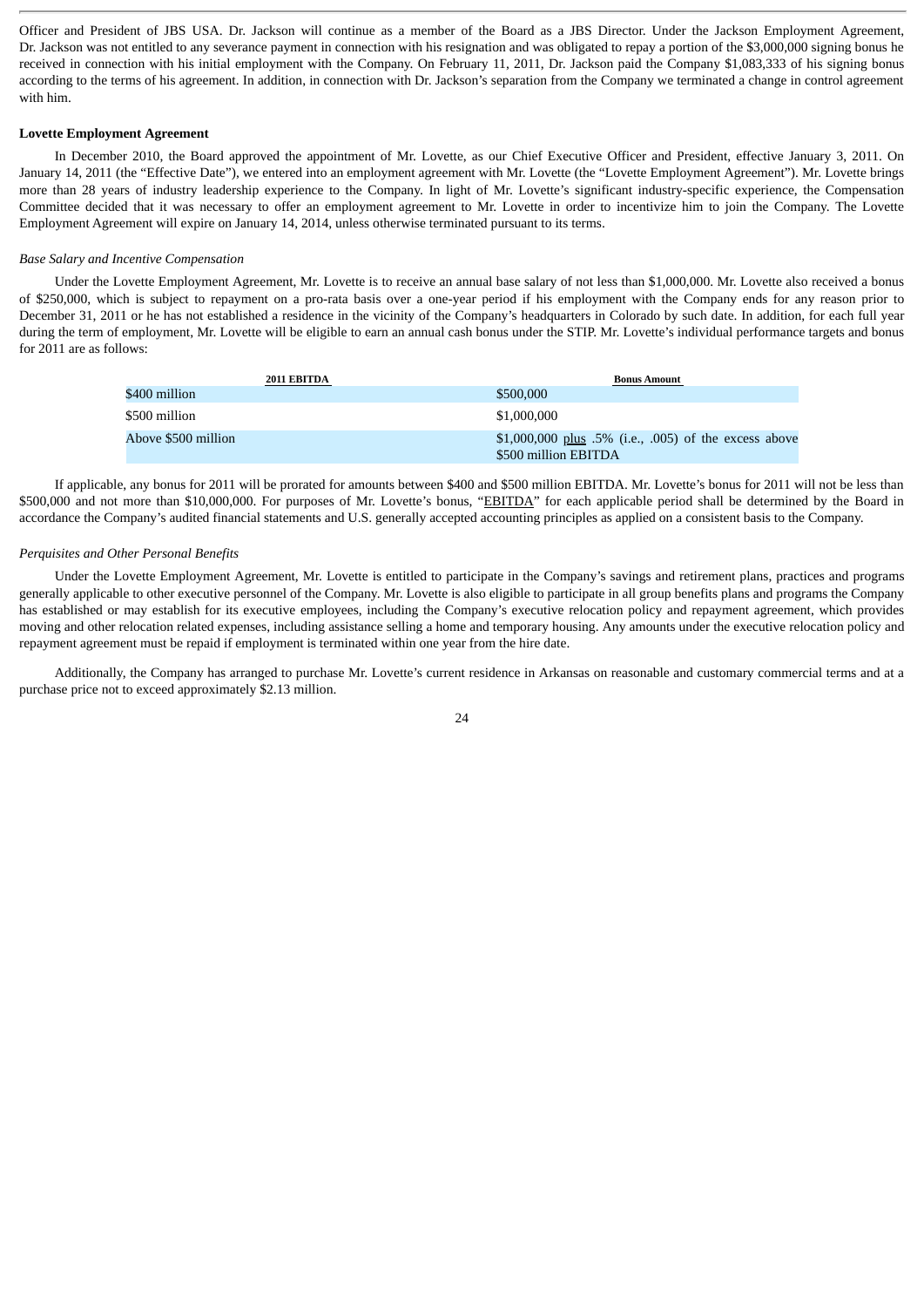Officer and President of JBS USA. Dr. Jackson will continue as a member of the Board as a JBS Director. Under the Jackson Employment Agreement, Dr. Jackson was not entitled to any severance payment in connection with his resignation and was obligated to repay a portion of the $3,000,000 signing bonus he received in connection with his initial employment with the Company. On February 11, 2011, Dr. Jackson paid the Company $1,083,333 of his signing bonus according to the terms of his agreement. In addition, in connection with Dr. Jackson's separation from the Company we terminated a change in control agreement with him.

**Lovette Employment Agreement**

In December 2010, the Board approved the appointment of Mr. Lovette, as our Chief Executive Officer and President, effective January 3, 2011. On January 14, 2011 (the "Effective Date"), we entered into an employment agreement with Mr. Lovette (the "Lovette Employment Agreement"). Mr. Lovette brings more than 28 years of industry leadership experience to the Company. In light of Mr. Lovette's significant industry-specific experience, the Compensation Committee decided that it was necessary to offer an employment agreement to Mr. Lovette in order to incentivize him to join the Company. The Lovette Employment Agreement will expire on January 14, 2014, unless otherwise terminated pursuant to its terms.

*Base Salary and Incentive Compensation*

Under the Lovette Employment Agreement, Mr. Lovette is to receive an annual base salary of not less than $1,000,000. Mr. Lovette also received a bonus of $250,000, which is subject to repayment on a pro-rata basis over a one-year period if his employment with the Company ends for any reason prior to December 31, 2011 or he has not established a residence in the vicinity of the Company's headquarters in Colorado by such date. In addition, for each full year during the term of employment, Mr. Lovette will be eligible to earn an annual cash bonus under the STIP. Mr. Lovette's individual performance targets and bonus for 2011 are as follows:

| 2011 EBITDA | Bonus Amount |
|---|---|
| $400 million | $500,000 |
| $500 million | $1,000,000 |
| Above $500 million | $1,000,000 plus .5% (i.e., .005) of the excess above $500 million EBITDA |

If applicable, any bonus for 2011 will be prorated for amounts between $400 and $500 million EBITDA. Mr. Lovette's bonus for 2011 will not be less than $500,000 and not more than $10,000,000. For purposes of Mr. Lovette's bonus, "EBITDA" for each applicable period shall be determined by the Board in accordance the Company's audited financial statements and U.S. generally accepted accounting principles as applied on a consistent basis to the Company.

*Perquisites and Other Personal Benefits*

Under the Lovette Employment Agreement, Mr. Lovette is entitled to participate in the Company's savings and retirement plans, practices and programs generally applicable to other executive personnel of the Company. Mr. Lovette is also eligible to participate in all group benefits plans and programs the Company has established or may establish for its executive employees, including the Company's executive relocation policy and repayment agreement, which provides moving and other relocation related expenses, including assistance selling a home and temporary housing. Any amounts under the executive relocation policy and repayment agreement must be repaid if employment is terminated within one year from the hire date.

Additionally, the Company has arranged to purchase Mr. Lovette's current residence in Arkansas on reasonable and customary commercial terms and at a purchase price not to exceed approximately $2.13 million.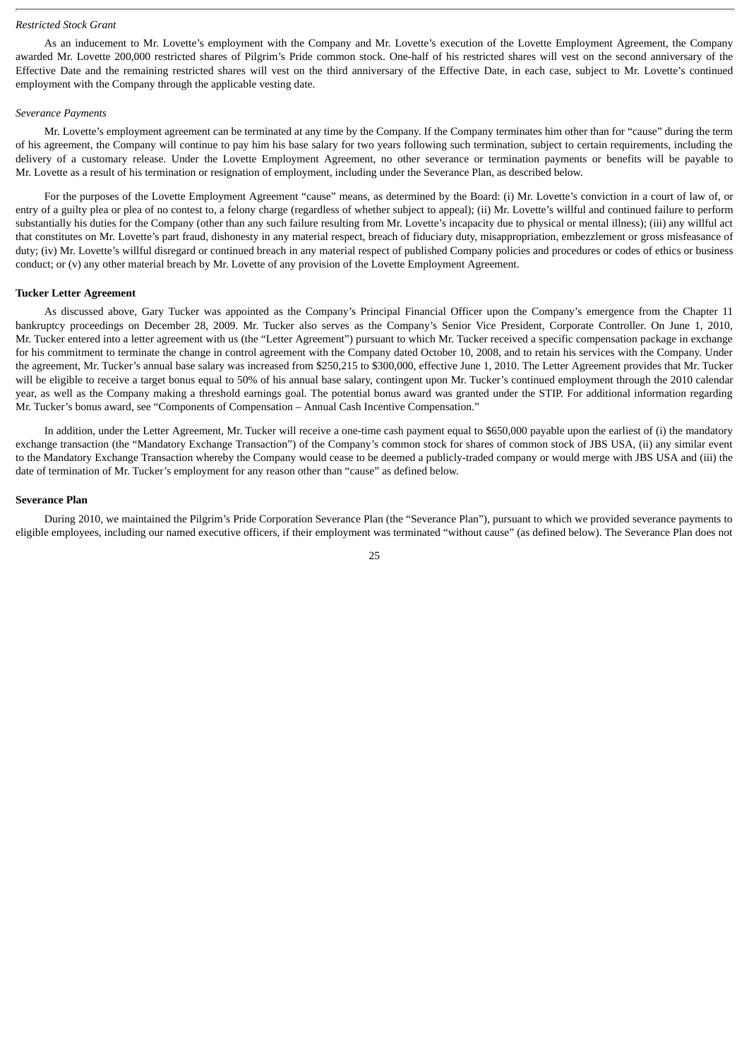*Restricted Stock Grant*

As an inducement to Mr. Lovette's employment with the Company and Mr. Lovette's execution of the Lovette Employment Agreement, the Company awarded Mr. Lovette 200,000 restricted shares of Pilgrim's Pride common stock. One-half of his restricted shares will vest on the second anniversary of the Effective Date and the remaining restricted shares will vest on the third anniversary of the Effective Date, in each case, subject to Mr. Lovette's continued employment with the Company through the applicable vesting date.

*Severance Payments*

Mr. Lovette's employment agreement can be terminated at any time by the Company. If the Company terminates him other than for "cause" during the term of his agreement, the Company will continue to pay him his base salary for two years following such termination, subject to certain requirements, including the delivery of a customary release. Under the Lovette Employment Agreement, no other severance or termination payments or benefits will be payable to Mr. Lovette as a result of his termination or resignation of employment, including under the Severance Plan, as described below.

For the purposes of the Lovette Employment Agreement "cause" means, as determined by the Board: (i) Mr. Lovette's conviction in a court of law of, or entry of a guilty plea or plea of no contest to, a felony charge (regardless of whether subject to appeal); (ii) Mr. Lovette's willful and continued failure to perform substantially his duties for the Company (other than any such failure resulting from Mr. Lovette's incapacity due to physical or mental illness); (iii) any willful act that constitutes on Mr. Lovette's part fraud, dishonesty in any material respect, breach of fiduciary duty, misappropriation, embezzlement or gross misfeasance of duty; (iv) Mr. Lovette's willful disregard or continued breach in any material respect of published Company policies and procedures or codes of ethics or business conduct; or (v) any other material breach by Mr. Lovette of any provision of the Lovette Employment Agreement.

**Tucker Letter Agreement**

As discussed above, Gary Tucker was appointed as the Company's Principal Financial Officer upon the Company's emergence from the Chapter 11 bankruptcy proceedings on December 28, 2009. Mr. Tucker also serves as the Company's Senior Vice President, Corporate Controller. On June 1, 2010, Mr. Tucker entered into a letter agreement with us (the "Letter Agreement") pursuant to which Mr. Tucker received a specific compensation package in exchange for his commitment to terminate the change in control agreement with the Company dated October 10, 2008, and to retain his services with the Company. Under the agreement, Mr. Tucker's annual base salary was increased from $250,215 to $300,000, effective June 1, 2010. The Letter Agreement provides that Mr. Tucker will be eligible to receive a target bonus equal to 50% of his annual base salary, contingent upon Mr. Tucker's continued employment through the 2010 calendar year, as well as the Company making a threshold earnings goal. The potential bonus award was granted under the STIP. For additional information regarding Mr. Tucker's bonus award, see "Components of Compensation – Annual Cash Incentive Compensation."

In addition, under the Letter Agreement, Mr. Tucker will receive a one-time cash payment equal to $650,000 payable upon the earliest of (i) the mandatory exchange transaction (the "Mandatory Exchange Transaction") of the Company's common stock for shares of common stock of JBS USA, (ii) any similar event to the Mandatory Exchange Transaction whereby the Company would cease to be deemed a publicly-traded company or would merge with JBS USA and (iii) the date of termination of Mr. Tucker's employment for any reason other than "cause" as defined below.

**Severance Plan**

During 2010, we maintained the Pilgrim's Pride Corporation Severance Plan (the "Severance Plan"), pursuant to which we provided severance payments to eligible employees, including our named executive officers, if their employment was terminated "without cause" (as defined below). The Severance Plan does not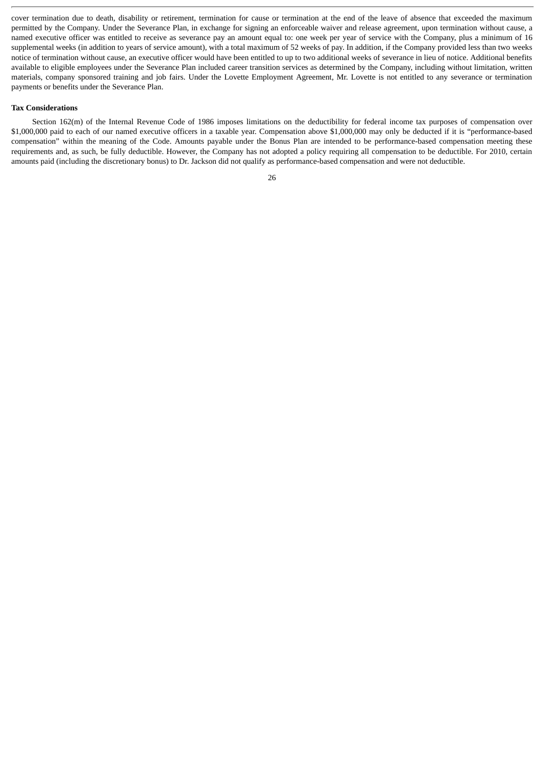cover termination due to death, disability or retirement, termination for cause or termination at the end of the leave of absence that exceeded the maximum permitted by the Company. Under the Severance Plan, in exchange for signing an enforceable waiver and release agreement, upon termination without cause, a named executive officer was entitled to receive as severance pay an amount equal to: one week per year of service with the Company, plus a minimum of 16 supplemental weeks (in addition to years of service amount), with a total maximum of 52 weeks of pay. In addition, if the Company provided less than two weeks notice of termination without cause, an executive officer would have been entitled to up to two additional weeks of severance in lieu of notice. Additional benefits available to eligible employees under the Severance Plan included career transition services as determined by the Company, including without limitation, written materials, company sponsored training and job fairs. Under the Lovette Employment Agreement, Mr. Lovette is not entitled to any severance or termination payments or benefits under the Severance Plan.

**Tax Considerations**

Section 162(m) of the Internal Revenue Code of 1986 imposes limitations on the deductibility for federal income tax purposes of compensation over $1,000,000 paid to each of our named executive officers in a taxable year. Compensation above $1,000,000 may only be deducted if it is "performance-based compensation" within the meaning of the Code. Amounts payable under the Bonus Plan are intended to be performance-based compensation meeting these requirements and, as such, be fully deductible. However, the Company has not adopted a policy requiring all compensation to be deductible. For 2010, certain amounts paid (including the discretionary bonus) to Dr. Jackson did not qualify as performance-based compensation and were not deductible.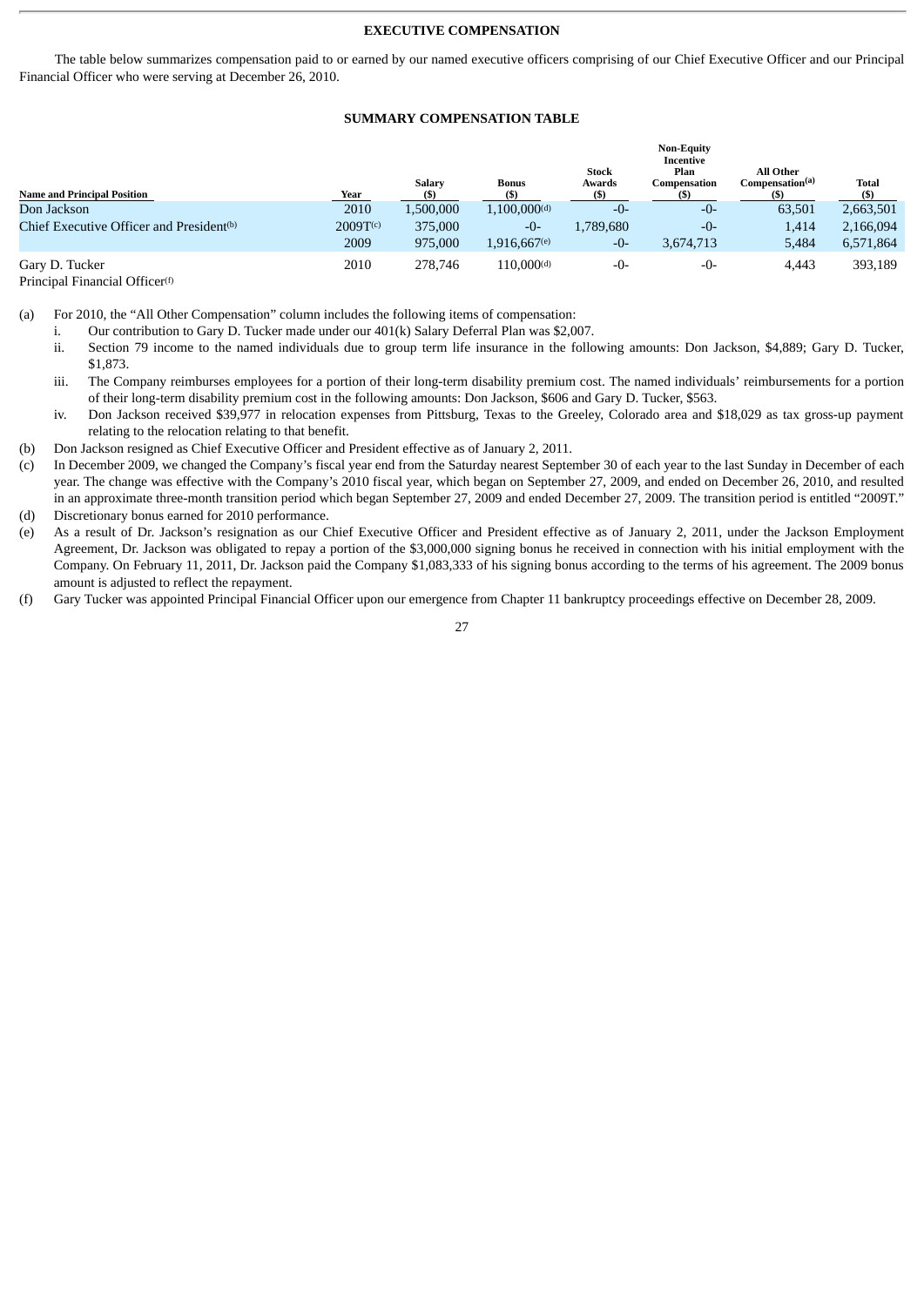## EXECUTIVE COMPENSATION

The table below summarizes compensation paid to or earned by our named executive officers comprising of our Chief Executive Officer and our Principal Financial Officer who were serving at December 26, 2010.

### SUMMARY COMPENSATION TABLE

| Name and Principal Position | Year | Salary ($) | Bonus ($) | Stock Awards ($) | Non-Equity Incentive Plan Compensation ($) | All Other Compensation[(a)] ($) | Total ($) |
|---|---|---|---|---|---|---|---|
| Don Jackson | 2010 | 1,500,000 | 1,100,000[(d)] | -0- | -0- | 63,501 | 2,663,501 |
| Chief Executive Officer and President[(b)] | 2009T[(c)] | 375,000 | -0- | 1,789,680 | -0- | 1,414 | 2,166,094 |
| | 2009 | 975,000 | 1,916,667[(e)] | -0- | 3,674,713 | 5,484 | 6,571,864 |
| Gary D. Tucker | 2010 | 278,746 | 110,000[(d)] | -0- | -0- | 4,443 | 393,189 |
| Principal Financial Officer[(f)] | | | | | | | |

(a) For 2010, the "All Other Compensation" column includes the following items of compensation:

i. Our contribution to Gary D. Tucker made under our 401(k) Salary Deferral Plan was $2,007.

ii. Section 79 income to the named individuals due to group term life insurance in the following amounts: Don Jackson, $4,889; Gary D. Tucker, $1,873.

iii. The Company reimburses employees for a portion of their long-term disability premium cost. The named individuals' reimbursements for a portion of their long-term disability premium cost in the following amounts: Don Jackson, $606 and Gary D. Tucker, $563.

iv. Don Jackson received $39,977 in relocation expenses from Pittsburg, Texas to the Greeley, Colorado area and $18,029 as tax gross-up payment relating to the relocation relating to that benefit.

(b) Don Jackson resigned as Chief Executive Officer and President effective as of January 2, 2011.

(c) In December 2009, we changed the Company's fiscal year end from the Saturday nearest September 30 of each year to the last Sunday in December of each year. The change was effective with the Company's 2010 fiscal year, which began on September 27, 2009, and ended on December 26, 2010, and resulted in an approximate three-month transition period which began September 27, 2009 and ended December 27, 2009. The transition period is entitled "2009T."

(d) Discretionary bonus earned for 2010 performance.

(e) As a result of Dr. Jackson's resignation as our Chief Executive Officer and President effective as of January 2, 2011, under the Jackson Employment Agreement, Dr. Jackson was obligated to repay a portion of the $3,000,000 signing bonus he received in connection with his initial employment with the Company. On February 11, 2011, Dr. Jackson paid the Company $1,083,333 of his signing bonus according to the terms of his agreement. The 2009 bonus amount is adjusted to reflect the repayment.

(f) Gary Tucker was appointed Principal Financial Officer upon our emergence from Chapter 11 bankruptcy proceedings effective on December 28, 2009.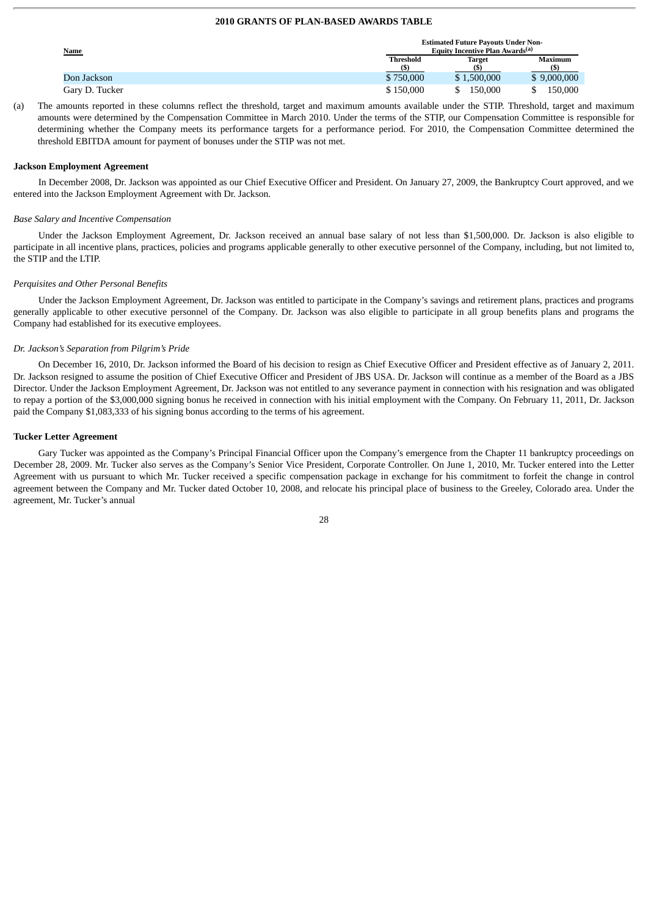**2010 GRANTS OF PLAN-BASED AWARDS TABLE**

| Name | Estimated Future Payouts Under Non-Equity Incentive Plan Awards[(a)] | | |
|---|---|---|---|
| | Threshold ($) | Target ($) | Maximum ($) |
| Don Jackson | $ 750,000 | $ 1,500,000 | $ 9,000,000 |
| Gary D. Tucker | $ 150,000 | $ 150,000 | $ 150,000 |

(a) The amounts reported in these columns reflect the threshold, target and maximum amounts available under the STIP. Threshold, target and maximum amounts were determined by the Compensation Committee in March 2010. Under the terms of the STIP, our Compensation Committee is responsible for determining whether the Company meets its performance targets for a performance period. For 2010, the Compensation Committee determined the threshold EBITDA amount for payment of bonuses under the STIP was not met.

**Jackson Employment Agreement**

In December 2008, Dr. Jackson was appointed as our Chief Executive Officer and President. On January 27, 2009, the Bankruptcy Court approved, and we entered into the Jackson Employment Agreement with Dr. Jackson.

*Base Salary and Incentive Compensation*

Under the Jackson Employment Agreement, Dr. Jackson received an annual base salary of not less than $1,500,000. Dr. Jackson is also eligible to participate in all incentive plans, practices, policies and programs applicable generally to other executive personnel of the Company, including, but not limited to, the STIP and the LTIP.

*Perquisites and Other Personal Benefits*

Under the Jackson Employment Agreement, Dr. Jackson was entitled to participate in the Company's savings and retirement plans, practices and programs generally applicable to other executive personnel of the Company. Dr. Jackson was also eligible to participate in all group benefits plans and programs the Company had established for its executive employees.

*Dr. Jackson's Separation from Pilgrim's Pride*

On December 16, 2010, Dr. Jackson informed the Board of his decision to resign as Chief Executive Officer and President effective as of January 2, 2011. Dr. Jackson resigned to assume the position of Chief Executive Officer and President of JBS USA. Dr. Jackson will continue as a member of the Board as a JBS Director. Under the Jackson Employment Agreement, Dr. Jackson was not entitled to any severance payment in connection with his resignation and was obligated to repay a portion of the $3,000,000 signing bonus he received in connection with his initial employment with the Company. On February 11, 2011, Dr. Jackson paid the Company $1,083,333 of his signing bonus according to the terms of his agreement.

**Tucker Letter Agreement**

Gary Tucker was appointed as the Company's Principal Financial Officer upon the Company's emergence from the Chapter 11 bankruptcy proceedings on December 28, 2009. Mr. Tucker also serves as the Company's Senior Vice President, Corporate Controller. On June 1, 2010, Mr. Tucker entered into the Letter Agreement with us pursuant to which Mr. Tucker received a specific compensation package in exchange for his commitment to forfeit the change in control agreement between the Company and Mr. Tucker dated October 10, 2008, and relocate his principal place of business to the Greeley, Colorado area. Under the agreement, Mr. Tucker's annual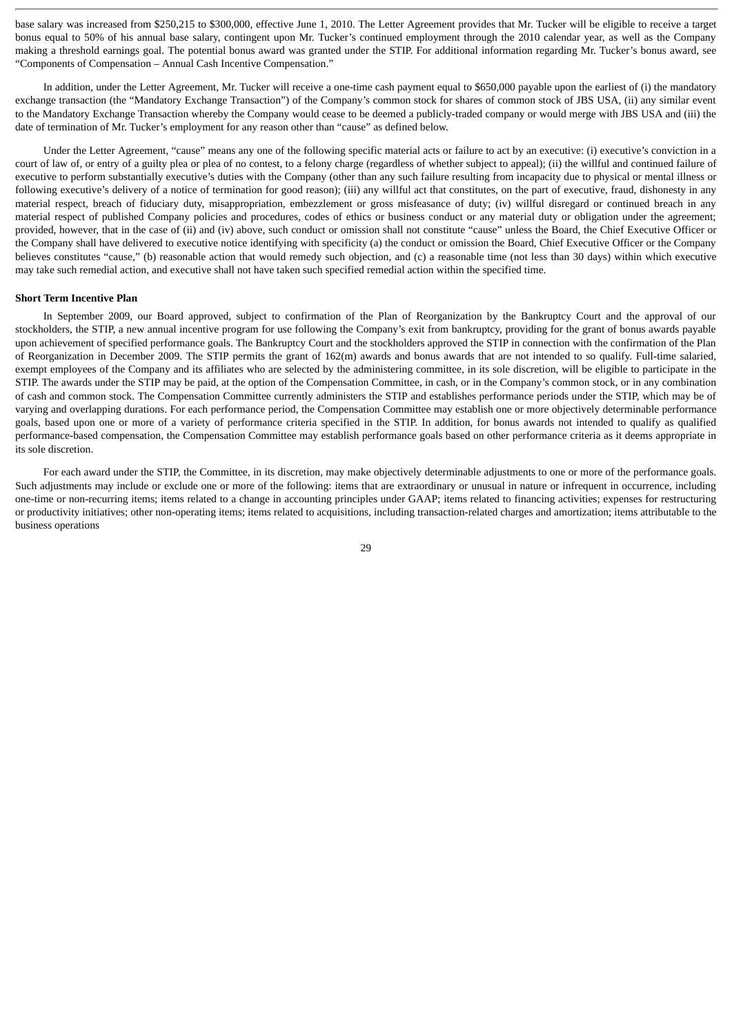base salary was increased from $250,215 to $300,000, effective June 1, 2010. The Letter Agreement provides that Mr. Tucker will be eligible to receive a target bonus equal to 50% of his annual base salary, contingent upon Mr. Tucker's continued employment through the 2010 calendar year, as well as the Company making a threshold earnings goal. The potential bonus award was granted under the STIP. For additional information regarding Mr. Tucker's bonus award, see "Components of Compensation – Annual Cash Incentive Compensation."

In addition, under the Letter Agreement, Mr. Tucker will receive a one-time cash payment equal to $650,000 payable upon the earliest of (i) the mandatory exchange transaction (the "Mandatory Exchange Transaction") of the Company's common stock for shares of common stock of JBS USA, (ii) any similar event to the Mandatory Exchange Transaction whereby the Company would cease to be deemed a publicly-traded company or would merge with JBS USA and (iii) the date of termination of Mr. Tucker's employment for any reason other than "cause" as defined below.

Under the Letter Agreement, "cause" means any one of the following specific material acts or failure to act by an executive: (i) executive's conviction in a court of law of, or entry of a guilty plea or plea of no contest, to a felony charge (regardless of whether subject to appeal); (ii) the willful and continued failure of executive to perform substantially executive's duties with the Company (other than any such failure resulting from incapacity due to physical or mental illness or following executive's delivery of a notice of termination for good reason); (iii) any willful act that constitutes, on the part of executive, fraud, dishonesty in any material respect, breach of fiduciary duty, misappropriation, embezzlement or gross misfeasance of duty; (iv) willful disregard or continued breach in any material respect of published Company policies and procedures, codes of ethics or business conduct or any material duty or obligation under the agreement; provided, however, that in the case of (ii) and (iv) above, such conduct or omission shall not constitute "cause" unless the Board, the Chief Executive Officer or the Company shall have delivered to executive notice identifying with specificity (a) the conduct or omission the Board, Chief Executive Officer or the Company believes constitutes "cause," (b) reasonable action that would remedy such objection, and (c) a reasonable time (not less than 30 days) within which executive may take such remedial action, and executive shall not have taken such specified remedial action within the specified time.

**Short Term Incentive Plan**

In September 2009, our Board approved, subject to confirmation of the Plan of Reorganization by the Bankruptcy Court and the approval of our stockholders, the STIP, a new annual incentive program for use following the Company's exit from bankruptcy, providing for the grant of bonus awards payable upon achievement of specified performance goals. The Bankruptcy Court and the stockholders approved the STIP in connection with the confirmation of the Plan of Reorganization in December 2009. The STIP permits the grant of 162(m) awards and bonus awards that are not intended to so qualify. Full-time salaried, exempt employees of the Company and its affiliates who are selected by the administering committee, in its sole discretion, will be eligible to participate in the STIP. The awards under the STIP may be paid, at the option of the Compensation Committee, in cash, or in the Company's common stock, or in any combination of cash and common stock. The Compensation Committee currently administers the STIP and establishes performance periods under the STIP, which may be of varying and overlapping durations. For each performance period, the Compensation Committee may establish one or more objectively determinable performance goals, based upon one or more of a variety of performance criteria specified in the STIP. In addition, for bonus awards not intended to qualify as qualified performance-based compensation, the Compensation Committee may establish performance goals based on other performance criteria as it deems appropriate in its sole discretion.

For each award under the STIP, the Committee, in its discretion, may make objectively determinable adjustments to one or more of the performance goals. Such adjustments may include or exclude one or more of the following: items that are extraordinary or unusual in nature or infrequent in occurrence, including one-time or non-recurring items; items related to a change in accounting principles under GAAP; items related to financing activities; expenses for restructuring or productivity initiatives; other non-operating items; items related to acquisitions, including transaction-related charges and amortization; items attributable to the business operations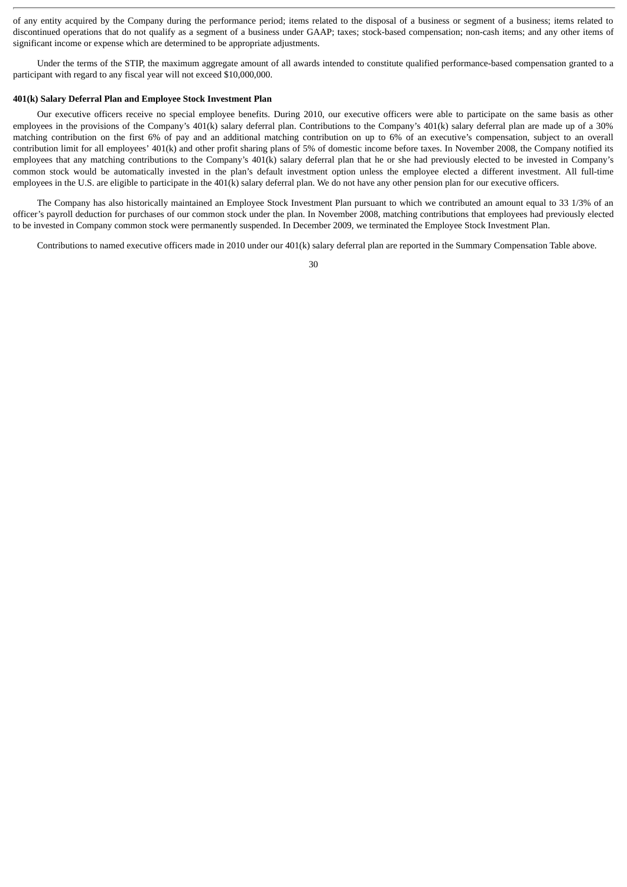of any entity acquired by the Company during the performance period; items related to the disposal of a business or segment of a business; items related to discontinued operations that do not qualify as a segment of a business under GAAP; taxes; stock-based compensation; non-cash items; and any other items of significant income or expense which are determined to be appropriate adjustments.

Under the terms of the STIP, the maximum aggregate amount of all awards intended to constitute qualified performance-based compensation granted to a participant with regard to any fiscal year will not exceed $10,000,000.

**401(k) Salary Deferral Plan and Employee Stock Investment Plan**

Our executive officers receive no special employee benefits. During 2010, our executive officers were able to participate on the same basis as other employees in the provisions of the Company's 401(k) salary deferral plan. Contributions to the Company's 401(k) salary deferral plan are made up of a 30% matching contribution on the first 6% of pay and an additional matching contribution on up to 6% of an executive's compensation, subject to an overall contribution limit for all employees' 401(k) and other profit sharing plans of 5% of domestic income before taxes. In November 2008, the Company notified its employees that any matching contributions to the Company's 401(k) salary deferral plan that he or she had previously elected to be invested in Company's common stock would be automatically invested in the plan's default investment option unless the employee elected a different investment. All full-time employees in the U.S. are eligible to participate in the 401(k) salary deferral plan. We do not have any other pension plan for our executive officers.

The Company has also historically maintained an Employee Stock Investment Plan pursuant to which we contributed an amount equal to 33 1/3% of an officer's payroll deduction for purchases of our common stock under the plan. In November 2008, matching contributions that employees had previously elected to be invested in Company common stock were permanently suspended. In December 2009, we terminated the Employee Stock Investment Plan.

Contributions to named executive officers made in 2010 under our 401(k) salary deferral plan are reported in the Summary Compensation Table above.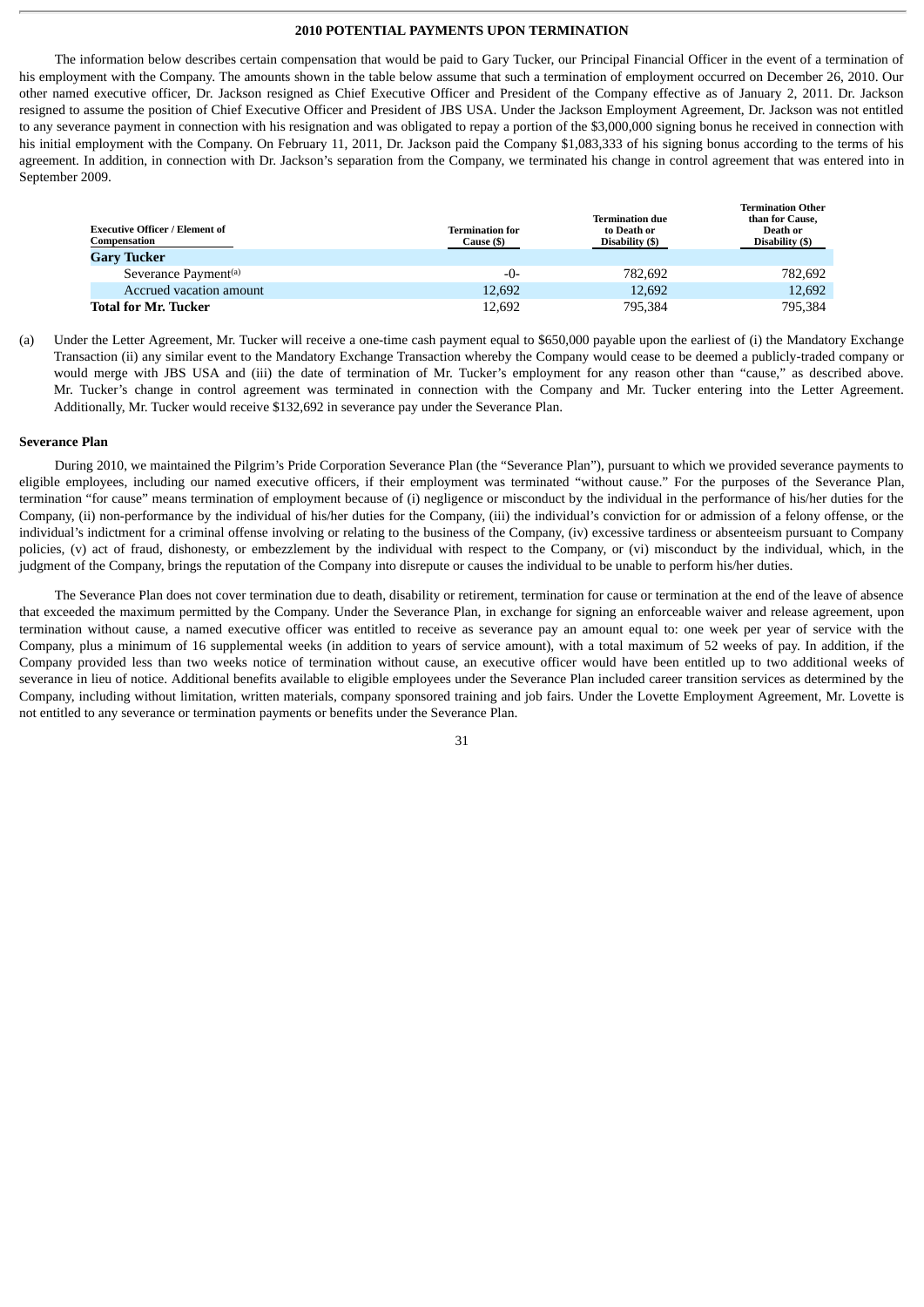## 2010 POTENTIAL PAYMENTS UPON TERMINATION

The information below describes certain compensation that would be paid to Gary Tucker, our Principal Financial Officer in the event of a termination of his employment with the Company. The amounts shown in the table below assume that such a termination of employment occurred on December 26, 2010. Our other named executive officer, Dr. Jackson resigned as Chief Executive Officer and President of the Company effective as of January 2, 2011. Dr. Jackson resigned to assume the position of Chief Executive Officer and President of JBS USA. Under the Jackson Employment Agreement, Dr. Jackson was not entitled to any severance payment in connection with his resignation and was obligated to repay a portion of the $3,000,000 signing bonus he received in connection with his initial employment with the Company. On February 11, 2011, Dr. Jackson paid the Company $1,083,333 of his signing bonus according to the terms of his agreement. In addition, in connection with Dr. Jackson's separation from the Company, we terminated his change in control agreement that was entered into in September 2009.

| Executive Officer / Element of Compensation | Termination for Cause ($) | Termination due to Death or Disability ($) | Termination Other than for Cause, Death or Disability ($) |
|---|---|---|---|
| **Gary Tucker** | | | |
| Severance Payment[(a)] | -0- | 782,692 | 782,692 |
| Accrued vacation amount | 12,692 | 12,692 | 12,692 |
| **Total for Mr. Tucker** | 12,692 | 795,384 | 795,384 |

(a) Under the Letter Agreement, Mr. Tucker will receive a one-time cash payment equal to $650,000 payable upon the earliest of (i) the Mandatory Exchange Transaction (ii) any similar event to the Mandatory Exchange Transaction whereby the Company would cease to be deemed a publicly-traded company or would merge with JBS USA and (iii) the date of termination of Mr. Tucker's employment for any reason other than "cause," as described above. Mr. Tucker's change in control agreement was terminated in connection with the Company and Mr. Tucker entering into the Letter Agreement. Additionally, Mr. Tucker would receive $132,692 in severance pay under the Severance Plan.

### Severance Plan

During 2010, we maintained the Pilgrim's Pride Corporation Severance Plan (the "Severance Plan"), pursuant to which we provided severance payments to eligible employees, including our named executive officers, if their employment was terminated "without cause." For the purposes of the Severance Plan, termination "for cause" means termination of employment because of (i) negligence or misconduct by the individual in the performance of his/her duties for the Company, (ii) non-performance by the individual of his/her duties for the Company, (iii) the individual's conviction for or admission of a felony offense, or the individual's indictment for a criminal offense involving or relating to the business of the Company, (iv) excessive tardiness or absenteeism pursuant to Company policies, (v) act of fraud, dishonesty, or embezzlement by the individual with respect to the Company, or (vi) misconduct by the individual, which, in the judgment of the Company, brings the reputation of the Company into disrepute or causes the individual to be unable to perform his/her duties.

The Severance Plan does not cover termination due to death, disability or retirement, termination for cause or termination at the end of the leave of absence that exceeded the maximum permitted by the Company. Under the Severance Plan, in exchange for signing an enforceable waiver and release agreement, upon termination without cause, a named executive officer was entitled to receive as severance pay an amount equal to: one week per year of service with the Company, plus a minimum of 16 supplemental weeks (in addition to years of service amount), with a total maximum of 52 weeks of pay. In addition, if the Company provided less than two weeks notice of termination without cause, an executive officer would have been entitled up to two additional weeks of severance in lieu of notice. Additional benefits available to eligible employees under the Severance Plan included career transition services as determined by the Company, including without limitation, written materials, company sponsored training and job fairs. Under the Lovette Employment Agreement, Mr. Lovette is not entitled to any severance or termination payments or benefits under the Severance Plan.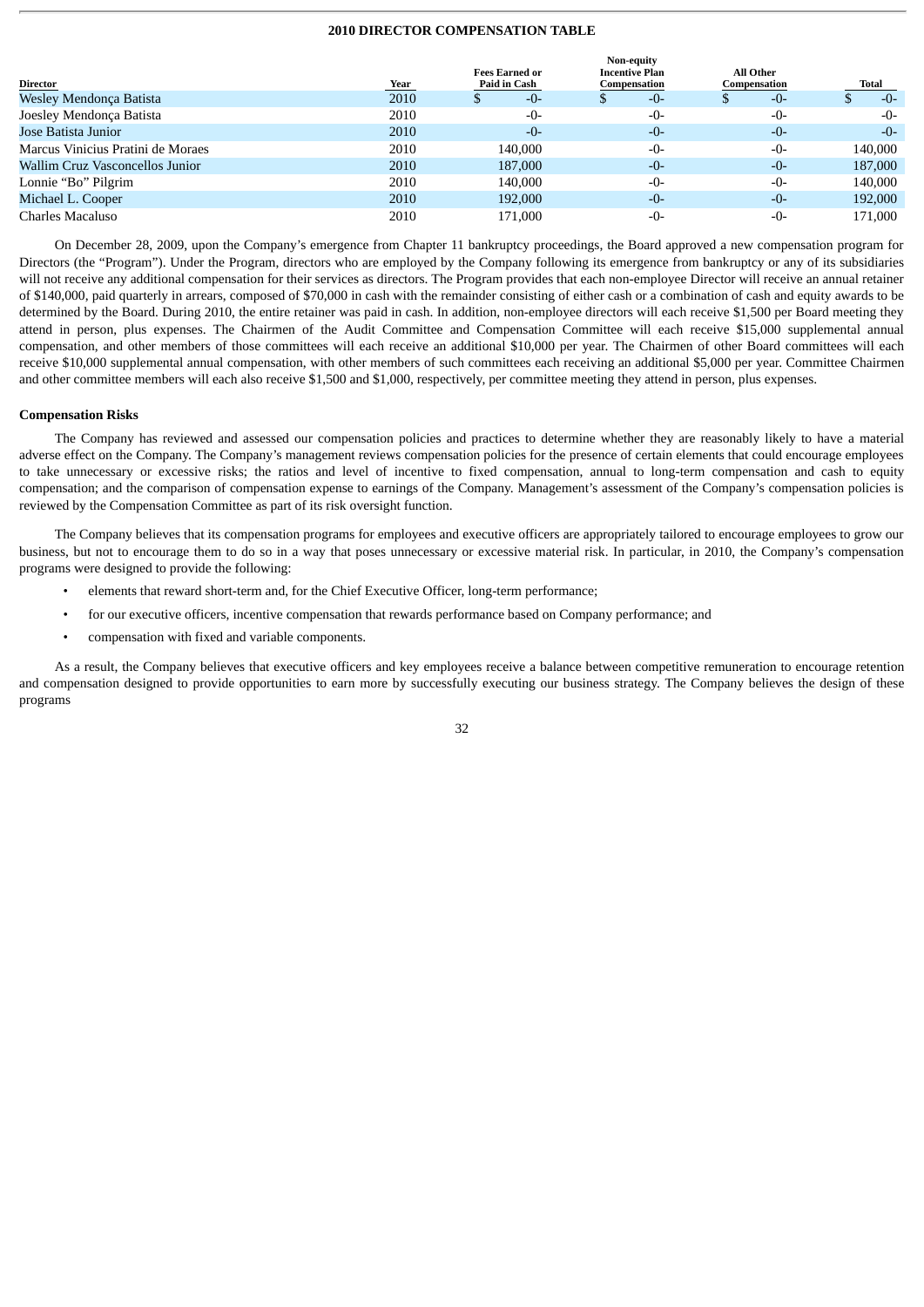### 2010 DIRECTOR COMPENSATION TABLE

| Director | Year | Fees Earned or Paid in Cash | Non-equity Incentive Plan Compensation | All Other Compensation | Total |
|---|---|---|---|---|---|
| Wesley Mendonça Batista | 2010 | $ -0- | $ -0- | $ -0- | $ -0- |
| Joesley Mendonça Batista | 2010 | -0- | -0- | -0- | -0- |
| Jose Batista Junior | 2010 | -0- | -0- | -0- | -0- |
| Marcus Vinicius Pratini de Moraes | 2010 | 140,000 | -0- | -0- | 140,000 |
| Wallim Cruz Vasconcellos Junior | 2010 | 187,000 | -0- | -0- | 187,000 |
| Lonnie "Bo" Pilgrim | 2010 | 140,000 | -0- | -0- | 140,000 |
| Michael L. Cooper | 2010 | 192,000 | -0- | -0- | 192,000 |
| Charles Macaluso | 2010 | 171,000 | -0- | -0- | 171,000 |

On December 28, 2009, upon the Company's emergence from Chapter 11 bankruptcy proceedings, the Board approved a new compensation program for Directors (the "Program"). Under the Program, directors who are employed by the Company following its emergence from bankruptcy or any of its subsidiaries will not receive any additional compensation for their services as directors. The Program provides that each non-employee Director will receive an annual retainer of $140,000, paid quarterly in arrears, composed of $70,000 in cash with the remainder consisting of either cash or a combination of cash and equity awards to be determined by the Board. During 2010, the entire retainer was paid in cash. In addition, non-employee directors will each receive $1,500 per Board meeting they attend in person, plus expenses. The Chairmen of the Audit Committee and Compensation Committee will each receive $15,000 supplemental annual compensation, and other members of those committees will each receive an additional $10,000 per year. The Chairmen of other Board committees will each receive $10,000 supplemental annual compensation, with other members of such committees each receiving an additional $5,000 per year. Committee Chairmen and other committee members will each also receive $1,500 and $1,000, respectively, per committee meeting they attend in person, plus expenses.

### Compensation Risks

The Company has reviewed and assessed our compensation policies and practices to determine whether they are reasonably likely to have a material adverse effect on the Company. The Company's management reviews compensation policies for the presence of certain elements that could encourage employees to take unnecessary or excessive risks; the ratios and level of incentive to fixed compensation, annual to long-term compensation and cash to equity compensation; and the comparison of compensation expense to earnings of the Company. Management's assessment of the Company's compensation policies is reviewed by the Compensation Committee as part of its risk oversight function.

The Company believes that its compensation programs for employees and executive officers are appropriately tailored to encourage employees to grow our business, but not to encourage them to do so in a way that poses unnecessary or excessive material risk. In particular, in 2010, the Company's compensation programs were designed to provide the following:

- elements that reward short-term and, for the Chief Executive Officer, long-term performance;
- for our executive officers, incentive compensation that rewards performance based on Company performance; and
- compensation with fixed and variable components.

As a result, the Company believes that executive officers and key employees receive a balance between competitive remuneration to encourage retention and compensation designed to provide opportunities to earn more by successfully executing our business strategy. The Company believes the design of these programs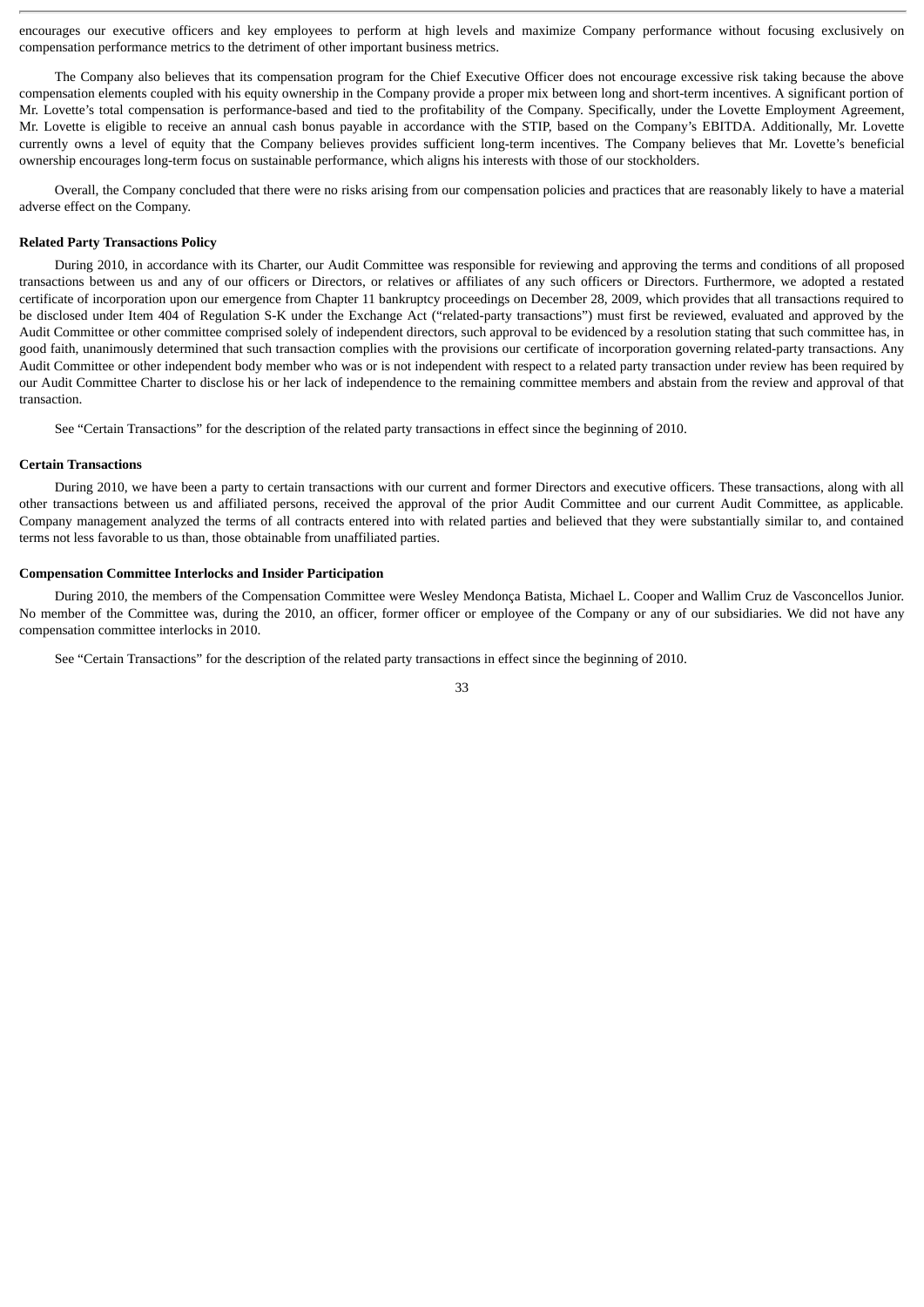encourages our executive officers and key employees to perform at high levels and maximize Company performance without focusing exclusively on compensation performance metrics to the detriment of other important business metrics.

The Company also believes that its compensation program for the Chief Executive Officer does not encourage excessive risk taking because the above compensation elements coupled with his equity ownership in the Company provide a proper mix between long and short-term incentives. A significant portion of Mr. Lovette's total compensation is performance-based and tied to the profitability of the Company. Specifically, under the Lovette Employment Agreement, Mr. Lovette is eligible to receive an annual cash bonus payable in accordance with the STIP, based on the Company's EBITDA. Additionally, Mr. Lovette currently owns a level of equity that the Company believes provides sufficient long-term incentives. The Company believes that Mr. Lovette's beneficial ownership encourages long-term focus on sustainable performance, which aligns his interests with those of our stockholders.

Overall, the Company concluded that there were no risks arising from our compensation policies and practices that are reasonably likely to have a material adverse effect on the Company.

**Related Party Transactions Policy**

During 2010, in accordance with its Charter, our Audit Committee was responsible for reviewing and approving the terms and conditions of all proposed transactions between us and any of our officers or Directors, or relatives or affiliates of any such officers or Directors. Furthermore, we adopted a restated certificate of incorporation upon our emergence from Chapter 11 bankruptcy proceedings on December 28, 2009, which provides that all transactions required to be disclosed under Item 404 of Regulation S-K under the Exchange Act ("related-party transactions") must first be reviewed, evaluated and approved by the Audit Committee or other committee comprised solely of independent directors, such approval to be evidenced by a resolution stating that such committee has, in good faith, unanimously determined that such transaction complies with the provisions our certificate of incorporation governing related-party transactions. Any Audit Committee or other independent body member who was or is not independent with respect to a related party transaction under review has been required by our Audit Committee Charter to disclose his or her lack of independence to the remaining committee members and abstain from the review and approval of that transaction.

See "Certain Transactions" for the description of the related party transactions in effect since the beginning of 2010.

**Certain Transactions**

During 2010, we have been a party to certain transactions with our current and former Directors and executive officers. These transactions, along with all other transactions between us and affiliated persons, received the approval of the prior Audit Committee and our current Audit Committee, as applicable. Company management analyzed the terms of all contracts entered into with related parties and believed that they were substantially similar to, and contained terms not less favorable to us than, those obtainable from unaffiliated parties.

**Compensation Committee Interlocks and Insider Participation**

During 2010, the members of the Compensation Committee were Wesley Mendonça Batista, Michael L. Cooper and Wallim Cruz de Vasconcellos Junior. No member of the Committee was, during the 2010, an officer, former officer or employee of the Company or any of our subsidiaries. We did not have any compensation committee interlocks in 2010.

See "Certain Transactions" for the description of the related party transactions in effect since the beginning of 2010.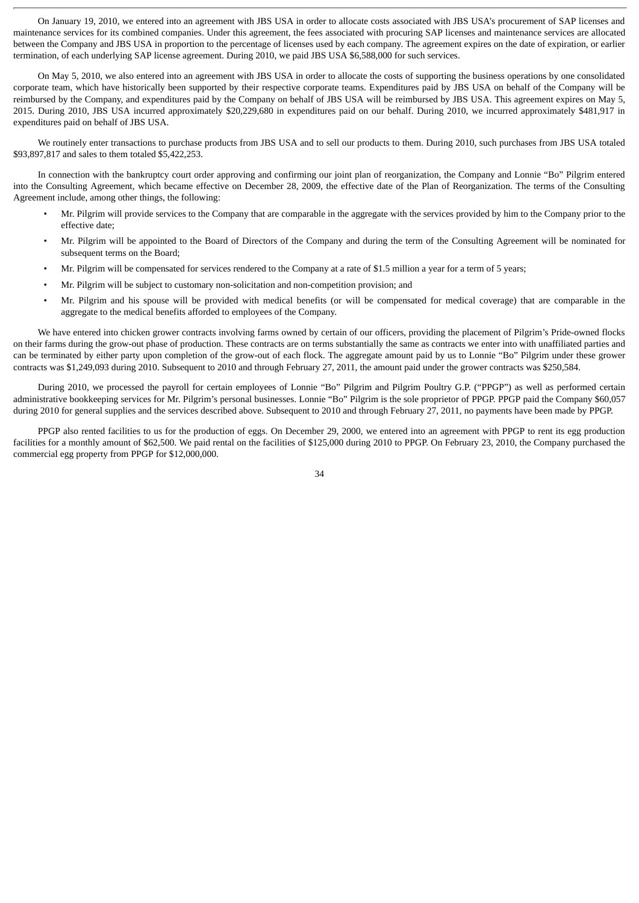On January 19, 2010, we entered into an agreement with JBS USA in order to allocate costs associated with JBS USA's procurement of SAP licenses and maintenance services for its combined companies. Under this agreement, the fees associated with procuring SAP licenses and maintenance services are allocated between the Company and JBS USA in proportion to the percentage of licenses used by each company. The agreement expires on the date of expiration, or earlier termination, of each underlying SAP license agreement. During 2010, we paid JBS USA $6,588,000 for such services.

On May 5, 2010, we also entered into an agreement with JBS USA in order to allocate the costs of supporting the business operations by one consolidated corporate team, which have historically been supported by their respective corporate teams. Expenditures paid by JBS USA on behalf of the Company will be reimbursed by the Company, and expenditures paid by the Company on behalf of JBS USA will be reimbursed by JBS USA. This agreement expires on May 5, 2015. During 2010, JBS USA incurred approximately $20,229,680 in expenditures paid on our behalf. During 2010, we incurred approximately $481,917 in expenditures paid on behalf of JBS USA.

We routinely enter transactions to purchase products from JBS USA and to sell our products to them. During 2010, such purchases from JBS USA totaled $93,897,817 and sales to them totaled $5,422,253.

In connection with the bankruptcy court order approving and confirming our joint plan of reorganization, the Company and Lonnie "Bo" Pilgrim entered into the Consulting Agreement, which became effective on December 28, 2009, the effective date of the Plan of Reorganization. The terms of the Consulting Agreement include, among other things, the following:

- Mr. Pilgrim will provide services to the Company that are comparable in the aggregate with the services provided by him to the Company prior to the effective date;
- Mr. Pilgrim will be appointed to the Board of Directors of the Company and during the term of the Consulting Agreement will be nominated for subsequent terms on the Board;
- Mr. Pilgrim will be compensated for services rendered to the Company at a rate of $1.5 million a year for a term of 5 years;
- Mr. Pilgrim will be subject to customary non-solicitation and non-competition provision; and
- Mr. Pilgrim and his spouse will be provided with medical benefits (or will be compensated for medical coverage) that are comparable in the aggregate to the medical benefits afforded to employees of the Company.

We have entered into chicken grower contracts involving farms owned by certain of our officers, providing the placement of Pilgrim's Pride-owned flocks on their farms during the grow-out phase of production. These contracts are on terms substantially the same as contracts we enter into with unaffiliated parties and can be terminated by either party upon completion of the grow-out of each flock. The aggregate amount paid by us to Lonnie "Bo" Pilgrim under these grower contracts was $1,249,093 during 2010. Subsequent to 2010 and through February 27, 2011, the amount paid under the grower contracts was $250,584.

During 2010, we processed the payroll for certain employees of Lonnie "Bo" Pilgrim and Pilgrim Poultry G.P. ("PPGP") as well as performed certain administrative bookkeeping services for Mr. Pilgrim's personal businesses. Lonnie "Bo" Pilgrim is the sole proprietor of PPGP. PPGP paid the Company $60,057 during 2010 for general supplies and the services described above. Subsequent to 2010 and through February 27, 2011, no payments have been made by PPGP.

PPGP also rented facilities to us for the production of eggs. On December 29, 2000, we entered into an agreement with PPGP to rent its egg production facilities for a monthly amount of $62,500. We paid rental on the facilities of $125,000 during 2010 to PPGP. On February 23, 2010, the Company purchased the commercial egg property from PPGP for $12,000,000.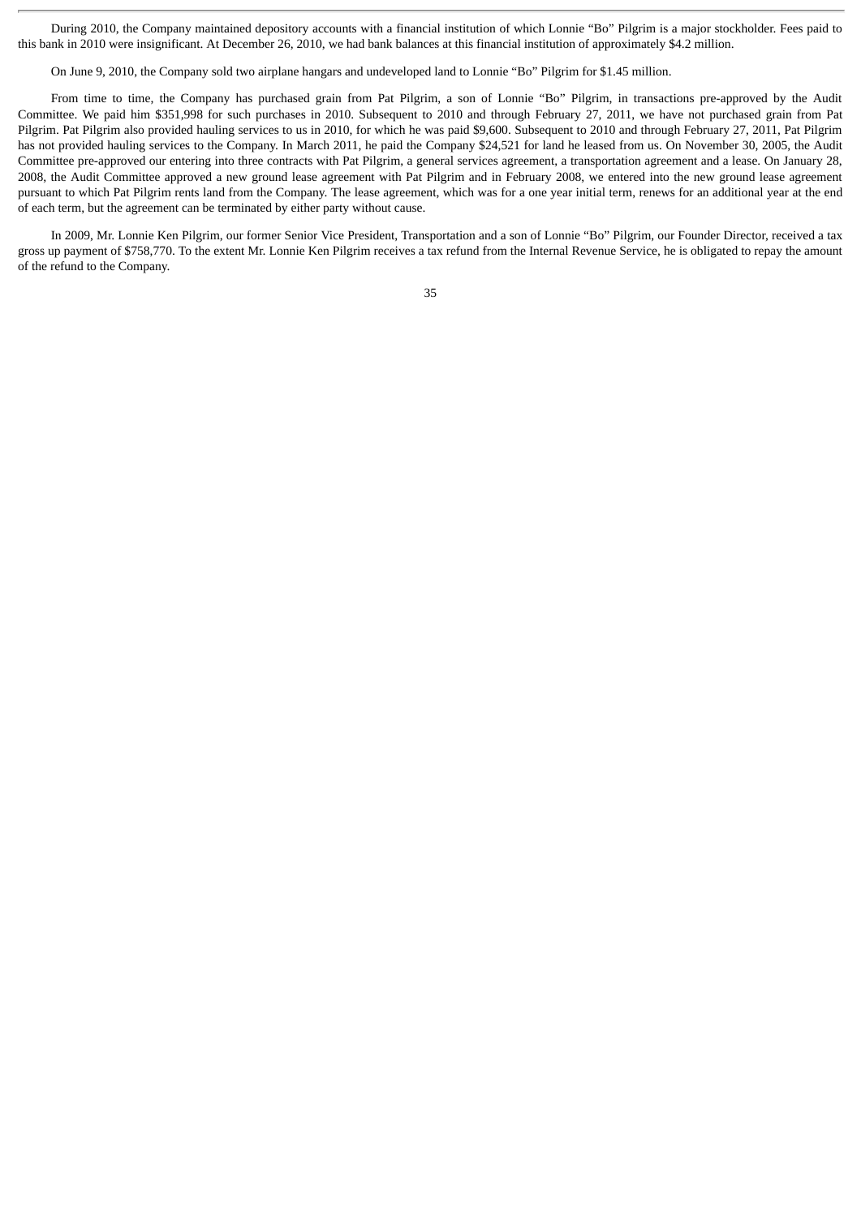During 2010, the Company maintained depository accounts with a financial institution of which Lonnie “Bo” Pilgrim is a major stockholder. Fees paid to this bank in 2010 were insignificant. At December 26, 2010, we had bank balances at this financial institution of approximately $4.2 million.

On June 9, 2010, the Company sold two airplane hangars and undeveloped land to Lonnie “Bo” Pilgrim for $1.45 million.

From time to time, the Company has purchased grain from Pat Pilgrim, a son of Lonnie “Bo” Pilgrim, in transactions pre-approved by the Audit Committee. We paid him $351,998 for such purchases in 2010. Subsequent to 2010 and through February 27, 2011, we have not purchased grain from Pat Pilgrim. Pat Pilgrim also provided hauling services to us in 2010, for which he was paid $9,600. Subsequent to 2010 and through February 27, 2011, Pat Pilgrim has not provided hauling services to the Company. In March 2011, he paid the Company $24,521 for land he leased from us. On November 30, 2005, the Audit Committee pre-approved our entering into three contracts with Pat Pilgrim, a general services agreement, a transportation agreement and a lease. On January 28, 2008, the Audit Committee approved a new ground lease agreement with Pat Pilgrim and in February 2008, we entered into the new ground lease agreement pursuant to which Pat Pilgrim rents land from the Company. The lease agreement, which was for a one year initial term, renews for an additional year at the end of each term, but the agreement can be terminated by either party without cause.

In 2009, Mr. Lonnie Ken Pilgrim, our former Senior Vice President, Transportation and a son of Lonnie “Bo” Pilgrim, our Founder Director, received a tax gross up payment of $758,770. To the extent Mr. Lonnie Ken Pilgrim receives a tax refund from the Internal Revenue Service, he is obligated to repay the amount of the refund to the Company.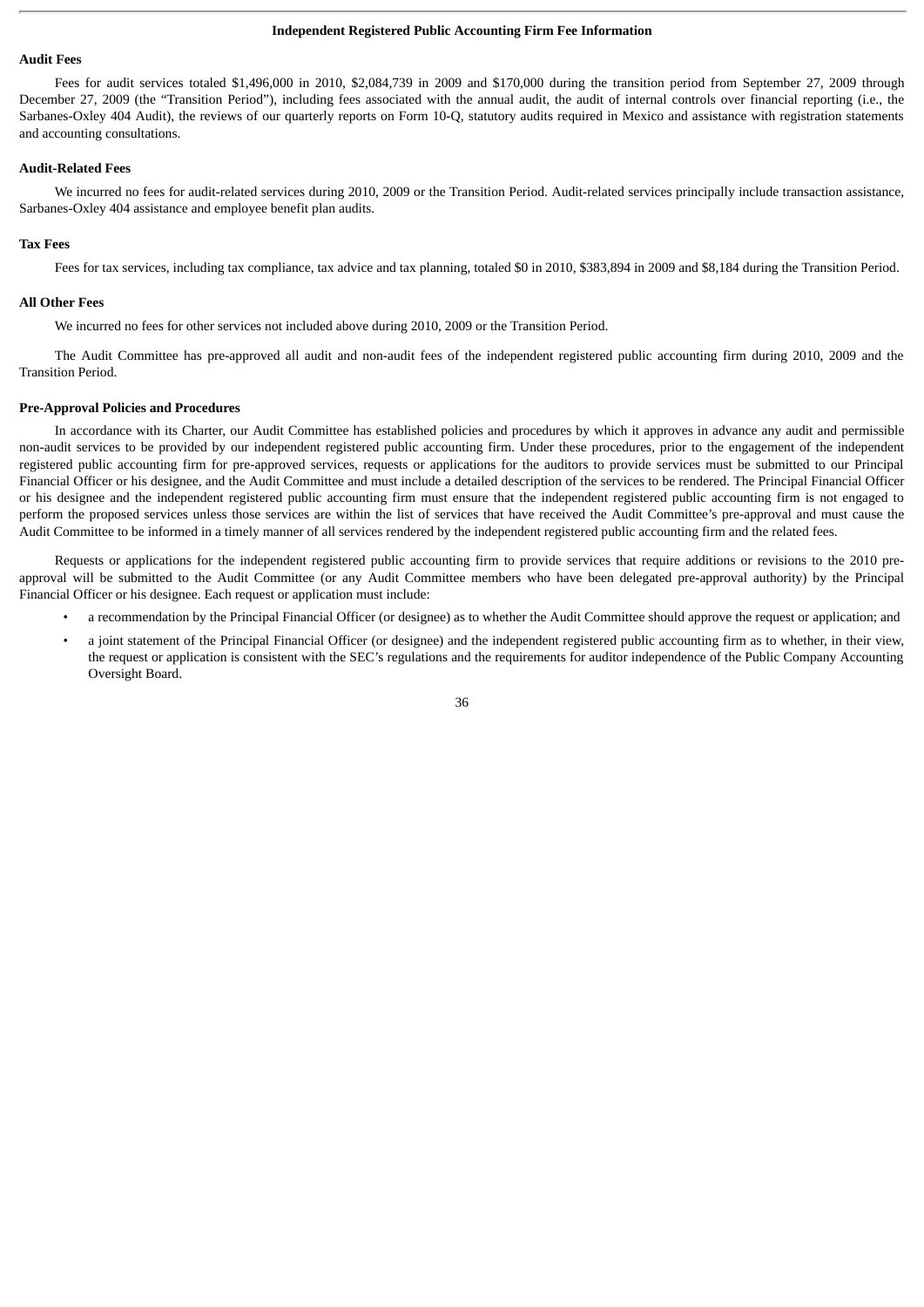## Independent Registered Public Accounting Firm Fee Information

### Audit Fees

Fees for audit services totaled $1,496,000 in 2010, $2,084,739 in 2009 and $170,000 during the transition period from September 27, 2009 through December 27, 2009 (the "Transition Period"), including fees associated with the annual audit, the audit of internal controls over financial reporting (i.e., the Sarbanes-Oxley 404 Audit), the reviews of our quarterly reports on Form 10-Q, statutory audits required in Mexico and assistance with registration statements and accounting consultations.

### Audit-Related Fees

We incurred no fees for audit-related services during 2010, 2009 or the Transition Period. Audit-related services principally include transaction assistance, Sarbanes-Oxley 404 assistance and employee benefit plan audits.

### Tax Fees

Fees for tax services, including tax compliance, tax advice and tax planning, totaled $0 in 2010, $383,894 in 2009 and $8,184 during the Transition Period.

### All Other Fees

We incurred no fees for other services not included above during 2010, 2009 or the Transition Period.

The Audit Committee has pre-approved all audit and non-audit fees of the independent registered public accounting firm during 2010, 2009 and the Transition Period.

### Pre-Approval Policies and Procedures

In accordance with its Charter, our Audit Committee has established policies and procedures by which it approves in advance any audit and permissible non-audit services to be provided by our independent registered public accounting firm. Under these procedures, prior to the engagement of the independent registered public accounting firm for pre-approved services, requests or applications for the auditors to provide services must be submitted to our Principal Financial Officer or his designee, and the Audit Committee and must include a detailed description of the services to be rendered. The Principal Financial Officer or his designee and the independent registered public accounting firm must ensure that the independent registered public accounting firm is not engaged to perform the proposed services unless those services are within the list of services that have received the Audit Committee's pre-approval and must cause the Audit Committee to be informed in a timely manner of all services rendered by the independent registered public accounting firm and the related fees.

Requests or applications for the independent registered public accounting firm to provide services that require additions or revisions to the 2010 pre-approval will be submitted to the Audit Committee (or any Audit Committee members who have been delegated pre-approval authority) by the Principal Financial Officer or his designee. Each request or application must include:

- a recommendation by the Principal Financial Officer (or designee) as to whether the Audit Committee should approve the request or application; and
- a joint statement of the Principal Financial Officer (or designee) and the independent registered public accounting firm as to whether, in their view, the request or application is consistent with the SEC's regulations and the requirements for auditor independence of the Public Company Accounting Oversight Board.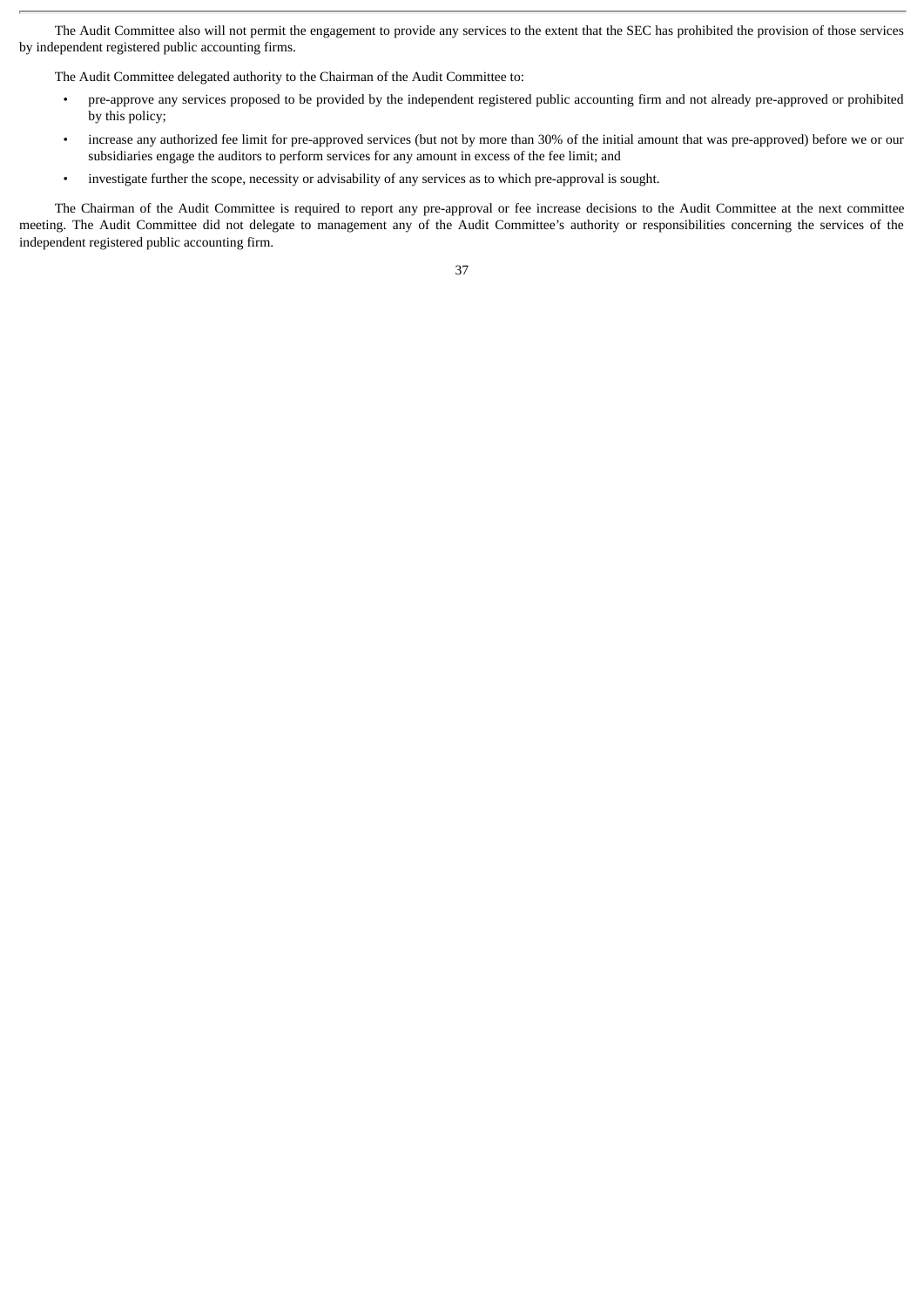The Audit Committee also will not permit the engagement to provide any services to the extent that the SEC has prohibited the provision of those services by independent registered public accounting firms.

The Audit Committee delegated authority to the Chairman of the Audit Committee to:

- pre-approve any services proposed to be provided by the independent registered public accounting firm and not already pre-approved or prohibited by this policy;
- increase any authorized fee limit for pre-approved services (but not by more than 30% of the initial amount that was pre-approved) before we or our subsidiaries engage the auditors to perform services for any amount in excess of the fee limit; and
- investigate further the scope, necessity or advisability of any services as to which pre-approval is sought.

The Chairman of the Audit Committee is required to report any pre-approval or fee increase decisions to the Audit Committee at the next committee meeting. The Audit Committee did not delegate to management any of the Audit Committee's authority or responsibilities concerning the services of the independent registered public accounting firm.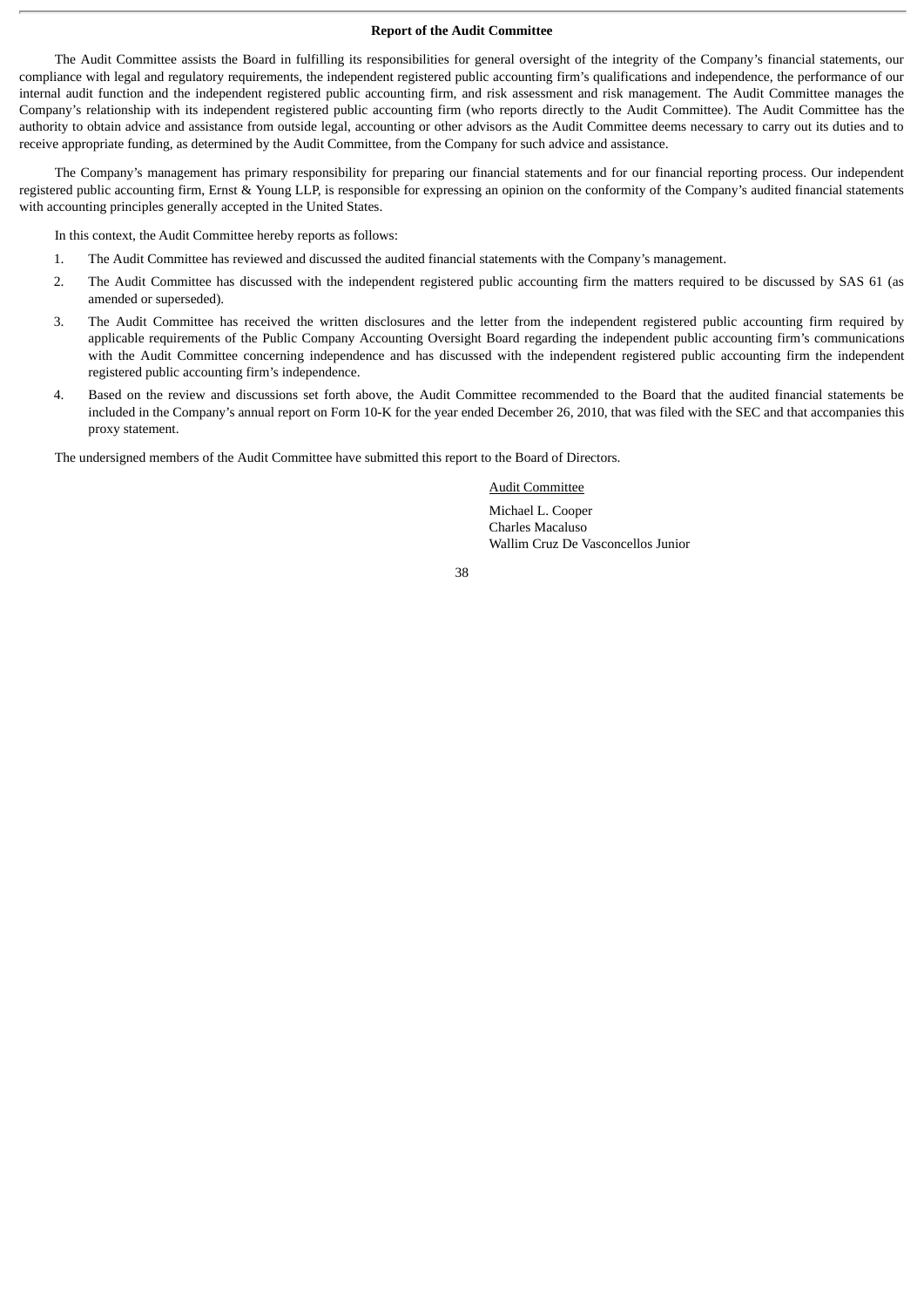**Report of the Audit Committee**

The Audit Committee assists the Board in fulfilling its responsibilities for general oversight of the integrity of the Company's financial statements, our compliance with legal and regulatory requirements, the independent registered public accounting firm's qualifications and independence, the performance of our internal audit function and the independent registered public accounting firm, and risk assessment and risk management. The Audit Committee manages the Company's relationship with its independent registered public accounting firm (who reports directly to the Audit Committee). The Audit Committee has the authority to obtain advice and assistance from outside legal, accounting or other advisors as the Audit Committee deems necessary to carry out its duties and to receive appropriate funding, as determined by the Audit Committee, from the Company for such advice and assistance.

The Company's management has primary responsibility for preparing our financial statements and for our financial reporting process. Our independent registered public accounting firm, Ernst & Young LLP, is responsible for expressing an opinion on the conformity of the Company's audited financial statements with accounting principles generally accepted in the United States.

In this context, the Audit Committee hereby reports as follows:

1. The Audit Committee has reviewed and discussed the audited financial statements with the Company's management.
2. The Audit Committee has discussed with the independent registered public accounting firm the matters required to be discussed by SAS 61 (as amended or superseded).
3. The Audit Committee has received the written disclosures and the letter from the independent registered public accounting firm required by applicable requirements of the Public Company Accounting Oversight Board regarding the independent public accounting firm's communications with the Audit Committee concerning independence and has discussed with the independent registered public accounting firm the independent registered public accounting firm's independence.
4. Based on the review and discussions set forth above, the Audit Committee recommended to the Board that the audited financial statements be included in the Company's annual report on Form 10-K for the year ended December 26, 2010, that was filed with the SEC and that accompanies this proxy statement.

The undersigned members of the Audit Committee have submitted this report to the Board of Directors.

Audit Committee

Michael L. Cooper
Charles Macaluso
Wallim Cruz De Vasconcellos Junior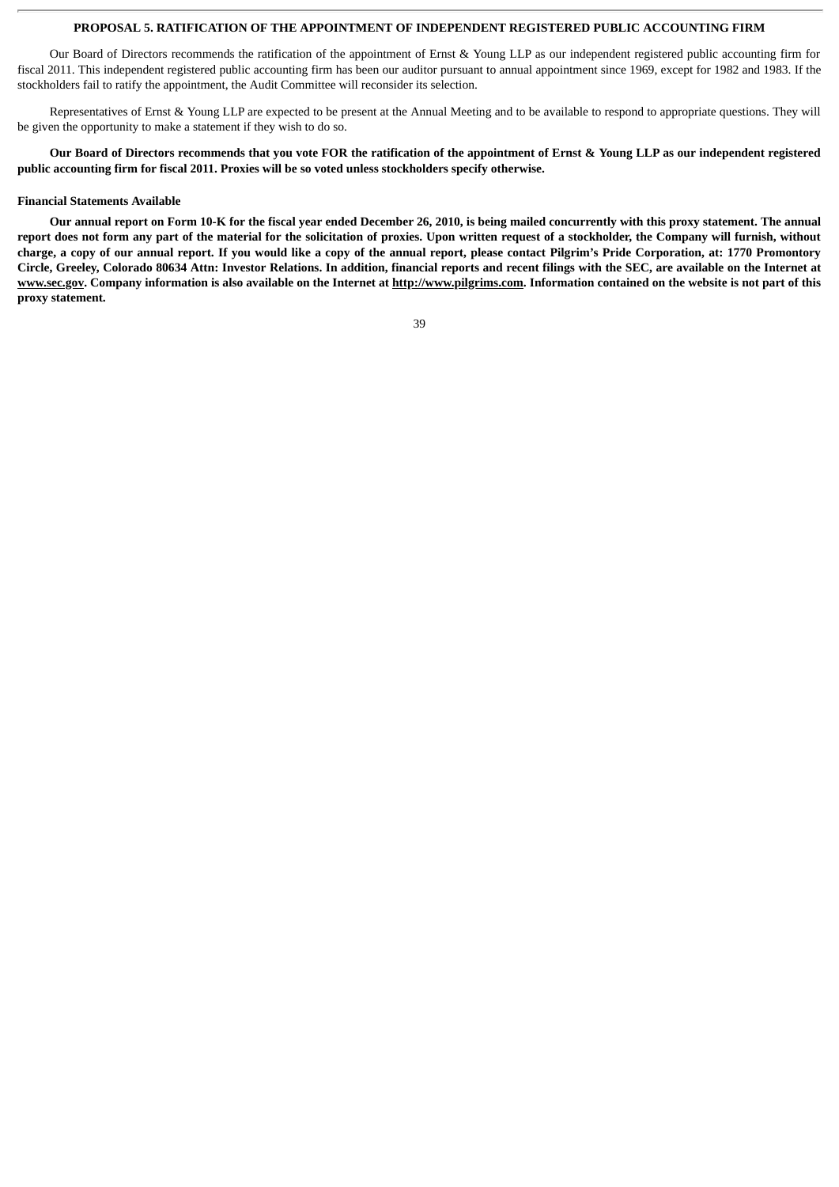## PROPOSAL 5. RATIFICATION OF THE APPOINTMENT OF INDEPENDENT REGISTERED PUBLIC ACCOUNTING FIRM

Our Board of Directors recommends the ratification of the appointment of Ernst & Young LLP as our independent registered public accounting firm for fiscal 2011. This independent registered public accounting firm has been our auditor pursuant to annual appointment since 1969, except for 1982 and 1983. If the stockholders fail to ratify the appointment, the Audit Committee will reconsider its selection.

Representatives of Ernst & Young LLP are expected to be present at the Annual Meeting and to be available to respond to appropriate questions. They will be given the opportunity to make a statement if they wish to do so.

**Our Board of Directors recommends that you vote FOR the ratification of the appointment of Ernst & Young LLP as our independent registered public accounting firm for fiscal 2011. Proxies will be so voted unless stockholders specify otherwise.**

**Financial Statements Available**

**Our annual report on Form 10-K for the fiscal year ended December 26, 2010, is being mailed concurrently with this proxy statement. The annual report does not form any part of the material for the solicitation of proxies. Upon written request of a stockholder, the Company will furnish, without charge, a copy of our annual report. If you would like a copy of the annual report, please contact Pilgrim's Pride Corporation, at: 1770 Promontory Circle, Greeley, Colorado 80634 Attn: Investor Relations. In addition, financial reports and recent filings with the SEC, are available on the Internet at www.sec.gov. Company information is also available on the Internet at http://www.pilgrims.com. Information contained on the website is not part of this proxy statement.**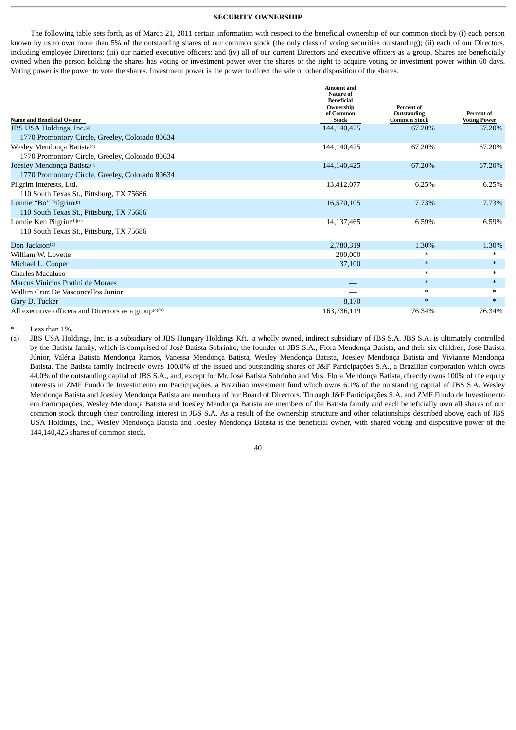## SECURITY OWNERSHIP

The following table sets forth, as of March 21, 2011 certain information with respect to the beneficial ownership of our common stock by (i) each person known by us to own more than 5% of the outstanding shares of our common stock (the only class of voting securities outstanding); (ii) each of our Directors, including employee Directors; (iii) our named executive officers; and (iv) all of our current Directors and executive officers as a group. Shares are beneficially owned when the person holding the shares has voting or investment power over the shares or the right to acquire voting or investment power within 60 days. Voting power is the power to vote the shares. Investment power is the power to direct the sale or other disposition of the shares.

| Name and Beneficial Owner | Amount and Nature of Beneficial Ownership of Common Stock | Percent of Outstanding Common Stock | Percent of Voting Power |
|---|---|---|---|
| JBS USA Holdings, Inc.[(a)] 1770 Promontory Circle, Greeley, Colorado 80634 | 144,140,425 | 67.20% | 67.20% |
| Wesley Mendonça Batista[(a)] 1770 Promontory Circle, Greeley, Colorado 80634 | 144,140,425 | 67.20% | 67.20% |
| Joesley Mendonça Batista[(a)] 1770 Promontory Circle, Greeley, Colorado 80634 | 144,140,425 | 67.20% | 67.20% |
| Pilgrim Interests, Ltd. 110 South Texas St., Pittsburg, TX 75686 | 13,412,077 | 6.25% | 6.25% |
| Lonnie "Bo" Pilgrim[(b)] 110 South Texas St., Pittsburg, TX 75686 | 16,570,105 | 7.73% | 7.73% |
| Lonnie Ken Pilgrim[(b)(c)] 110 South Texas St., Pittsburg, TX 75686 | 14,137,465 | 6.59% | 6.59% |
| Don Jackson[(d)] | 2,780,319 | 1.30% | 1.30% |
| William W. Lovette | 200,000 | * | * |
| Michael L. Cooper | 37,100 | * | * |
| Charles Macaluso | — | * | * |
| Marcus Vinicius Pratini de Moraes | — | * | * |
| Wallim Cruz De Vasconcellos Junior | — | * | * |
| Gary D. Tucker | 8,170 | * | * |
| All executive officers and Directors as a group[(a)(b)] | 163,736,119 | 76.34% | 76.34% |

\* Less than 1%.

(a) JBS USA Holdings, Inc. is a subsidiary of JBS Hungary Holdings Kft., a wholly owned, indirect subsidiary of JBS S.A. JBS S.A. is ultimately controlled by the Batista family, which is comprised of José Batista Sobrinho, the founder of JBS S.A., Flora Mendonça Batista, and their six children, José Batista Júnior, Valéria Batista Mendonça Ramos, Vanessa Mendonça Batista, Wesley Mendonça Batista, Joesley Mendonça Batista and Vivianne Mendonça Batista. The Batista family indirectly owns 100.0% of the issued and outstanding shares of J&F Participações S.A., a Brazilian corporation which owns 44.0% of the outstanding capital of JBS S.A., and, except for Mr. José Batista Sobrinho and Mrs. Flora Mendonça Batista, directly owns 100% of the equity interests in ZMF Fundo de Investimento em Participações, a Brazilian investment fund which owns 6.1% of the outstanding capital of JBS S.A. Wesley Mendonça Batista and Joesley Mendonça Batista are members of our Board of Directors. Through J&F Participações S.A. and ZMF Fundo de Investimento em Participações, Wesley Mendonça Batista and Joesley Mendonça Batista are members of the Batista family and each beneficially own all shares of our common stock through their controlling interest in JBS S.A. As a result of the ownership structure and other relationships described above, each of JBS USA Holdings, Inc., Wesley Mendonça Batista and Joesley Mendonça Batista is the beneficial owner, with shared voting and dispositive power of the 144,140,425 shares of common stock.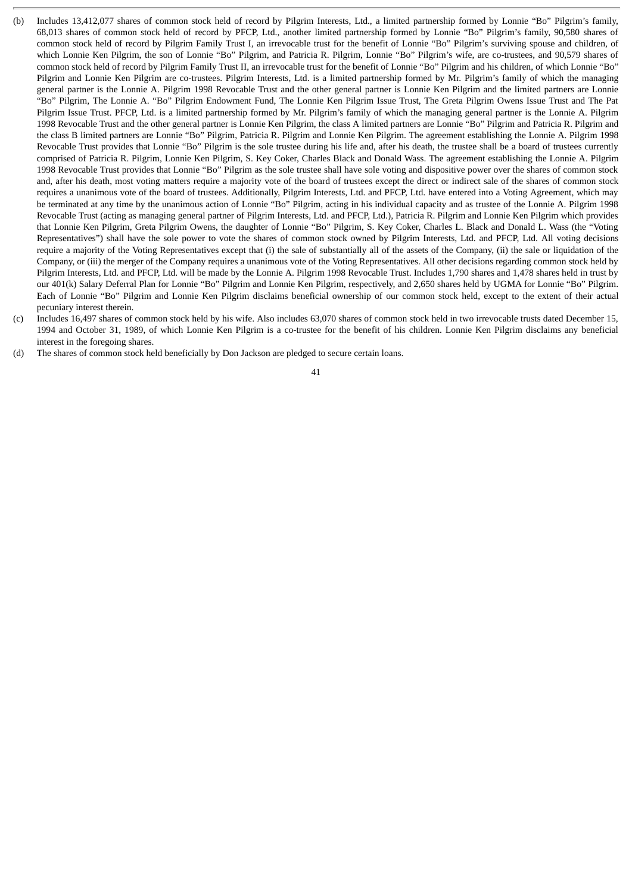(b) Includes 13,412,077 shares of common stock held of record by Pilgrim Interests, Ltd., a limited partnership formed by Lonnie "Bo" Pilgrim's family, 68,013 shares of common stock held of record by PFCP, Ltd., another limited partnership formed by Lonnie "Bo" Pilgrim's family, 90,580 shares of common stock held of record by Pilgrim Family Trust I, an irrevocable trust for the benefit of Lonnie "Bo" Pilgrim's surviving spouse and children, of which Lonnie Ken Pilgrim, the son of Lonnie "Bo" Pilgrim, and Patricia R. Pilgrim, Lonnie "Bo" Pilgrim's wife, are co-trustees, and 90,579 shares of common stock held of record by Pilgrim Family Trust II, an irrevocable trust for the benefit of Lonnie "Bo" Pilgrim and his children, of which Lonnie "Bo" Pilgrim and Lonnie Ken Pilgrim are co-trustees. Pilgrim Interests, Ltd. is a limited partnership formed by Mr. Pilgrim's family of which the managing general partner is the Lonnie A. Pilgrim 1998 Revocable Trust and the other general partner is Lonnie Ken Pilgrim and the limited partners are Lonnie "Bo" Pilgrim, The Lonnie A. "Bo" Pilgrim Endowment Fund, The Lonnie Ken Pilgrim Issue Trust, The Greta Pilgrim Owens Issue Trust and The Pat Pilgrim Issue Trust. PFCP, Ltd. is a limited partnership formed by Mr. Pilgrim's family of which the managing general partner is the Lonnie A. Pilgrim 1998 Revocable Trust and the other general partner is Lonnie Ken Pilgrim, the class A limited partners are Lonnie "Bo" Pilgrim and Patricia R. Pilgrim and the class B limited partners are Lonnie "Bo" Pilgrim, Patricia R. Pilgrim and Lonnie Ken Pilgrim. The agreement establishing the Lonnie A. Pilgrim 1998 Revocable Trust provides that Lonnie "Bo" Pilgrim is the sole trustee during his life and, after his death, the trustee shall be a board of trustees currently comprised of Patricia R. Pilgrim, Lonnie Ken Pilgrim, S. Key Coker, Charles Black and Donald Wass. The agreement establishing the Lonnie A. Pilgrim 1998 Revocable Trust provides that Lonnie "Bo" Pilgrim as the sole trustee shall have sole voting and dispositive power over the shares of common stock and, after his death, most voting matters require a majority vote of the board of trustees except the direct or indirect sale of the shares of common stock requires a unanimous vote of the board of trustees. Additionally, Pilgrim Interests, Ltd. and PFCP, Ltd. have entered into a Voting Agreement, which may be terminated at any time by the unanimous action of Lonnie "Bo" Pilgrim, acting in his individual capacity and as trustee of the Lonnie A. Pilgrim 1998 Revocable Trust (acting as managing general partner of Pilgrim Interests, Ltd. and PFCP, Ltd.), Patricia R. Pilgrim and Lonnie Ken Pilgrim which provides that Lonnie Ken Pilgrim, Greta Pilgrim Owens, the daughter of Lonnie "Bo" Pilgrim, S. Key Coker, Charles L. Black and Donald L. Wass (the "Voting Representatives") shall have the sole power to vote the shares of common stock owned by Pilgrim Interests, Ltd. and PFCP, Ltd. All voting decisions require a majority of the Voting Representatives except that (i) the sale of substantially all of the assets of the Company, (ii) the sale or liquidation of the Company, or (iii) the merger of the Company requires a unanimous vote of the Voting Representatives. All other decisions regarding common stock held by Pilgrim Interests, Ltd. and PFCP, Ltd. will be made by the Lonnie A. Pilgrim 1998 Revocable Trust. Includes 1,790 shares and 1,478 shares held in trust by our 401(k) Salary Deferral Plan for Lonnie "Bo" Pilgrim and Lonnie Ken Pilgrim, respectively, and 2,650 shares held by UGMA for Lonnie "Bo" Pilgrim. Each of Lonnie "Bo" Pilgrim and Lonnie Ken Pilgrim disclaims beneficial ownership of our common stock held, except to the extent of their actual pecuniary interest therein.

(c) Includes 16,497 shares of common stock held by his wife. Also includes 63,070 shares of common stock held in two irrevocable trusts dated December 15, 1994 and October 31, 1989, of which Lonnie Ken Pilgrim is a co-trustee for the benefit of his children. Lonnie Ken Pilgrim disclaims any beneficial interest in the foregoing shares.

(d) The shares of common stock held beneficially by Don Jackson are pledged to secure certain loans.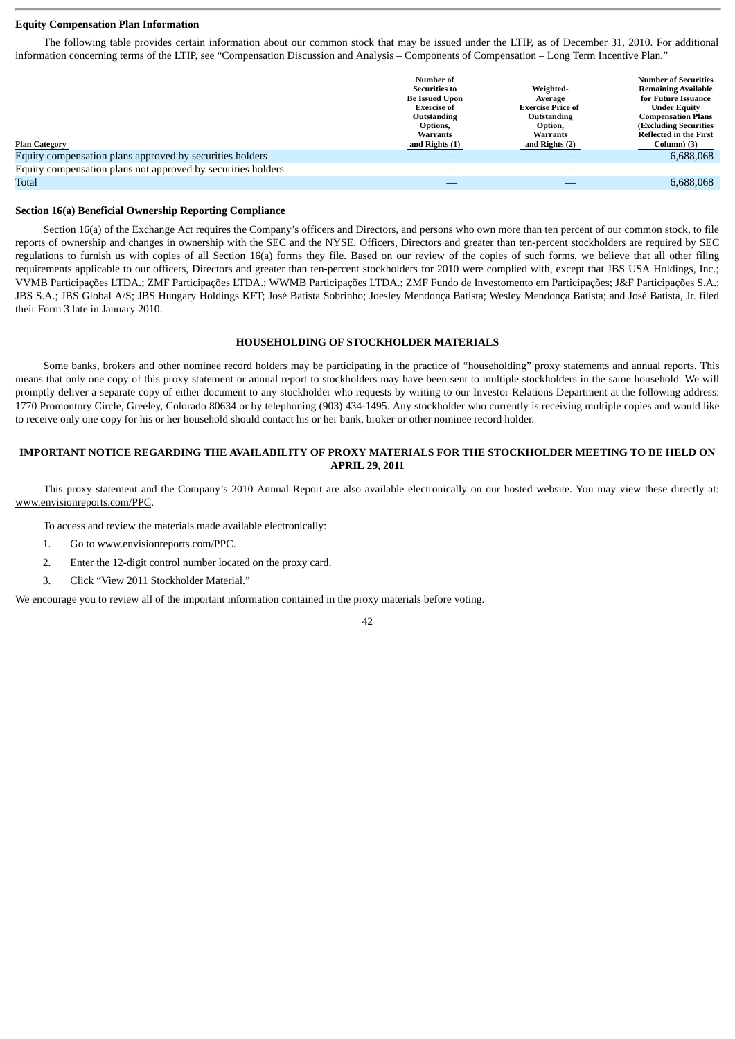**Equity Compensation Plan Information**

The following table provides certain information about our common stock that may be issued under the LTIP, as of December 31, 2010. For additional information concerning terms of the LTIP, see "Compensation Discussion and Analysis – Components of Compensation – Long Term Incentive Plan."

| Plan Category | Number of Securities to Be Issued Upon Exercise of Outstanding Options, Warrants and Rights (1) | Weighted-Average Exercise Price of Outstanding Option, Warrants and Rights (2) | Number of Securities Remaining Available for Future Issuance Under Equity Compensation Plans (Excluding Securities Reflected in the First Column) (3) |
|---|---|---|---|
| Equity compensation plans approved by securities holders | — | — | 6,688,068 |
| Equity compensation plans not approved by securities holders | — | — | — |
| Total | — | — | 6,688,068 |

**Section 16(a) Beneficial Ownership Reporting Compliance**

Section 16(a) of the Exchange Act requires the Company's officers and Directors, and persons who own more than ten percent of our common stock, to file reports of ownership and changes in ownership with the SEC and the NYSE. Officers, Directors and greater than ten-percent stockholders are required by SEC regulations to furnish us with copies of all Section 16(a) forms they file. Based on our review of the copies of such forms, we believe that all other filing requirements applicable to our officers, Directors and greater than ten-percent stockholders for 2010 were complied with, except that JBS USA Holdings, Inc.; VVMB Participações LTDA.; ZMF Participações LTDA.; WWMB Participações LTDA.; ZMF Fundo de Investomento em Participações; J&F Participações S.A.; JBS S.A.; JBS Global A/S; JBS Hungary Holdings KFT; José Batista Sobrinho; Joesley Mendonça Batista; Wesley Mendonça Batista; and José Batista, Jr. filed their Form 3 late in January 2010.

## HOUSEHOLDING OF STOCKHOLDER MATERIALS

Some banks, brokers and other nominee record holders may be participating in the practice of "householding" proxy statements and annual reports. This means that only one copy of this proxy statement or annual report to stockholders may have been sent to multiple stockholders in the same household. We will promptly deliver a separate copy of either document to any stockholder who requests by writing to our Investor Relations Department at the following address: 1770 Promontory Circle, Greeley, Colorado 80634 or by telephoning (903) 434-1495. Any stockholder who currently is receiving multiple copies and would like to receive only one copy for his or her household should contact his or her bank, broker or other nominee record holder.

## IMPORTANT NOTICE REGARDING THE AVAILABILITY OF PROXY MATERIALS FOR THE STOCKHOLDER MEETING TO BE HELD ON APRIL 29, 2011

This proxy statement and the Company's 2010 Annual Report are also available electronically on our hosted website. You may view these directly at: www.envisionreports.com/PPC.

To access and review the materials made available electronically:

1. Go to www.envisionreports.com/PPC.
2. Enter the 12-digit control number located on the proxy card.
3. Click "View 2011 Stockholder Material."

We encourage you to review all of the important information contained in the proxy materials before voting.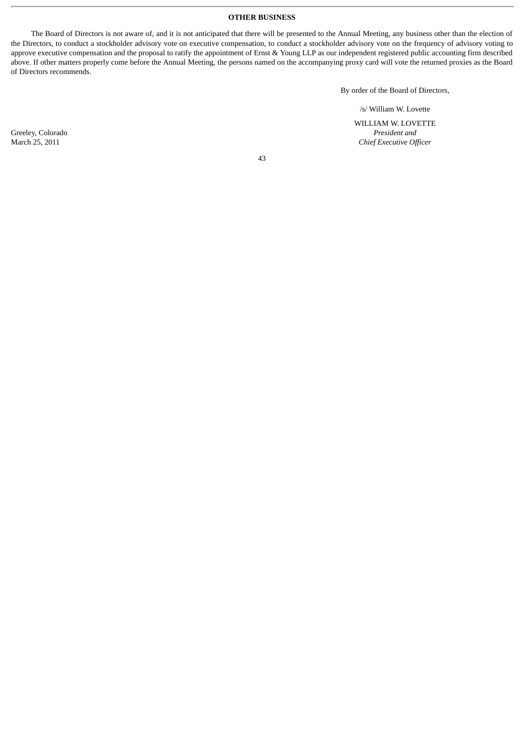## OTHER BUSINESS

The Board of Directors is not aware of, and it is not anticipated that there will be presented to the Annual Meeting, any business other than the election of the Directors, to conduct a stockholder advisory vote on executive compensation, to conduct a stockholder advisory vote on the frequency of advisory voting to approve executive compensation and the proposal to ratify the appointment of Ernst & Young LLP as our independent registered public accounting firm described above. If other matters properly come before the Annual Meeting, the persons named on the accompanying proxy card will vote the returned proxies as the Board of Directors recommends.

By order of the Board of Directors,

/s/ William W. Lovette

WILLIAM W. LOVETTE
*President and*
*Chief Executive Officer*

Greeley, Colorado
March 25, 2011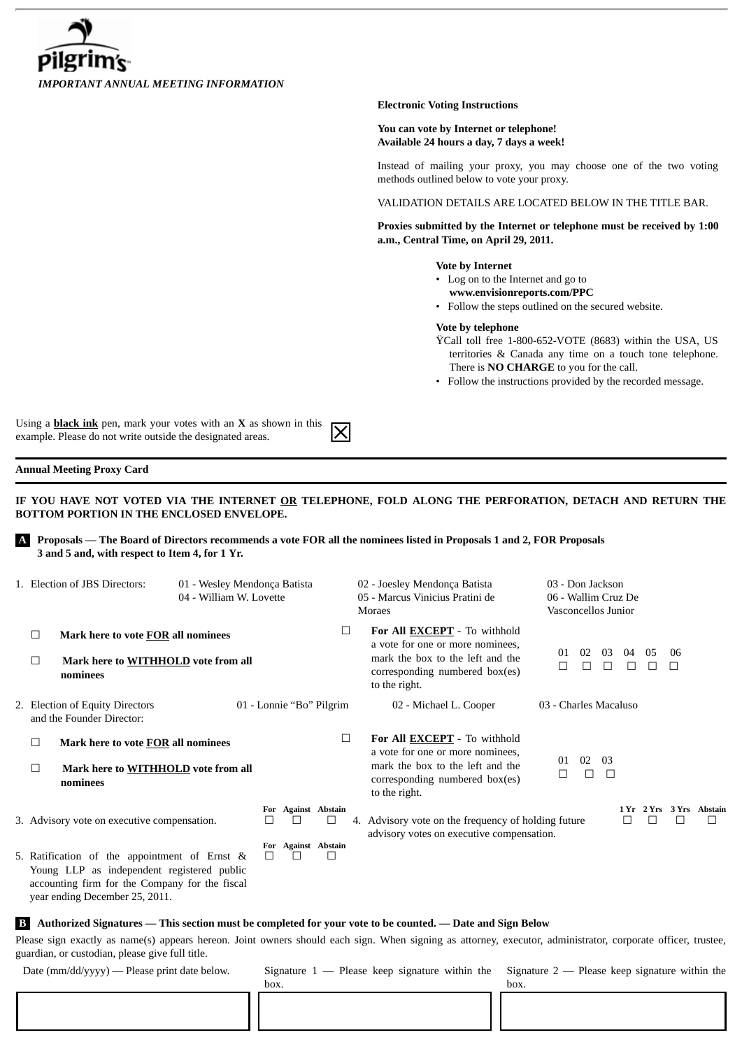Pilgrim's

*IMPORTANT ANNUAL MEETING INFORMATION*

**Electronic Voting Instructions**

**You can vote by Internet or telephone!**
**Available 24 hours a day, 7 days a week!**

Instead of mailing your proxy, you may choose one of the two voting methods outlined below to vote your proxy.

VALIDATION DETAILS ARE LOCATED BELOW IN THE TITLE BAR.

**Proxies submitted by the Internet or telephone must be received by 1:00 a.m., Central Time, on April 29, 2011.**

**Vote by Internet**

- Log on to the Internet and go to **www.envisionreports.com/PPC**
- Follow the steps outlined on the secured website.

**Vote by telephone**

- Call toll free 1-800-652-VOTE (8683) within the USA, US territories & Canada any time on a touch tone telephone. There is **NO CHARGE** to you for the call.
- Follow the instructions provided by the recorded message.

Using a **black ink** pen, mark your votes with an **X** as shown in this example. Please do not write outside the designated areas. ☒

**Annual Meeting Proxy Card**

**IF YOU HAVE NOT VOTED VIA THE INTERNET OR TELEPHONE, FOLD ALONG THE PERFORATION, DETACH AND RETURN THE BOTTOM PORTION IN THE ENCLOSED ENVELOPE.**

**A Proposals — The Board of Directors recommends a vote FOR all the nominees listed in Proposals 1 and 2, FOR Proposals 3 and 5 and, with respect to Item 4, for 1 Yr.**

1. Election of JBS Directors: 01 - Wesley Mendonça Batista, 02 - Joesley Mendonça Batista, 03 - Don Jackson, 04 - William W. Lovette, 05 - Marcus Vinicius Pratini de Moraes, 06 - Wallim Cruz De Vasconcellos Junior

☐ **Mark here to vote FOR all nominees**

☐ **Mark here to WITHHOLD vote from all nominees**

☐ **For All EXCEPT** - To withhold a vote for one or more nominees, mark the box to the left and the corresponding numbered box(es) to the right.

| 01 | 02 | 03 | 04 | 05 | 06 |
|---|---|---|---|---|---|
| ☐ | ☐ | ☐ | ☐ | ☐ | ☐ |

2. Election of Equity Directors and the Founder Director: 01 - Lonnie “Bo” Pilgrim, 02 - Michael L. Cooper, 03 - Charles Macaluso

☐ **Mark here to vote FOR all nominees**

☐ **Mark here to WITHHOLD vote from all nominees**

☐ **For All EXCEPT** - To withhold a vote for one or more nominees, mark the box to the left and the corresponding numbered box(es) to the right.

| 01 | 02 | 03 |
|---|---|---|
| ☐ | ☐ | ☐ |

| | For | Against | Abstain |
|---|---|---|---|
| 3. Advisory vote on executive compensation. | ☐ | ☐ | ☐ |
| 5. Ratification of the appointment of Ernst & Young LLP as independent registered public accounting firm for the Company for the fiscal year ending December 25, 2011. | ☐ | ☐ | ☐ |

| | 1 Yr | 2 Yrs | 3 Yrs | Abstain |
|---|---|---|---|---|
| 4. Advisory vote on the frequency of holding future advisory votes on executive compensation. | ☐ | ☐ | ☐ | ☐ |

**B Authorized Signatures — This section must be completed for your vote to be counted. — Date and Sign Below**

Please sign exactly as name(s) appears hereon. Joint owners should each sign. When signing as attorney, executor, administrator, corporate officer, trustee, guardian, or custodian, please give full title.

| Date (mm/dd/yyyy) — Please print date below. | Signature 1 — Please keep signature within the box. | Signature 2 — Please keep signature within the box. |
|---|---|---|
| | | |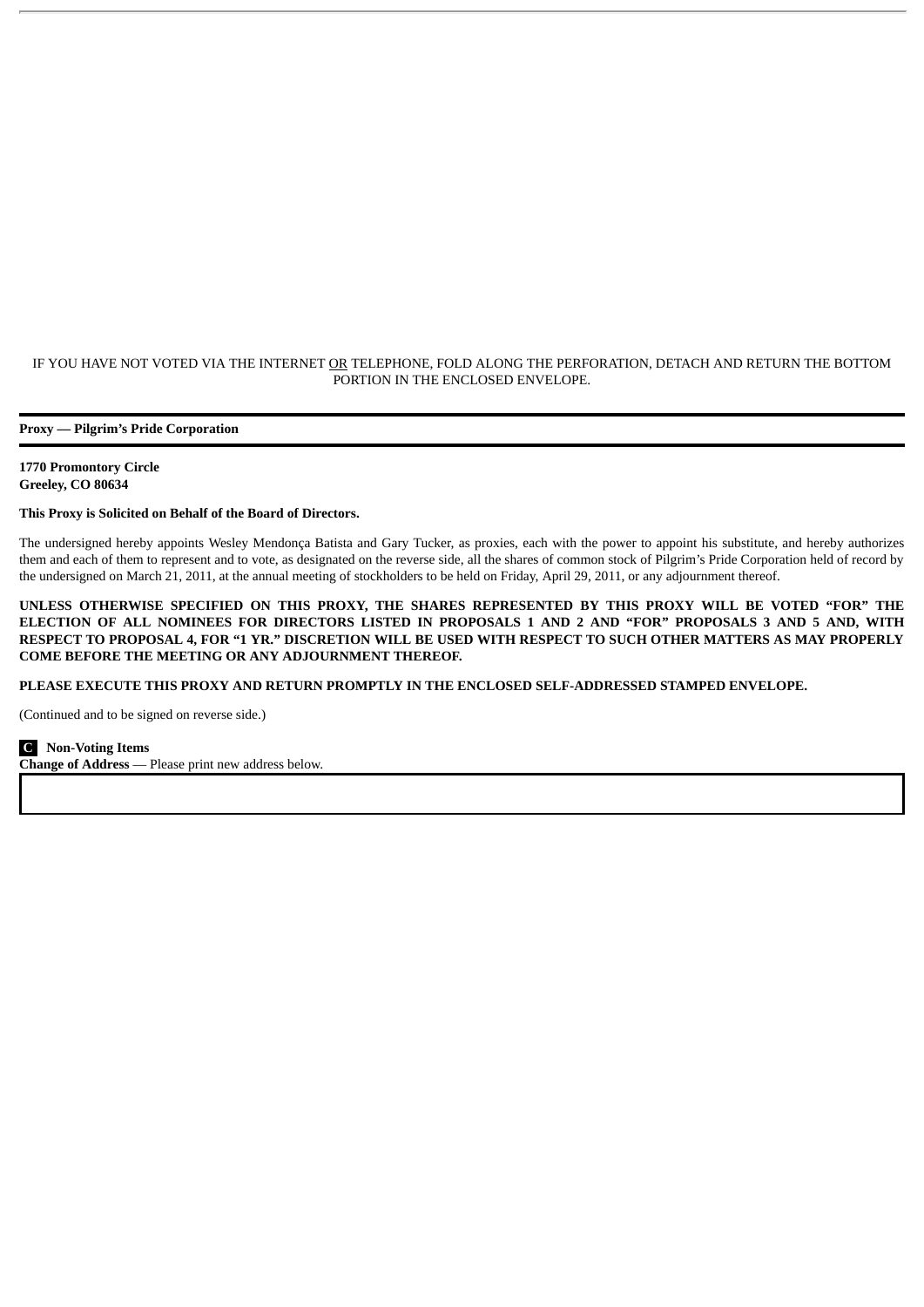IF YOU HAVE NOT VOTED VIA THE INTERNET OR TELEPHONE, FOLD ALONG THE PERFORATION, DETACH AND RETURN THE BOTTOM PORTION IN THE ENCLOSED ENVELOPE.

**Proxy — Pilgrim's Pride Corporation**

**1770 Promontory Circle**
**Greeley, CO 80634**

**This Proxy is Solicited on Behalf of the Board of Directors.**

The undersigned hereby appoints Wesley Mendonça Batista and Gary Tucker, as proxies, each with the power to appoint his substitute, and hereby authorizes them and each of them to represent and to vote, as designated on the reverse side, all the shares of common stock of Pilgrim's Pride Corporation held of record by the undersigned on March 21, 2011, at the annual meeting of stockholders to be held on Friday, April 29, 2011, or any adjournment thereof.

**UNLESS OTHERWISE SPECIFIED ON THIS PROXY, THE SHARES REPRESENTED BY THIS PROXY WILL BE VOTED "FOR" THE ELECTION OF ALL NOMINEES FOR DIRECTORS LISTED IN PROPOSALS 1 AND 2 AND "FOR" PROPOSALS 3 AND 5 AND, WITH RESPECT TO PROPOSAL 4, FOR "1 YR." DISCRETION WILL BE USED WITH RESPECT TO SUCH OTHER MATTERS AS MAY PROPERLY COME BEFORE THE MEETING OR ANY ADJOURNMENT THEREOF.**

**PLEASE EXECUTE THIS PROXY AND RETURN PROMPTLY IN THE ENCLOSED SELF-ADDRESSED STAMPED ENVELOPE.**

(Continued and to be signed on reverse side.)

**C Non-Voting Items**

**Change of Address** — Please print new address below.